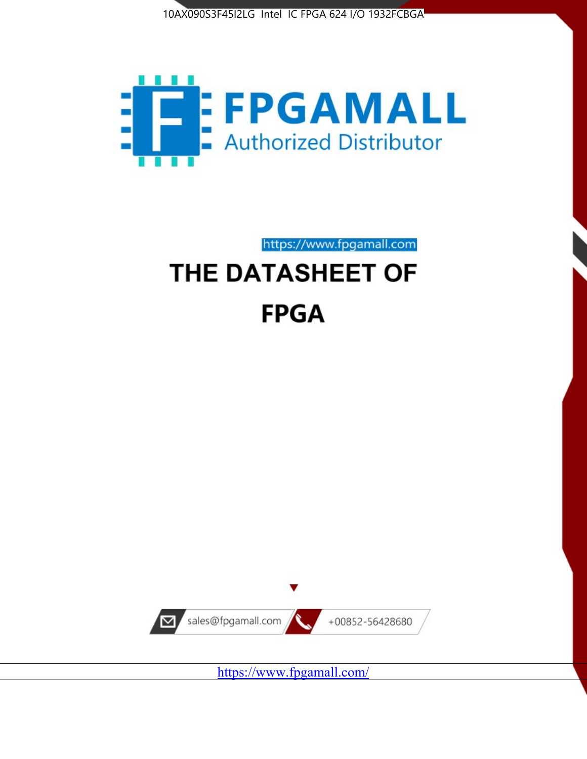10AX090S3F45I2LG Intel IC FPGA 624 I/O 1932FCBGA

FPGAMALL

Authorized Distributor

https://www.fpgamall.com

# THE DATASHEET OF

# FPGA

sales@fpgamall.com

+00852-56428680

https://www.fpgamall.com/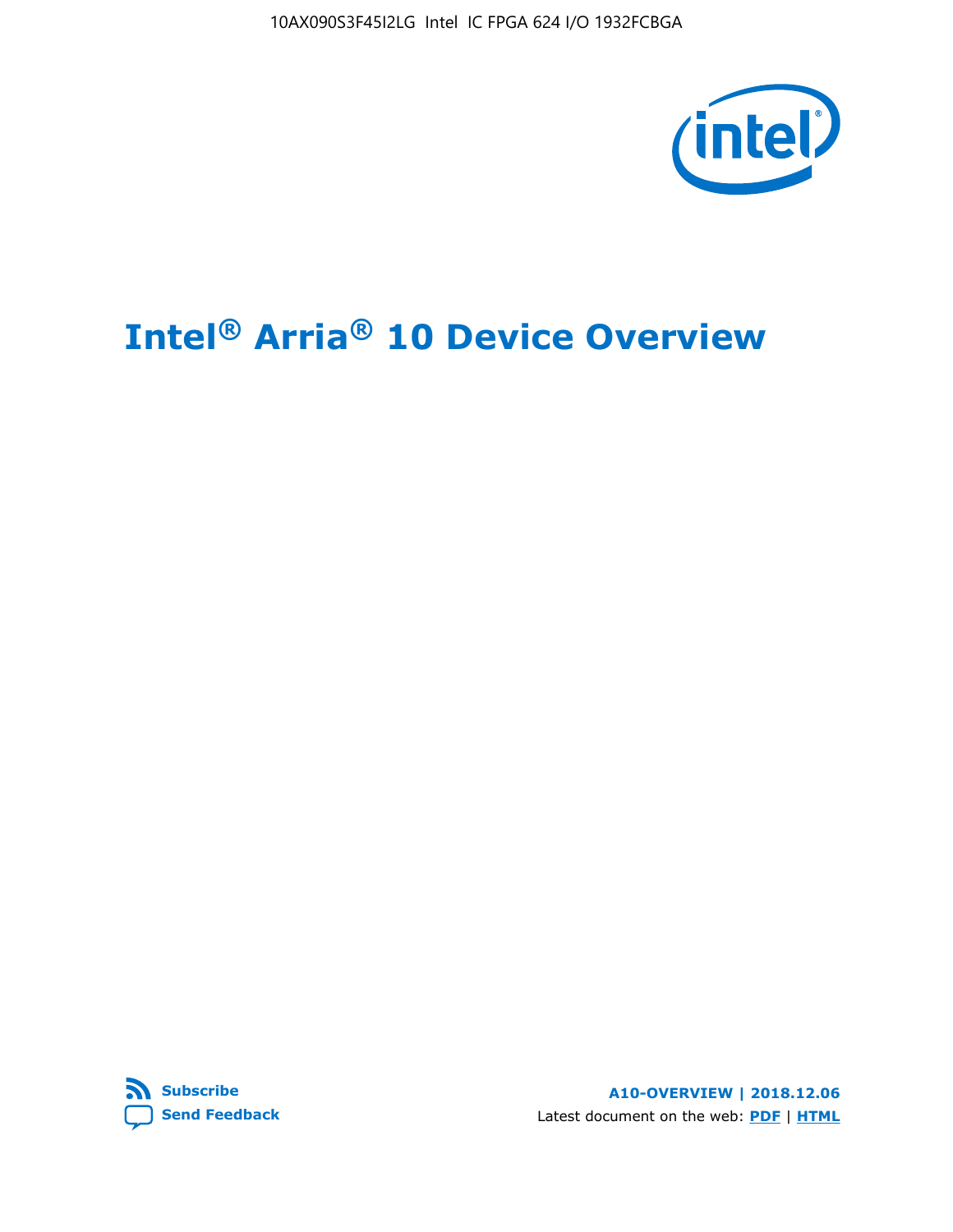# Intel® Arria® 10 Device Overview

A10-OVERVIEW | 2018.12.06

Latest document on the web: PDF | HTML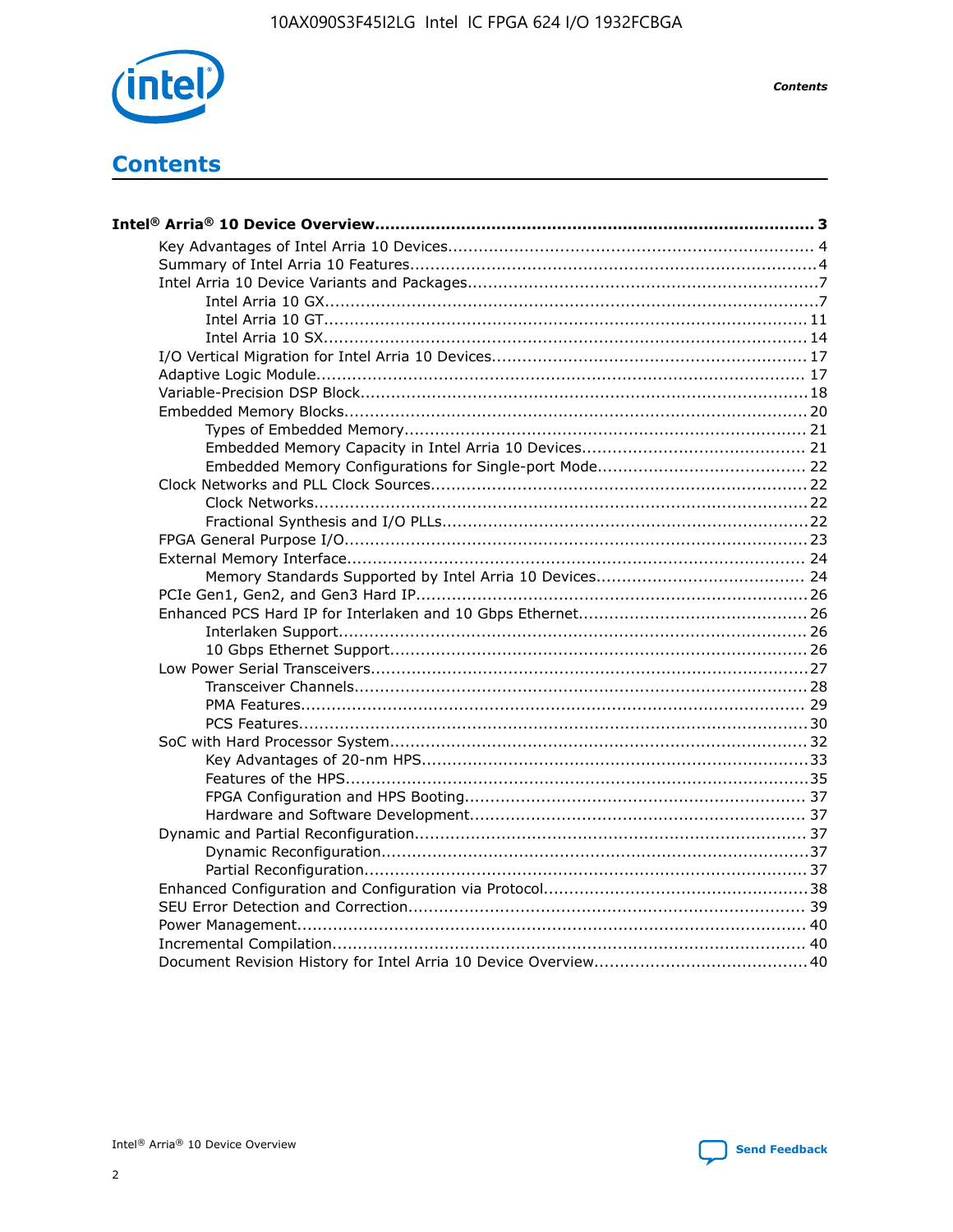# Contents

**Intel® Arria® 10 Device Overview....................................................................................... 3**

- Key Advantages of Intel Arria 10 Devices........................................................................ 4
- Summary of Intel Arria 10 Features................................................................................4
- Intel Arria 10 Device Variants and Packages.....................................................................7
  - Intel Arria 10 GX.................................................................................................7
  - Intel Arria 10 GT............................................................................................... 11
  - Intel Arria 10 SX............................................................................................... 14
- I/O Vertical Migration for Intel Arria 10 Devices.............................................................. 17
- Adaptive Logic Module................................................................................................ 17
- Variable-Precision DSP Block........................................................................................18
- Embedded Memory Blocks........................................................................................... 20
  - Types of Embedded Memory............................................................................... 21
  - Embedded Memory Capacity in Intel Arria 10 Devices............................................ 21
  - Embedded Memory Configurations for Single-port Mode......................................... 22
- Clock Networks and PLL Clock Sources..........................................................................22
  - Clock Networks.................................................................................................22
  - Fractional Synthesis and I/O PLLs........................................................................22
- FPGA General Purpose I/O...........................................................................................23
- External Memory Interface.......................................................................................... 24
  - Memory Standards Supported by Intel Arria 10 Devices......................................... 24
- PCIe Gen1, Gen2, and Gen3 Hard IP.............................................................................26
- Enhanced PCS Hard IP for Interlaken and 10 Gbps Ethernet.............................................26
  - Interlaken Support............................................................................................ 26
  - 10 Gbps Ethernet Support.................................................................................. 26
- Low Power Serial Transceivers......................................................................................27
  - Transceiver Channels.........................................................................................28
  - PMA Features................................................................................................... 29
  - PCS Features....................................................................................................30
- SoC with Hard Processor System.................................................................................. 32
  - Key Advantages of 20-nm HPS............................................................................33
  - Features of the HPS...........................................................................................35
  - FPGA Configuration and HPS Booting................................................................... 37
  - Hardware and Software Development.................................................................. 37
- Dynamic and Partial Reconfiguration............................................................................. 37
  - Dynamic Reconfiguration....................................................................................37
  - Partial Reconfiguration.......................................................................................37
- Enhanced Configuration and Configuration via Protocol....................................................38
- SEU Error Detection and Correction.............................................................................. 39
- Power Management.................................................................................................... 40
- Incremental Compilation............................................................................................. 40
- Document Revision History for Intel Arria 10 Device Overview..........................................40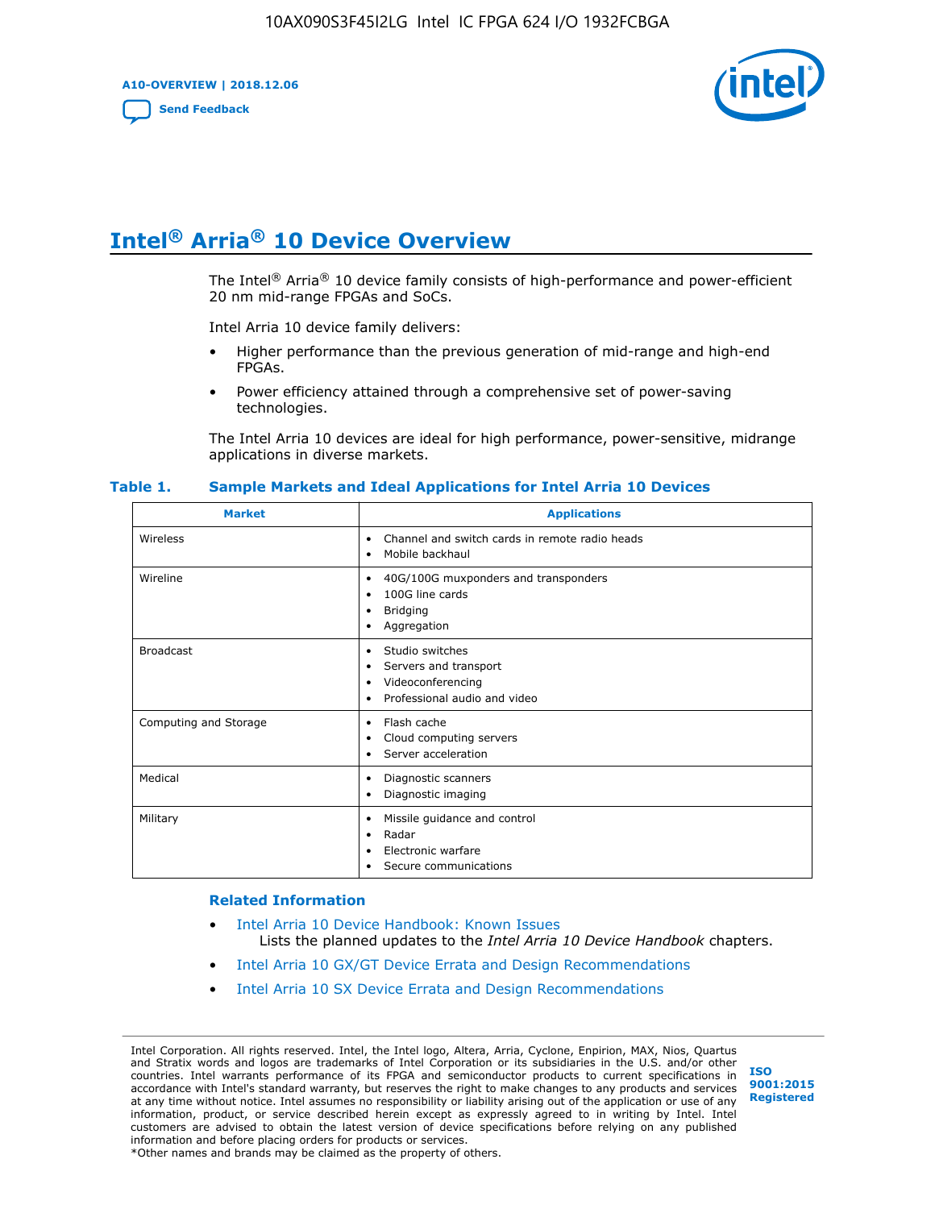# Intel® Arria® 10 Device Overview

The Intel® Arria® 10 device family consists of high-performance and power-efficient 20 nm mid-range FPGAs and SoCs.

Intel Arria 10 device family delivers:

- Higher performance than the previous generation of mid-range and high-end FPGAs.
- Power efficiency attained through a comprehensive set of power-saving technologies.

The Intel Arria 10 devices are ideal for high performance, power-sensitive, midrange applications in diverse markets.

**Table 1. Sample Markets and Ideal Applications for Intel Arria 10 Devices**

| Market | Applications |
|---|---|
| Wireless | • Channel and switch cards in remote radio heads<br>• Mobile backhaul |
| Wireline | • 40G/100G muxponders and transponders<br>• 100G line cards<br>• Bridging<br>• Aggregation |
| Broadcast | • Studio switches<br>• Servers and transport<br>• Videoconferencing<br>• Professional audio and video |
| Computing and Storage | • Flash cache<br>• Cloud computing servers<br>• Server acceleration |
| Medical | • Diagnostic scanners<br>• Diagnostic imaging |
| Military | • Missile guidance and control<br>• Radar<br>• Electronic warfare<br>• Secure communications |

### Related Information

- Intel Arria 10 Device Handbook: Known Issues
  Lists the planned updates to the *Intel Arria 10 Device Handbook* chapters.
- Intel Arria 10 GX/GT Device Errata and Design Recommendations
- Intel Arria 10 SX Device Errata and Design Recommendations

Intel Corporation. All rights reserved. Intel, the Intel logo, Altera, Arria, Cyclone, Enpirion, MAX, Nios, Quartus and Stratix words and logos are trademarks of Intel Corporation or its subsidiaries in the U.S. and/or other countries. Intel warrants performance of its FPGA and semiconductor products to current specifications in accordance with Intel's standard warranty, but reserves the right to make changes to any products and services at any time without notice. Intel assumes no responsibility or liability arising out of the application or use of any information, product, or service described herein except as expressly agreed to in writing by Intel. Intel customers are advised to obtain the latest version of device specifications before relying on any published information and before placing orders for products or services.
*Other names and brands may be claimed as the property of others.

ISO 9001:2015 Registered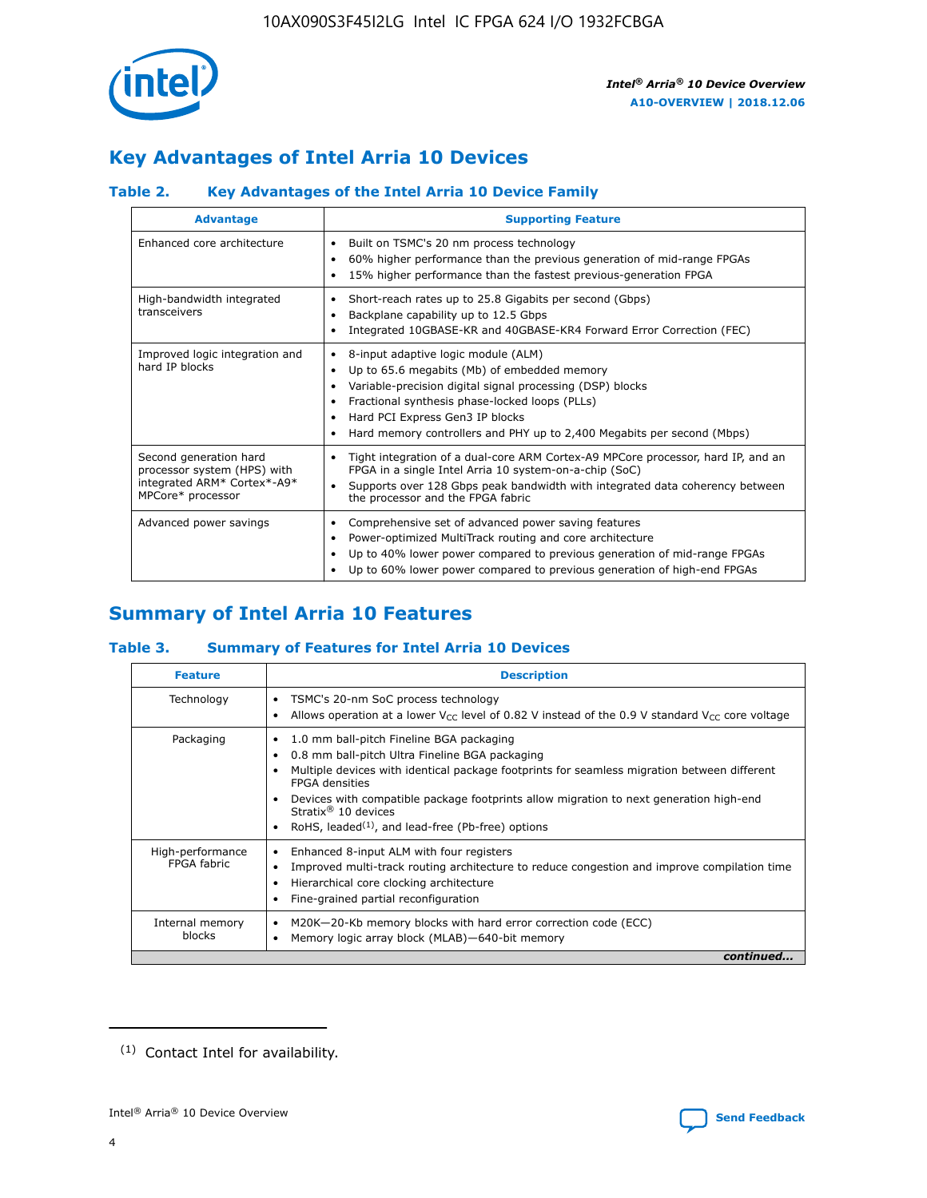## Key Advantages of Intel Arria 10 Devices

### Table 2. Key Advantages of the Intel Arria 10 Device Family

| Advantage | Supporting Feature |
| --- | --- |
| Enhanced core architecture | • Built on TSMC's 20 nm process technology<br>• 60% higher performance than the previous generation of mid-range FPGAs<br>• 15% higher performance than the fastest previous-generation FPGA |
| High-bandwidth integrated transceivers | • Short-reach rates up to 25.8 Gigabits per second (Gbps)<br>• Backplane capability up to 12.5 Gbps<br>• Integrated 10GBASE-KR and 40GBASE-KR4 Forward Error Correction (FEC) |
| Improved logic integration and hard IP blocks | • 8-input adaptive logic module (ALM)<br>• Up to 65.6 megabits (Mb) of embedded memory<br>• Variable-precision digital signal processing (DSP) blocks<br>• Fractional synthesis phase-locked loops (PLLs)<br>• Hard PCI Express Gen3 IP blocks<br>• Hard memory controllers and PHY up to 2,400 Megabits per second (Mbps) |
| Second generation hard processor system (HPS) with integrated ARM* Cortex*-A9* MPCore* processor | • Tight integration of a dual-core ARM Cortex-A9 MPCore processor, hard IP, and an FPGA in a single Intel Arria 10 system-on-a-chip (SoC)<br>• Supports over 128 Gbps peak bandwidth with integrated data coherency between the processor and the FPGA fabric |
| Advanced power savings | • Comprehensive set of advanced power saving features<br>• Power-optimized MultiTrack routing and core architecture<br>• Up to 40% lower power compared to previous generation of mid-range FPGAs<br>• Up to 60% lower power compared to previous generation of high-end FPGAs |

## Summary of Intel Arria 10 Features

### Table 3. Summary of Features for Intel Arria 10 Devices

| Feature | Description |
| --- | --- |
| Technology | • TSMC's 20-nm SoC process technology<br>• Allows operation at a lower $V_{CC}$ level of 0.82 V instead of the 0.9 V standard $V_{CC}$ core voltage |
| Packaging | • 1.0 mm ball-pitch Fineline BGA packaging<br>• 0.8 mm ball-pitch Ultra Fineline BGA packaging<br>• Multiple devices with identical package footprints for seamless migration between different FPGA densities<br>• Devices with compatible package footprints allow migration to next generation high-end Stratix® 10 devices<br>• RoHS, leaded[(1)], and lead-free (Pb-free) options |
| High-performance FPGA fabric | • Enhanced 8-input ALM with four registers<br>• Improved multi-track routing architecture to reduce congestion and improve compilation time<br>• Hierarchical core clocking architecture<br>• Fine-grained partial reconfiguration |
| Internal memory blocks | • M20K—20-Kb memory blocks with hard error correction code (ECC)<br>• Memory logic array block (MLAB)—640-bit memory |

*continued...*

(1) Contact Intel for availability.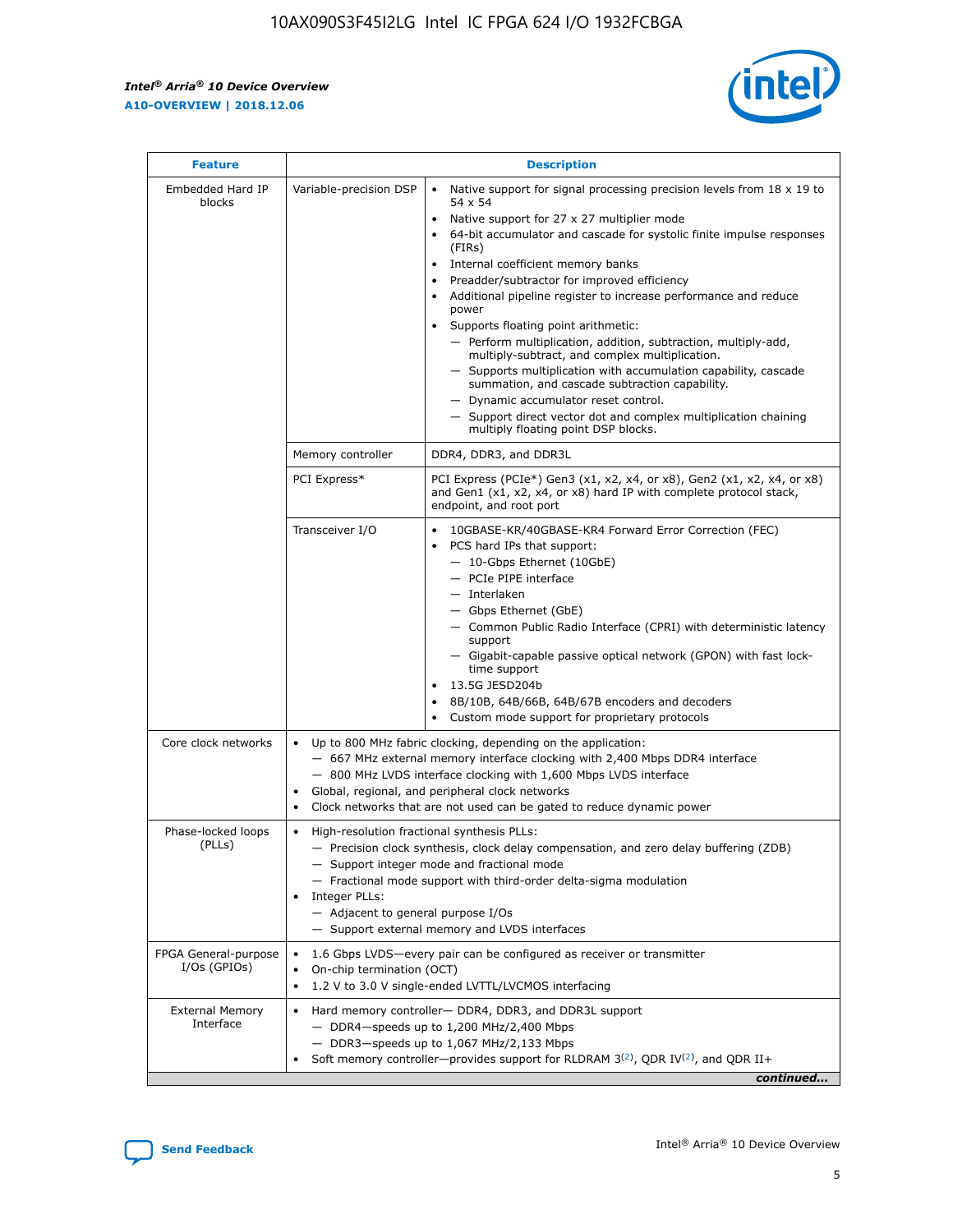| Feature | Description | |
|---|---|---|
| Embedded Hard IP blocks | Variable-precision DSP | • Native support for signal processing precision levels from 18 x 19 to 54 x 54<br>• Native support for 27 x 27 multiplier mode<br>• 64-bit accumulator and cascade for systolic finite impulse responses (FIRs)<br>• Internal coefficient memory banks<br>• Preadder/subtractor for improved efficiency<br>• Additional pipeline register to increase performance and reduce power<br>• Supports floating point arithmetic:<br>— Perform multiplication, addition, subtraction, multiply-add, multiply-subtract, and complex multiplication.<br>— Supports multiplication with accumulation capability, cascade summation, and cascade subtraction capability.<br>— Dynamic accumulator reset control.<br>— Support direct vector dot and complex multiplication chaining multiply floating point DSP blocks. |
| | Memory controller | DDR4, DDR3, and DDR3L |
| | PCI Express* | PCI Express (PCIe*) Gen3 (x1, x2, x4, or x8), Gen2 (x1, x2, x4, or x8) and Gen1 (x1, x2, x4, or x8) hard IP with complete protocol stack, endpoint, and root port |
| | Transceiver I/O | • 10GBASE-KR/40GBASE-KR4 Forward Error Correction (FEC)<br>• PCS hard IPs that support:<br>— 10-Gbps Ethernet (10GbE)<br>— PCIe PIPE interface<br>— Interlaken<br>— Gbps Ethernet (GbE)<br>— Common Public Radio Interface (CPRI) with deterministic latency support<br>— Gigabit-capable passive optical network (GPON) with fast lock-time support<br>• 13.5G JESD204b<br>• 8B/10B, 64B/66B, 64B/67B encoders and decoders<br>• Custom mode support for proprietary protocols |
| Core clock networks | • Up to 800 MHz fabric clocking, depending on the application:<br>— 667 MHz external memory interface clocking with 2,400 Mbps DDR4 interface<br>— 800 MHz LVDS interface clocking with 1,600 Mbps LVDS interface<br>• Global, regional, and peripheral clock networks<br>• Clock networks that are not used can be gated to reduce dynamic power | |
| Phase-locked loops (PLLs) | • High-resolution fractional synthesis PLLs:<br>— Precision clock synthesis, clock delay compensation, and zero delay buffering (ZDB)<br>— Support integer mode and fractional mode<br>— Fractional mode support with third-order delta-sigma modulation<br>• Integer PLLs:<br>— Adjacent to general purpose I/Os<br>— Support external memory and LVDS interfaces | |
| FPGA General-purpose I/Os (GPIOs) | • 1.6 Gbps LVDS—every pair can be configured as receiver or transmitter<br>• On-chip termination (OCT)<br>• 1.2 V to 3.0 V single-ended LVTTL/LVCMOS interfacing | |
| External Memory Interface | • Hard memory controller— DDR4, DDR3, and DDR3L support<br>— DDR4—speeds up to 1,200 MHz/2,400 Mbps<br>— DDR3—speeds up to 1,067 MHz/2,133 Mbps<br>• Soft memory controller—provides support for RLDRAM 3[(2)], QDR IV[(2)], and QDR II+ | |

*continued...*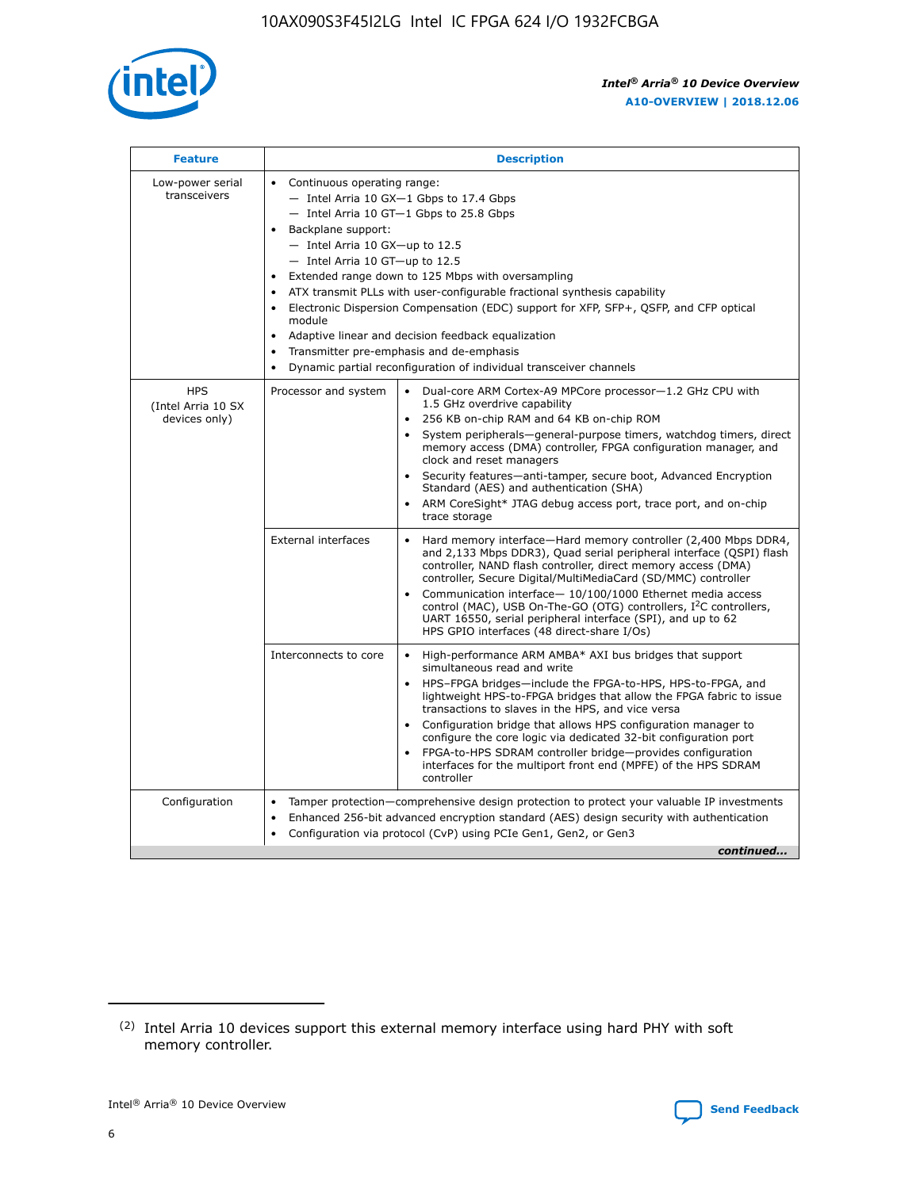| Feature | Description | |
|---|---|---|
| Low-power serial transceivers | • Continuous operating range:<br>— Intel Arria 10 GX—1 Gbps to 17.4 Gbps<br>— Intel Arria 10 GT—1 Gbps to 25.8 Gbps<br>• Backplane support:<br>— Intel Arria 10 GX—up to 12.5<br>— Intel Arria 10 GT—up to 12.5<br>• Extended range down to 125 Mbps with oversampling<br>• ATX transmit PLLs with user-configurable fractional synthesis capability<br>• Electronic Dispersion Compensation (EDC) support for XFP, SFP+, QSFP, and CFP optical module<br>• Adaptive linear and decision feedback equalization<br>• Transmitter pre-emphasis and de-emphasis<br>• Dynamic partial reconfiguration of individual transceiver channels | |
| HPS (Intel Arria 10 SX devices only) | Processor and system | • Dual-core ARM Cortex-A9 MPCore processor—1.2 GHz CPU with 1.5 GHz overdrive capability<br>• 256 KB on-chip RAM and 64 KB on-chip ROM<br>• System peripherals—general-purpose timers, watchdog timers, direct memory access (DMA) controller, FPGA configuration manager, and clock and reset managers<br>• Security features—anti-tamper, secure boot, Advanced Encryption Standard (AES) and authentication (SHA)<br>• ARM CoreSight* JTAG debug access port, trace port, and on-chip trace storage |
| | External interfaces | • Hard memory interface—Hard memory controller (2,400 Mbps DDR4, and 2,133 Mbps DDR3), Quad serial peripheral interface (QSPI) flash controller, NAND flash controller, direct memory access (DMA) controller, Secure Digital/MultiMediaCard (SD/MMC) controller<br>• Communication interface— 10/100/1000 Ethernet media access control (MAC), USB On-The-GO (OTG) controllers, I²C controllers, UART 16550, serial peripheral interface (SPI), and up to 62 HPS GPIO interfaces (48 direct-share I/Os) |
| | Interconnects to core | • High-performance ARM AMBA* AXI bus bridges that support simultaneous read and write<br>• HPS–FPGA bridges—include the FPGA-to-HPS, HPS-to-FPGA, and lightweight HPS-to-FPGA bridges that allow the FPGA fabric to issue transactions to slaves in the HPS, and vice versa<br>• Configuration bridge that allows HPS configuration manager to configure the core logic via dedicated 32-bit configuration port<br>• FPGA-to-HPS SDRAM controller bridge—provides configuration interfaces for the multiport front end (MPFE) of the HPS SDRAM controller |
| Configuration | • Tamper protection—comprehensive design protection to protect your valuable IP investments<br>• Enhanced 256-bit advanced encryption standard (AES) design security with authentication<br>• Configuration via protocol (CvP) using PCIe Gen1, Gen2, or Gen3 | |

*continued...*

(2) Intel Arria 10 devices support this external memory interface using hard PHY with soft memory controller.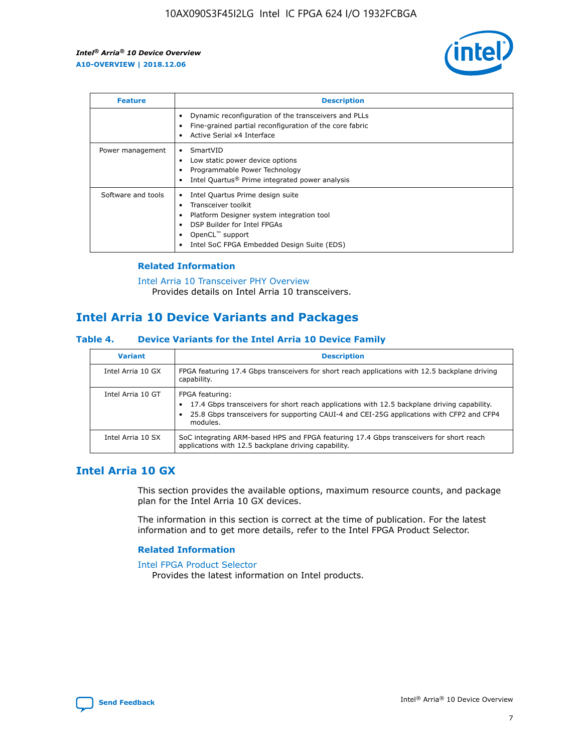| Feature | Description |
| --- | --- |
|  | • Dynamic reconfiguration of the transceivers and PLLs<br>• Fine-grained partial reconfiguration of the core fabric<br>• Active Serial x4 Interface |
| Power management | • SmartVID<br>• Low static power device options<br>• Programmable Power Technology<br>• Intel Quartus® Prime integrated power analysis |
| Software and tools | • Intel Quartus Prime design suite<br>• Transceiver toolkit<br>• Platform Designer system integration tool<br>• DSP Builder for Intel FPGAs<br>• OpenCL™ support<br>• Intel SoC FPGA Embedded Design Suite (EDS) |

### Related Information

Intel Arria 10 Transceiver PHY Overview
Provides details on Intel Arria 10 transceivers.

## Intel Arria 10 Device Variants and Packages

### Table 4. Device Variants for the Intel Arria 10 Device Family

| Variant | Description |
| --- | --- |
| Intel Arria 10 GX | FPGA featuring 17.4 Gbps transceivers for short reach applications with 12.5 backplane driving capability. |
| Intel Arria 10 GT | FPGA featuring:<br>• 17.4 Gbps transceivers for short reach applications with 12.5 backplane driving capability.<br>• 25.8 Gbps transceivers for supporting CAUI-4 and CEI-25G applications with CFP2 and CFP4 modules. |
| Intel Arria 10 SX | SoC integrating ARM-based HPS and FPGA featuring 17.4 Gbps transceivers for short reach applications with 12.5 backplane driving capability. |

## Intel Arria 10 GX

This section provides the available options, maximum resource counts, and package plan for the Intel Arria 10 GX devices.

The information in this section is correct at the time of publication. For the latest information and to get more details, refer to the Intel FPGA Product Selector.

### Related Information

Intel FPGA Product Selector
Provides the latest information on Intel products.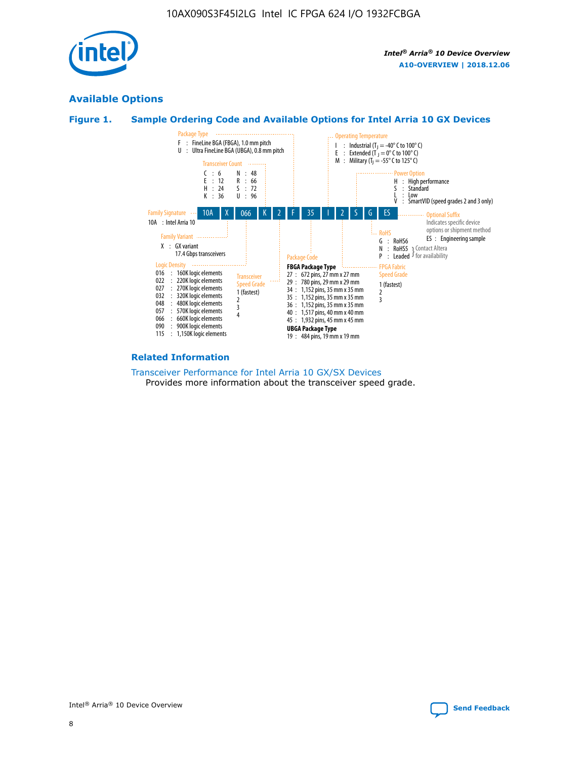## Available Options

### Figure 1. Sample Ordering Code and Available Options for Intel Arria 10 GX Devices

Sample ordering code: 10A X 066 K 2 F 35 I 2 S G ES

**Family Signature**
- 10A : Intel Arria 10

**Family Variant**
- X : GX variant 17.4 Gbps transceivers

**Logic Density**
- 016 : 160K logic elements
- 022 : 220K logic elements
- 027 : 270K logic elements
- 032 : 320K logic elements
- 048 : 480K logic elements
- 057 : 570K logic elements
- 066 : 660K logic elements
- 090 : 900K logic elements
- 115 : 1,150K logic elements

**Transceiver Count**
- C : 6
- E : 12
- H : 24
- K : 36
- N : 48
- R : 66
- S : 72
- U : 96

**Transceiver Speed Grade**
- 1 (fastest)
- 2
- 3
- 4

**Package Type**
- F : FineLine BGA (FBGA), 1.0 mm pitch
- U : Ultra FineLine BGA (UBGA), 0.8 mm pitch

**Package Code**

**FBGA Package Type**
- 27 : 672 pins, 27 mm x 27 mm
- 29 : 780 pins, 29 mm x 29 mm
- 34 : 1,152 pins, 35 mm x 35 mm
- 35 : 1,152 pins, 35 mm x 35 mm
- 36 : 1,152 pins, 35 mm x 35 mm
- 40 : 1,517 pins, 40 mm x 40 mm
- 45 : 1,932 pins, 45 mm x 45 mm

**UBGA Package Type**
- 19 : 484 pins, 19 mm x 19 mm

**Operating Temperature**
- I : Industrial ($T_J$ = -40° C to 100° C)
- E : Extended ($T_J$ = 0° C to 100° C)
- M : Military ($T_J$ = -55° C to 125° C)

**FPGA Fabric Speed Grade**
- 1 (fastest)
- 2
- 3

**Power Option**
- H : High performance
- S : Standard
- L : Low
- V : SmartVID (speed grades 2 and 3 only)

**RoHS**
- G : RoHS6
- N : RoHS5 (Contact Altera for availability)
- P : Leaded (Contact Altera for availability)

**Optional Suffix**

Indicates specific device options or shipment method
- ES : Engineering sample

### Related Information

Transceiver Performance for Intel Arria 10 GX/SX Devices

Provides more information about the transceiver speed grade.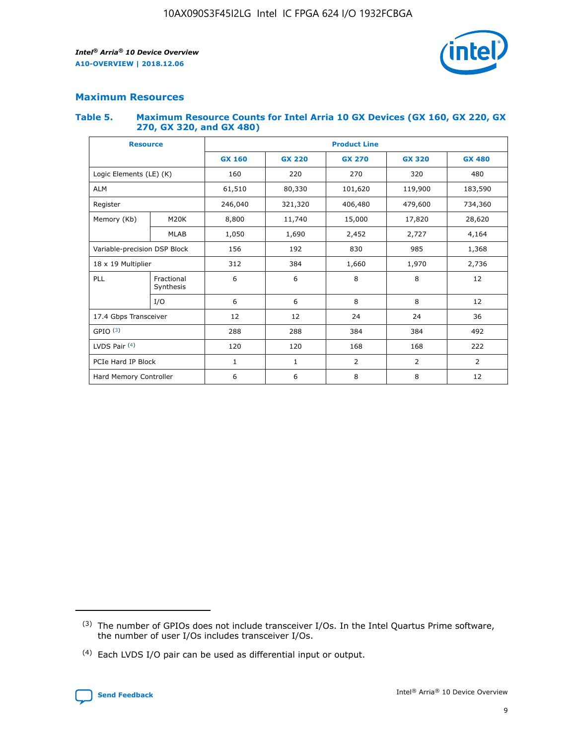## Maximum Resources

### Table 5. Maximum Resource Counts for Intel Arria 10 GX Devices (GX 160, GX 220, GX 270, GX 320, and GX 480)

| Resource | | Product Line | | | | |
|---|---|---|---|---|---|---|
| | | GX 160 | GX 220 | GX 270 | GX 320 | GX 480 |
| Logic Elements (LE) (K) | | 160 | 220 | 270 | 320 | 480 |
| ALM | | 61,510 | 80,330 | 101,620 | 119,900 | 183,590 |
| Register | | 246,040 | 321,320 | 406,480 | 479,600 | 734,360 |
| Memory (Kb) | M20K | 8,800 | 11,740 | 15,000 | 17,820 | 28,620 |
| | MLAB | 1,050 | 1,690 | 2,452 | 2,727 | 4,164 |
| Variable-precision DSP Block | | 156 | 192 | 830 | 985 | 1,368 |
| 18 x 19 Multiplier | | 312 | 384 | 1,660 | 1,970 | 2,736 |
| PLL | Fractional Synthesis | 6 | 6 | 8 | 8 | 12 |
| | I/O | 6 | 6 | 8 | 8 | 12 |
| 17.4 Gbps Transceiver | | 12 | 12 | 24 | 24 | 36 |
| GPIO [(3)] | | 288 | 288 | 384 | 384 | 492 |
| LVDS Pair [(4)] | | 120 | 120 | 168 | 168 | 222 |
| PCIe Hard IP Block | | 1 | 1 | 2 | 2 | 2 |
| Hard Memory Controller | | 6 | 6 | 8 | 8 | 12 |

(3) The number of GPIOs does not include transceiver I/Os. In the Intel Quartus Prime software, the number of user I/Os includes transceiver I/Os.

(4) Each LVDS I/O pair can be used as differential input or output.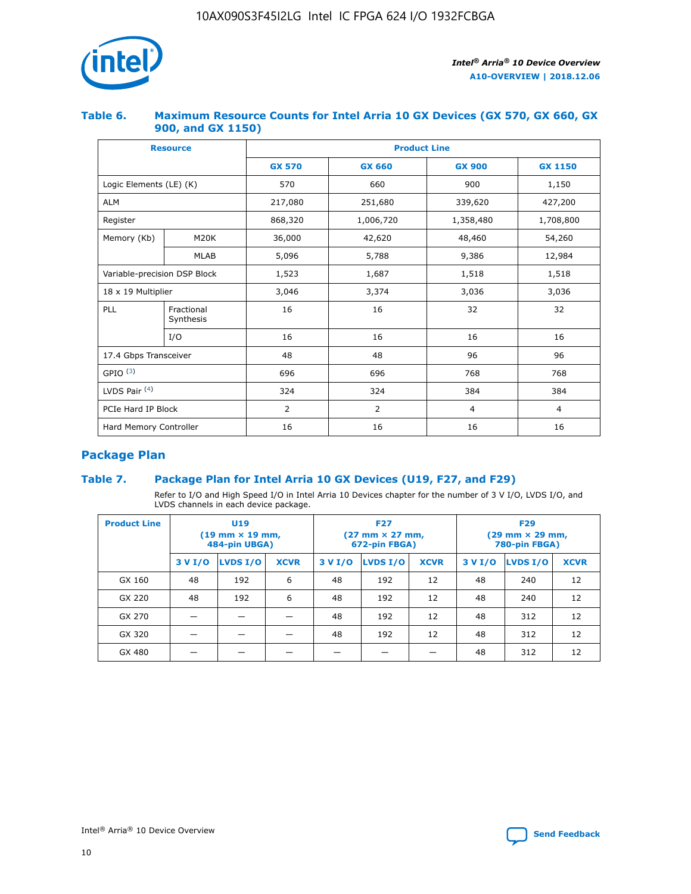### Table 6. Maximum Resource Counts for Intel Arria 10 GX Devices (GX 570, GX 660, GX 900, and GX 1150)

| Resource | | Product Line | | | |
|---|---|---|---|---|---|
| | | GX 570 | GX 660 | GX 900 | GX 1150 |
| Logic Elements (LE) (K) | | 570 | 660 | 900 | 1,150 |
| ALM | | 217,080 | 251,680 | 339,620 | 427,200 |
| Register | | 868,320 | 1,006,720 | 1,358,480 | 1,708,800 |
| Memory (Kb) | M20K | 36,000 | 42,620 | 48,460 | 54,260 |
| | MLAB | 5,096 | 5,788 | 9,386 | 12,984 |
| Variable-precision DSP Block | | 1,523 | 1,687 | 1,518 | 1,518 |
| 18 x 19 Multiplier | | 3,046 | 3,374 | 3,036 | 3,036 |
| PLL | Fractional Synthesis | 16 | 16 | 32 | 32 |
| | I/O | 16 | 16 | 16 | 16 |
| 17.4 Gbps Transceiver | | 48 | 48 | 96 | 96 |
| GPIO (3) | | 696 | 696 | 768 | 768 |
| LVDS Pair (4) | | 324 | 324 | 384 | 384 |
| PCIe Hard IP Block | | 2 | 2 | 4 | 4 |
| Hard Memory Controller | | 16 | 16 | 16 | 16 |

## Package Plan

### Table 7. Package Plan for Intel Arria 10 GX Devices (U19, F27, and F29)

Refer to I/O and High Speed I/O in Intel Arria 10 Devices chapter for the number of 3 V I/O, LVDS I/O, and LVDS channels in each device package.

| Product Line | U19 (19 mm × 19 mm, 484-pin UBGA) | | | F27 (27 mm × 27 mm, 672-pin FBGA) | | | F29 (29 mm × 29 mm, 780-pin FBGA) | | |
|---|---|---|---|---|---|---|---|---|---|
| | 3 V I/O | LVDS I/O | XCVR | 3 V I/O | LVDS I/O | XCVR | 3 V I/O | LVDS I/O | XCVR |
| GX 160 | 48 | 192 | 6 | 48 | 192 | 12 | 48 | 240 | 12 |
| GX 220 | 48 | 192 | 6 | 48 | 192 | 12 | 48 | 240 | 12 |
| GX 270 | — | — | — | 48 | 192 | 12 | 48 | 312 | 12 |
| GX 320 | — | — | — | 48 | 192 | 12 | 48 | 312 | 12 |
| GX 480 | — | — | — | — | — | — | 48 | 312 | 12 |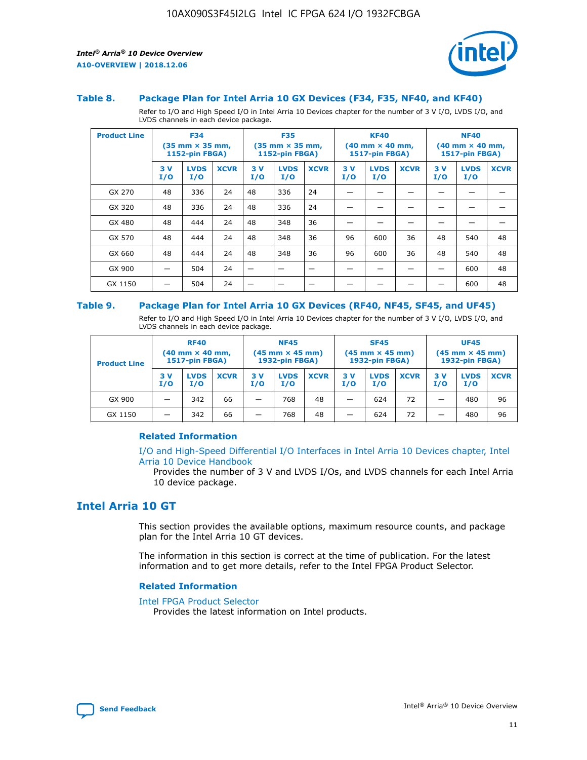### Table 8. Package Plan for Intel Arria 10 GX Devices (F34, F35, NF40, and KF40)

Refer to I/O and High Speed I/O in Intel Arria 10 Devices chapter for the number of 3 V I/O, LVDS I/O, and LVDS channels in each device package.

| Product Line | F34 (35 mm × 35 mm, 1152-pin FBGA) | | | F35 (35 mm × 35 mm, 1152-pin FBGA) | | | KF40 (40 mm × 40 mm, 1517-pin FBGA) | | | NF40 (40 mm × 40 mm, 1517-pin FBGA) | | |
|---|---|---|---|---|---|---|---|---|---|---|---|---|
| | 3 V I/O | LVDS I/O | XCVR | 3 V I/O | LVDS I/O | XCVR | 3 V I/O | LVDS I/O | XCVR | 3 V I/O | LVDS I/O | XCVR |
| GX 270 | 48 | 336 | 24 | 48 | 336 | 24 | — | — | — | — | — | — |
| GX 320 | 48 | 336 | 24 | 48 | 336 | 24 | — | — | — | — | — | — |
| GX 480 | 48 | 444 | 24 | 48 | 348 | 36 | — | — | — | — | — | — |
| GX 570 | 48 | 444 | 24 | 48 | 348 | 36 | 96 | 600 | 36 | 48 | 540 | 48 |
| GX 660 | 48 | 444 | 24 | 48 | 348 | 36 | 96 | 600 | 36 | 48 | 540 | 48 |
| GX 900 | — | 504 | 24 | — | — | — | — | — | — | — | 600 | 48 |
| GX 1150 | — | 504 | 24 | — | — | — | — | — | — | — | 600 | 48 |

### Table 9. Package Plan for Intel Arria 10 GX Devices (RF40, NF45, SF45, and UF45)

Refer to I/O and High Speed I/O in Intel Arria 10 Devices chapter for the number of 3 V I/O, LVDS I/O, and LVDS channels in each device package.

| Product Line | RF40 (40 mm × 40 mm, 1517-pin FBGA) | | | NF45 (45 mm × 45 mm) 1932-pin FBGA) | | | SF45 (45 mm × 45 mm) 1932-pin FBGA) | | | UF45 (45 mm × 45 mm) 1932-pin FBGA) | | |
|---|---|---|---|---|---|---|---|---|---|---|---|---|
| | 3 V I/O | LVDS I/O | XCVR | 3 V I/O | LVDS I/O | XCVR | 3 V I/O | LVDS I/O | XCVR | 3 V I/O | LVDS I/O | XCVR |
| GX 900 | — | 342 | 66 | — | 768 | 48 | — | 624 | 72 | — | 480 | 96 |
| GX 1150 | — | 342 | 66 | — | 768 | 48 | — | 624 | 72 | — | 480 | 96 |

#### Related Information

I/O and High-Speed Differential I/O Interfaces in Intel Arria 10 Devices chapter, Intel Arria 10 Device Handbook

Provides the number of 3 V and LVDS I/Os, and LVDS channels for each Intel Arria 10 device package.

## Intel Arria 10 GT

This section provides the available options, maximum resource counts, and package plan for the Intel Arria 10 GT devices.

The information in this section is correct at the time of publication. For the latest information and to get more details, refer to the Intel FPGA Product Selector.

#### Related Information

Intel FPGA Product Selector

Provides the latest information on Intel products.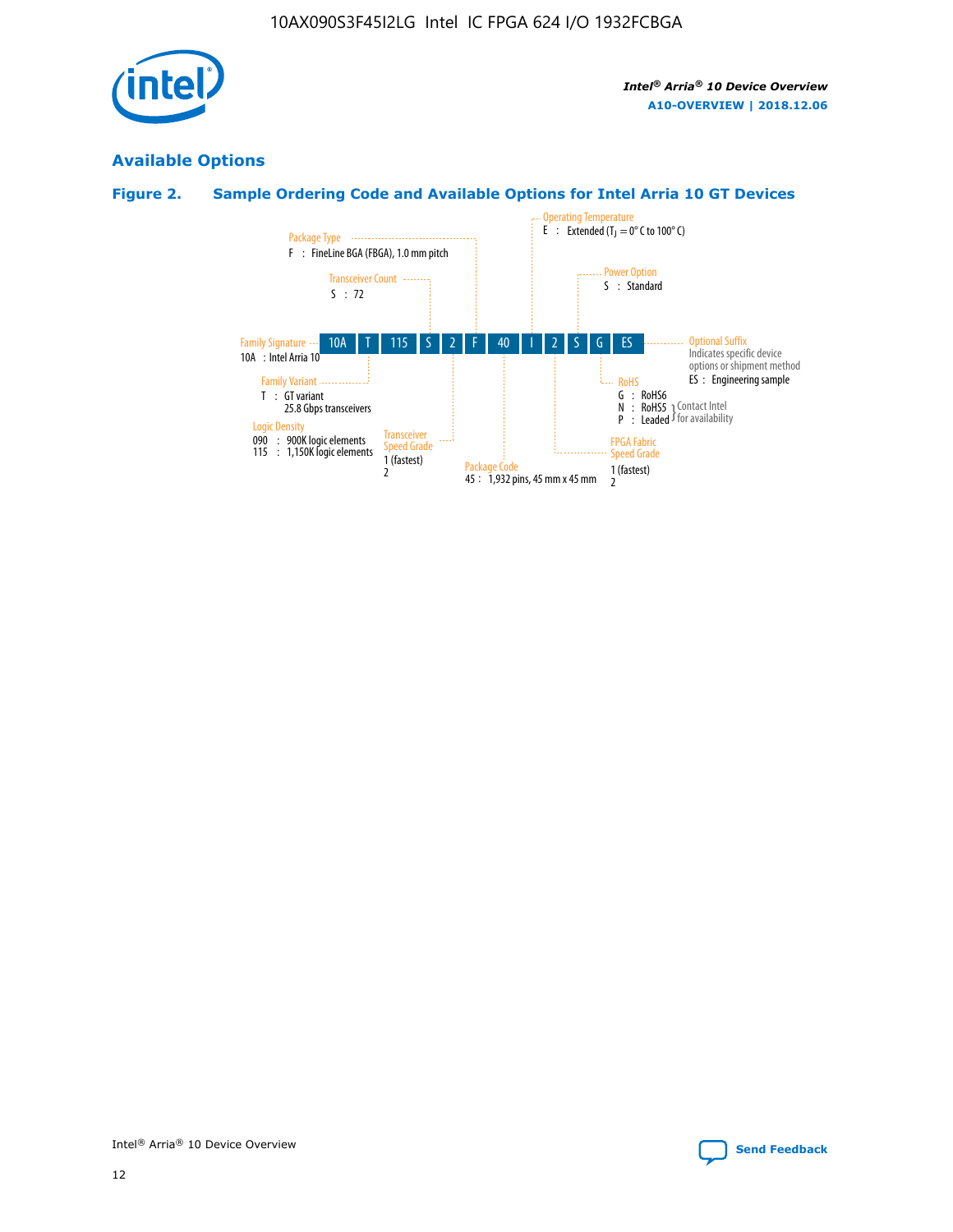## Available Options

### Figure 2. Sample Ordering Code and Available Options for Intel Arria 10 GT Devices

10A | T | 115 | S | 2 | F | 40 | I | 2 | S | G | ES

- **Family Signature**
  - 10A : Intel Arria 10
- **Family Variant**
  - T : GT variant, 25.8 Gbps transceivers
- **Logic Density**
  - 090 : 900K logic elements
  - 115 : 1,150K logic elements
- **Transceiver Count**
  - S : 72
- **Transceiver Speed Grade**
  - 1 (fastest)
  - 2
- **Package Type**
  - F : FineLine BGA (FBGA), 1.0 mm pitch
- **Package Code**
  - 45 : 1,932 pins, 45 mm x 45 mm
- **Operating Temperature**
  - E : Extended ($T_J$ = 0° C to 100° C)
- **FPGA Fabric Speed Grade**
  - 1 (fastest)
  - 2
- **Power Option**
  - S : Standard
- **RoHS**
  - G : RoHS6
  - N : RoHS5 (Contact Intel for availability)
  - P : Leaded (Contact Intel for availability)
- **Optional Suffix**
  - Indicates specific device options or shipment method
  - ES : Engineering sample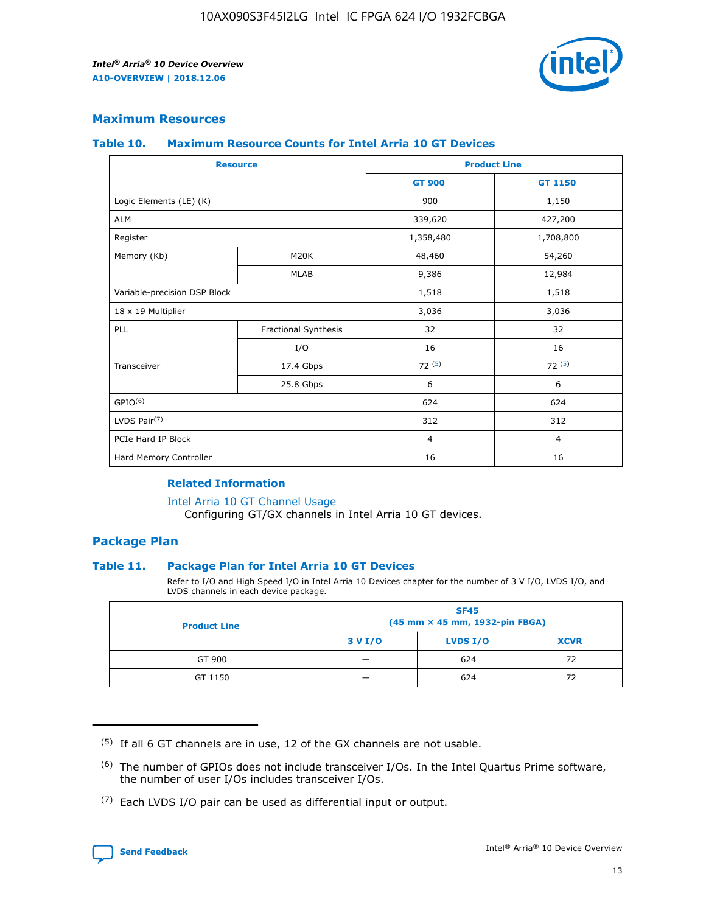## Maximum Resources

### Table 10. Maximum Resource Counts for Intel Arria 10 GT Devices

| Resource | | Product Line | |
|---|---|---|---|
| | | GT 900 | GT 1150 |
| Logic Elements (LE) (K) | | 900 | 1,150 |
| ALM | | 339,620 | 427,200 |
| Register | | 1,358,480 | 1,708,800 |
| Memory (Kb) | M20K | 48,460 | 54,260 |
| | MLAB | 9,386 | 12,984 |
| Variable-precision DSP Block | | 1,518 | 1,518 |
| 18 x 19 Multiplier | | 3,036 | 3,036 |
| PLL | Fractional Synthesis | 32 | 32 |
| | I/O | 16 | 16 |
| Transceiver | 17.4 Gbps | 72 (5) | 72 (5) |
| | 25.8 Gbps | 6 | 6 |
| GPIO(6) | | 624 | 624 |
| LVDS Pair(7) | | 312 | 312 |
| PCIe Hard IP Block | | 4 | 4 |
| Hard Memory Controller | | 16 | 16 |

### Related Information

Intel Arria 10 GT Channel Usage
Configuring GT/GX channels in Intel Arria 10 GT devices.

## Package Plan

### Table 11. Package Plan for Intel Arria 10 GT Devices

Refer to I/O and High Speed I/O in Intel Arria 10 Devices chapter for the number of 3 V I/O, LVDS I/O, and LVDS channels in each device package.

| Product Line | SF45 (45 mm × 45 mm, 1932-pin FBGA) | | |
|---|---|---|---|
| | 3 V I/O | LVDS I/O | XCVR |
| GT 900 | — | 624 | 72 |
| GT 1150 | — | 624 | 72 |

(5) If all 6 GT channels are in use, 12 of the GX channels are not usable.

(6) The number of GPIOs does not include transceiver I/Os. In the Intel Quartus Prime software, the number of user I/Os includes transceiver I/Os.

(7) Each LVDS I/O pair can be used as differential input or output.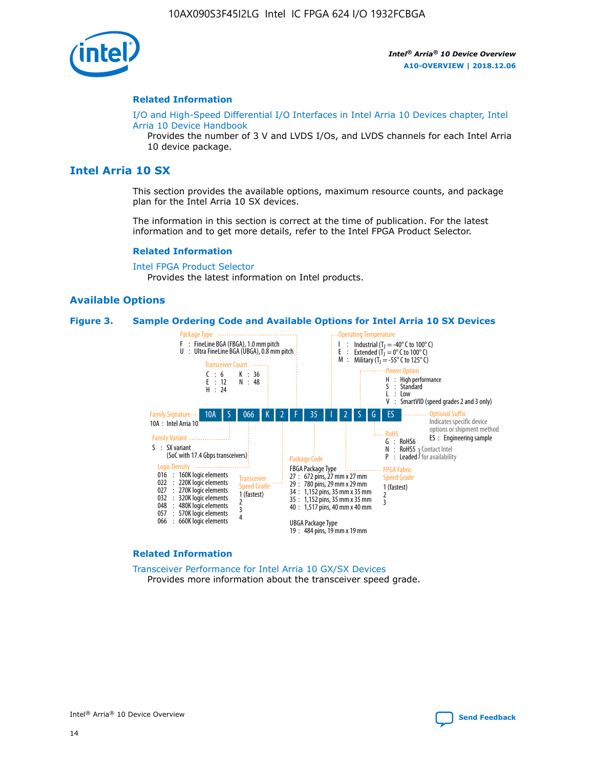### Related Information

I/O and High-Speed Differential I/O Interfaces in Intel Arria 10 Devices chapter, Intel Arria 10 Device Handbook
Provides the number of 3 V and LVDS I/Os, and LVDS channels for each Intel Arria 10 device package.

## Intel Arria 10 SX

This section provides the available options, maximum resource counts, and package plan for the Intel Arria 10 SX devices.

The information in this section is correct at the time of publication. For the latest information and to get more details, refer to the Intel FPGA Product Selector.

### Related Information

Intel FPGA Product Selector
Provides the latest information on Intel products.

## Available Options

**Figure 3. Sample Ordering Code and Available Options for Intel Arria 10 SX Devices**

Sample ordering code: 10A S 066 K 2 F 35 I 2 S G ES

- **Family Signature**
  - 10A : Intel Arria 10
- **Family Variant**
  - S : SX variant (SoC with 17.4 Gbps transceivers)
- **Logic Density**
  - 016 : 160K logic elements
  - 022 : 220K logic elements
  - 027 : 270K logic elements
  - 032 : 320K logic elements
  - 048 : 480K logic elements
  - 057 : 570K logic elements
  - 066 : 660K logic elements
- **Transceiver Count**
  - C : 6
  - E : 12
  - H : 24
  - K : 36
  - N : 48
- **Transceiver Speed Grade**
  - 1 (fastest)
  - 2
  - 3
  - 4
- **Package Type**
  - F : FineLine BGA (FBGA), 1.0 mm pitch
  - U : Ultra FineLine BGA (UBGA), 0.8 mm pitch
- **Package Code**
  - FBGA Package Type
    - 27 : 672 pins, 27 mm x 27 mm
    - 29 : 780 pins, 29 mm x 29 mm
    - 34 : 1,152 pins, 35 mm x 35 mm
    - 35 : 1,152 pins, 35 mm x 35 mm
    - 40 : 1,517 pins, 40 mm x 40 mm
  - UBGA Package Type
    - 19 : 484 pins, 19 mm x 19 mm
- **Operating Temperature**
  - I : Industrial ($T_J$ = -40° C to 100° C)
  - E : Extended ($T_J$ = 0° C to 100° C)
  - M : Military ($T_J$ = -55° C to 125° C)
- **FPGA Fabric Speed Grade**
  - 1 (fastest)
  - 2
  - 3
- **Power Option**
  - H : High performance
  - S : Standard
  - L : Low
  - V : SmartVID (speed grades 2 and 3 only)
- **RoHS**
  - G : RoHS6
  - N : RoHS5 (Contact Intel for availability)
  - P : Leaded (Contact Intel for availability)
- **Optional Suffix**
  - Indicates specific device options or shipment method
  - ES : Engineering sample

### Related Information

Transceiver Performance for Intel Arria 10 GX/SX Devices
Provides more information about the transceiver speed grade.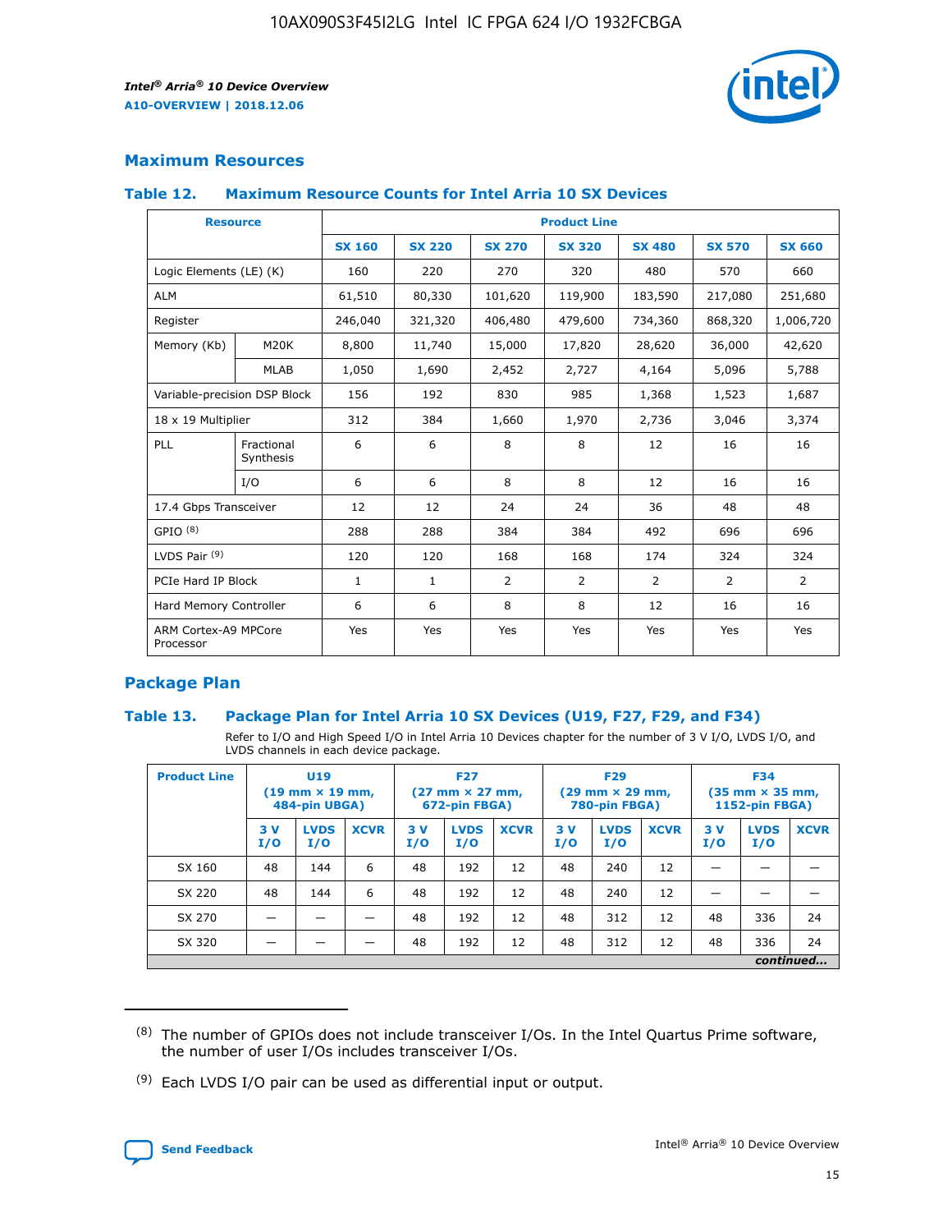## Maximum Resources

### Table 12. Maximum Resource Counts for Intel Arria 10 SX Devices

| Resource | | Product Line | | | | | | |
|---|---|---|---|---|---|---|---|---|
| | | SX 160 | SX 220 | SX 270 | SX 320 | SX 480 | SX 570 | SX 660 |
| Logic Elements (LE) (K) | | 160 | 220 | 270 | 320 | 480 | 570 | 660 |
| ALM | | 61,510 | 80,330 | 101,620 | 119,900 | 183,590 | 217,080 | 251,680 |
| Register | | 246,040 | 321,320 | 406,480 | 479,600 | 734,360 | 868,320 | 1,006,720 |
| Memory (Kb) | M20K | 8,800 | 11,740 | 15,000 | 17,820 | 28,620 | 36,000 | 42,620 |
| | MLAB | 1,050 | 1,690 | 2,452 | 2,727 | 4,164 | 5,096 | 5,788 |
| Variable-precision DSP Block | | 156 | 192 | 830 | 985 | 1,368 | 1,523 | 1,687 |
| 18 x 19 Multiplier | | 312 | 384 | 1,660 | 1,970 | 2,736 | 3,046 | 3,374 |
| PLL | Fractional Synthesis | 6 | 6 | 8 | 8 | 12 | 16 | 16 |
| | I/O | 6 | 6 | 8 | 8 | 12 | 16 | 16 |
| 17.4 Gbps Transceiver | | 12 | 12 | 24 | 24 | 36 | 48 | 48 |
| GPIO [(8)] | | 288 | 288 | 384 | 384 | 492 | 696 | 696 |
| LVDS Pair [(9)] | | 120 | 120 | 168 | 168 | 174 | 324 | 324 |
| PCIe Hard IP Block | | 1 | 1 | 2 | 2 | 2 | 2 | 2 |
| Hard Memory Controller | | 6 | 6 | 8 | 8 | 12 | 16 | 16 |
| ARM Cortex-A9 MPCore Processor | | Yes | Yes | Yes | Yes | Yes | Yes | Yes |

## Package Plan

### Table 13. Package Plan for Intel Arria 10 SX Devices (U19, F27, F29, and F34)

Refer to I/O and High Speed I/O in Intel Arria 10 Devices chapter for the number of 3 V I/O, LVDS I/O, and LVDS channels in each device package.

| Product Line | U19 (19 mm × 19 mm, 484-pin UBGA) | | | F27 (27 mm × 27 mm, 672-pin FBGA) | | | F29 (29 mm × 29 mm, 780-pin FBGA) | | | F34 (35 mm × 35 mm, 1152-pin FBGA) | | |
|---|---|---|---|---|---|---|---|---|---|---|---|---|
| | 3 V I/O | LVDS I/O | XCVR | 3 V I/O | LVDS I/O | XCVR | 3 V I/O | LVDS I/O | XCVR | 3 V I/O | LVDS I/O | XCVR |
| SX 160 | 48 | 144 | 6 | 48 | 192 | 12 | 48 | 240 | 12 | — | — | — |
| SX 220 | 48 | 144 | 6 | 48 | 192 | 12 | 48 | 240 | 12 | — | — | — |
| SX 270 | — | — | — | 48 | 192 | 12 | 48 | 312 | 12 | 48 | 336 | 24 |
| SX 320 | — | — | — | 48 | 192 | 12 | 48 | 312 | 12 | 48 | 336 | 24 |

*continued...*

(8) The number of GPIOs does not include transceiver I/Os. In the Intel Quartus Prime software, the number of user I/Os includes transceiver I/Os.

(9) Each LVDS I/O pair can be used as differential input or output.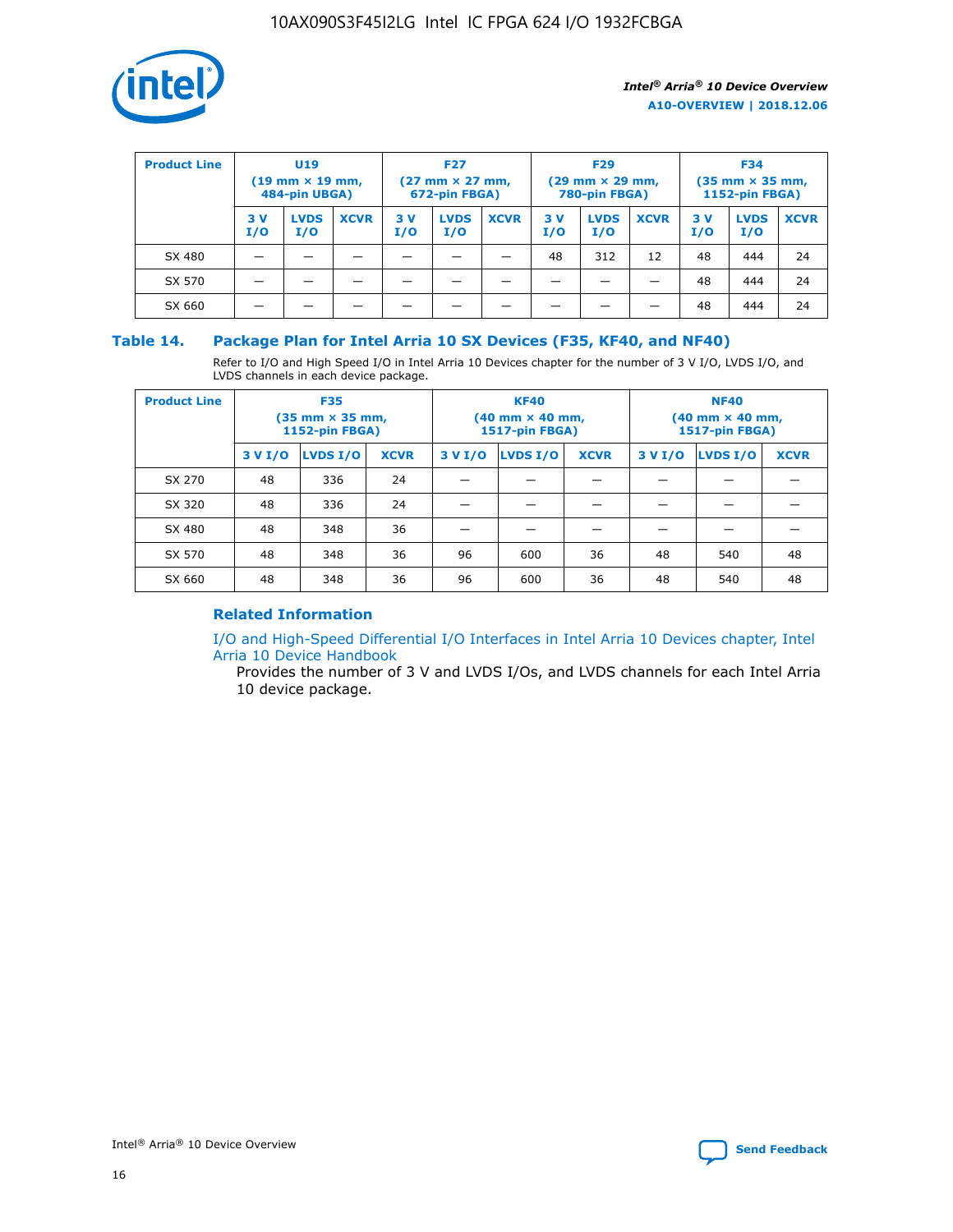| Product Line | U19 (19 mm × 19 mm, 484-pin UBGA) | | | F27 (27 mm × 27 mm, 672-pin FBGA) | | | F29 (29 mm × 29 mm, 780-pin FBGA) | | | F34 (35 mm × 35 mm, 1152-pin FBGA) | | |
|---|---|---|---|---|---|---|---|---|---|---|---|---|
| | 3 V I/O | LVDS I/O | XCVR | 3 V I/O | LVDS I/O | XCVR | 3 V I/O | LVDS I/O | XCVR | 3 V I/O | LVDS I/O | XCVR |
| SX 480 | — | — | — | — | — | — | 48 | 312 | 12 | 48 | 444 | 24 |
| SX 570 | — | — | — | — | — | — | — | — | — | 48 | 444 | 24 |
| SX 660 | — | — | — | — | — | — | — | — | — | 48 | 444 | 24 |

## Table 14. Package Plan for Intel Arria 10 SX Devices (F35, KF40, and NF40)

Refer to I/O and High Speed I/O in Intel Arria 10 Devices chapter for the number of 3 V I/O, LVDS I/O, and LVDS channels in each device package.

| Product Line | F35 (35 mm × 35 mm, 1152-pin FBGA) | | | KF40 (40 mm × 40 mm, 1517-pin FBGA) | | | NF40 (40 mm × 40 mm, 1517-pin FBGA) | | |
|---|---|---|---|---|---|---|---|---|---|
| | 3 V I/O | LVDS I/O | XCVR | 3 V I/O | LVDS I/O | XCVR | 3 V I/O | LVDS I/O | XCVR |
| SX 270 | 48 | 336 | 24 | — | — | — | — | — | — |
| SX 320 | 48 | 336 | 24 | — | — | — | — | — | — |
| SX 480 | 48 | 348 | 36 | — | — | — | — | — | — |
| SX 570 | 48 | 348 | 36 | 96 | 600 | 36 | 48 | 540 | 48 |
| SX 660 | 48 | 348 | 36 | 96 | 600 | 36 | 48 | 540 | 48 |

### Related Information

I/O and High-Speed Differential I/O Interfaces in Intel Arria 10 Devices chapter, Intel Arria 10 Device Handbook

Provides the number of 3 V and LVDS I/Os, and LVDS channels for each Intel Arria 10 device package.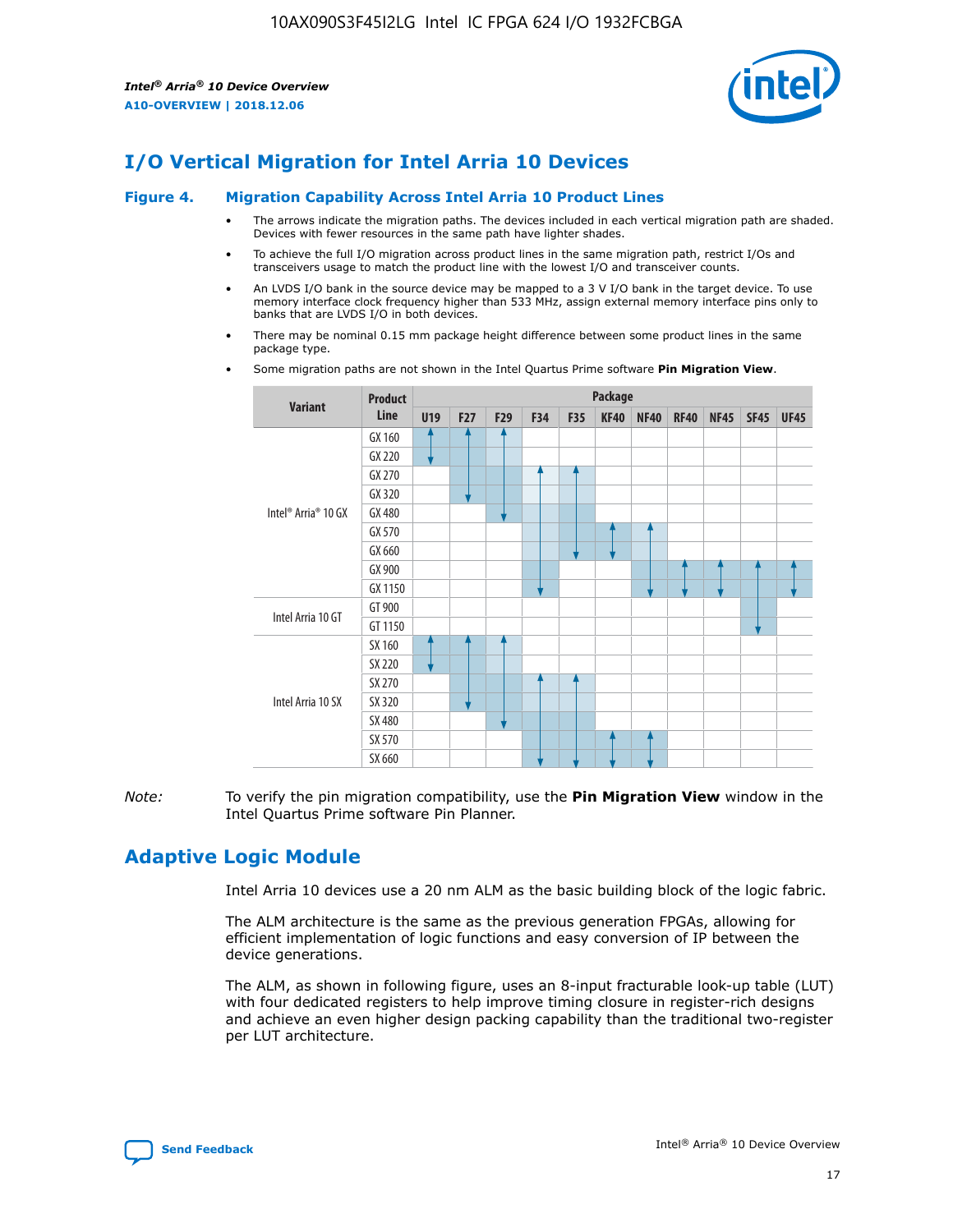# I/O Vertical Migration for Intel Arria 10 Devices

**Figure 4. Migration Capability Across Intel Arria 10 Product Lines**

- The arrows indicate the migration paths. The devices included in each vertical migration path are shaded. Devices with fewer resources in the same path have lighter shades.
- To achieve the full I/O migration across product lines in the same migration path, restrict I/Os and transceivers usage to match the product line with the lowest I/O and transceiver counts.
- An LVDS I/O bank in the source device may be mapped to a 3 V I/O bank in the target device. To use memory interface clock frequency higher than 533 MHz, assign external memory interface pins only to banks that are LVDS I/O in both devices.
- There may be nominal 0.15 mm package height difference between some product lines in the same package type.
- Some migration paths are not shown in the Intel Quartus Prime software **Pin Migration View**.

| Variant | Product Line | Package | | | | | | | | | | |
|---|---|---|---|---|---|---|---|---|---|---|---|---|
| | | U19 | F27 | F29 | F34 | F35 | KF40 | NF40 | RF40 | NF45 | SF45 | UF45 |
| Intel® Arria® 10 GX | GX 160 | | | | | | | | | | | |
| | GX 220 | | | | | | | | | | | |
| | GX 270 | | | | | | | | | | | |
| | GX 320 | | | | | | | | | | | |
| | GX 480 | | | | | | | | | | | |
| | GX 570 | | | | | | | | | | | |
| | GX 660 | | | | | | | | | | | |
| | GX 900 | | | | | | | | | | | |
| | GX 1150 | | | | | | | | | | | |
| Intel Arria 10 GT | GT 900 | | | | | | | | | | | |
| | GT 1150 | | | | | | | | | | | |
| Intel Arria 10 SX | SX 160 | | | | | | | | | | | |
| | SX 220 | | | | | | | | | | | |
| | SX 270 | | | | | | | | | | | |
| | SX 320 | | | | | | | | | | | |
| | SX 480 | | | | | | | | | | | |
| | SX 570 | | | | | | | | | | | |
| | SX 660 | | | | | | | | | | | |

*Note:* To verify the pin migration compatibility, use the **Pin Migration View** window in the Intel Quartus Prime software Pin Planner.

# Adaptive Logic Module

Intel Arria 10 devices use a 20 nm ALM as the basic building block of the logic fabric.

The ALM architecture is the same as the previous generation FPGAs, allowing for efficient implementation of logic functions and easy conversion of IP between the device generations.

The ALM, as shown in following figure, uses an 8-input fracturable look-up table (LUT) with four dedicated registers to help improve timing closure in register-rich designs and achieve an even higher design packing capability than the traditional two-register per LUT architecture.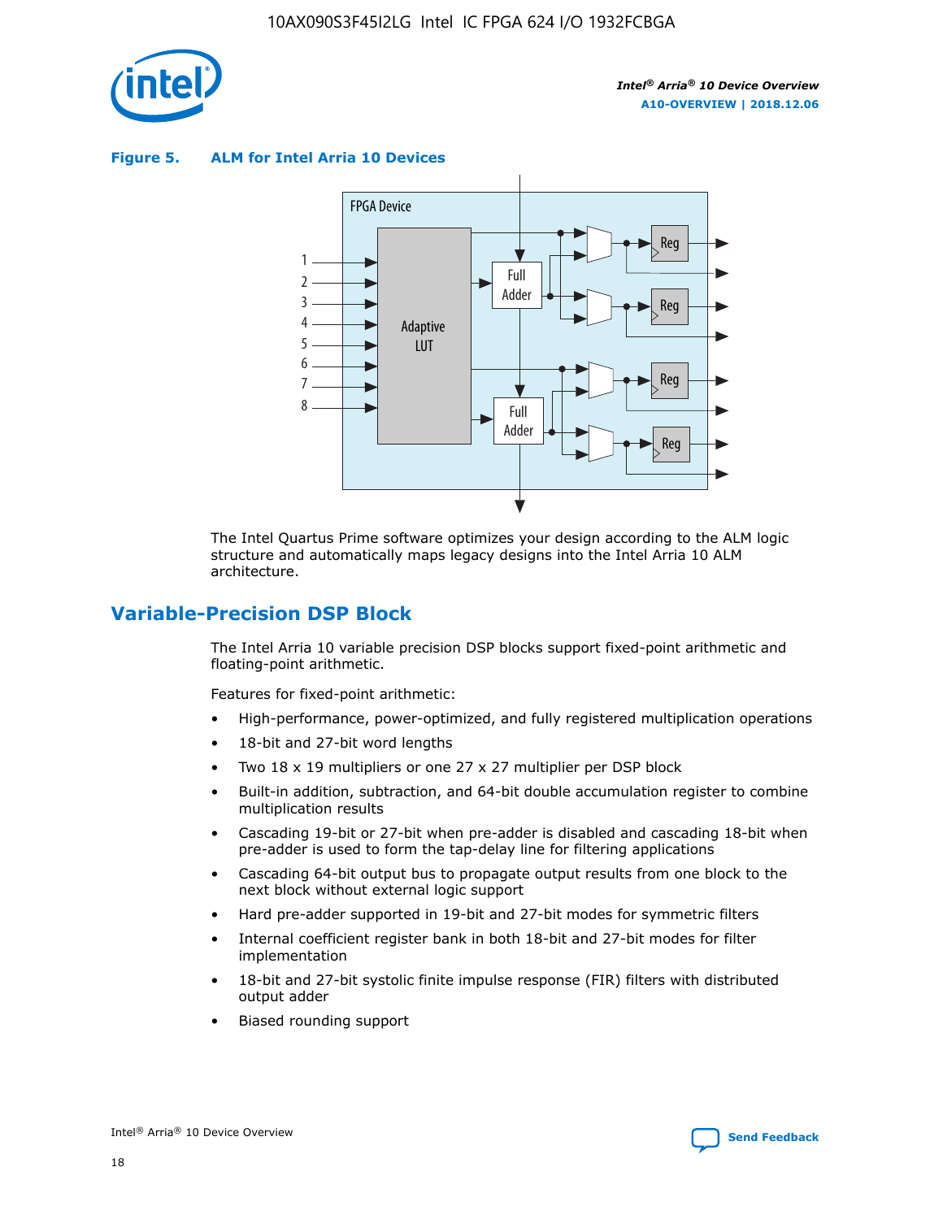**Figure 5. ALM for Intel Arria 10 Devices**

The Intel Quartus Prime software optimizes your design according to the ALM logic structure and automatically maps legacy designs into the Intel Arria 10 ALM architecture.

## Variable-Precision DSP Block

The Intel Arria 10 variable precision DSP blocks support fixed-point arithmetic and floating-point arithmetic.

Features for fixed-point arithmetic:

- High-performance, power-optimized, and fully registered multiplication operations
- 18-bit and 27-bit word lengths
- Two 18 x 19 multipliers or one 27 x 27 multiplier per DSP block
- Built-in addition, subtraction, and 64-bit double accumulation register to combine multiplication results
- Cascading 19-bit or 27-bit when pre-adder is disabled and cascading 18-bit when pre-adder is used to form the tap-delay line for filtering applications
- Cascading 64-bit output bus to propagate output results from one block to the next block without external logic support
- Hard pre-adder supported in 19-bit and 27-bit modes for symmetric filters
- Internal coefficient register bank in both 18-bit and 27-bit modes for filter implementation
- 18-bit and 27-bit systolic finite impulse response (FIR) filters with distributed output adder
- Biased rounding support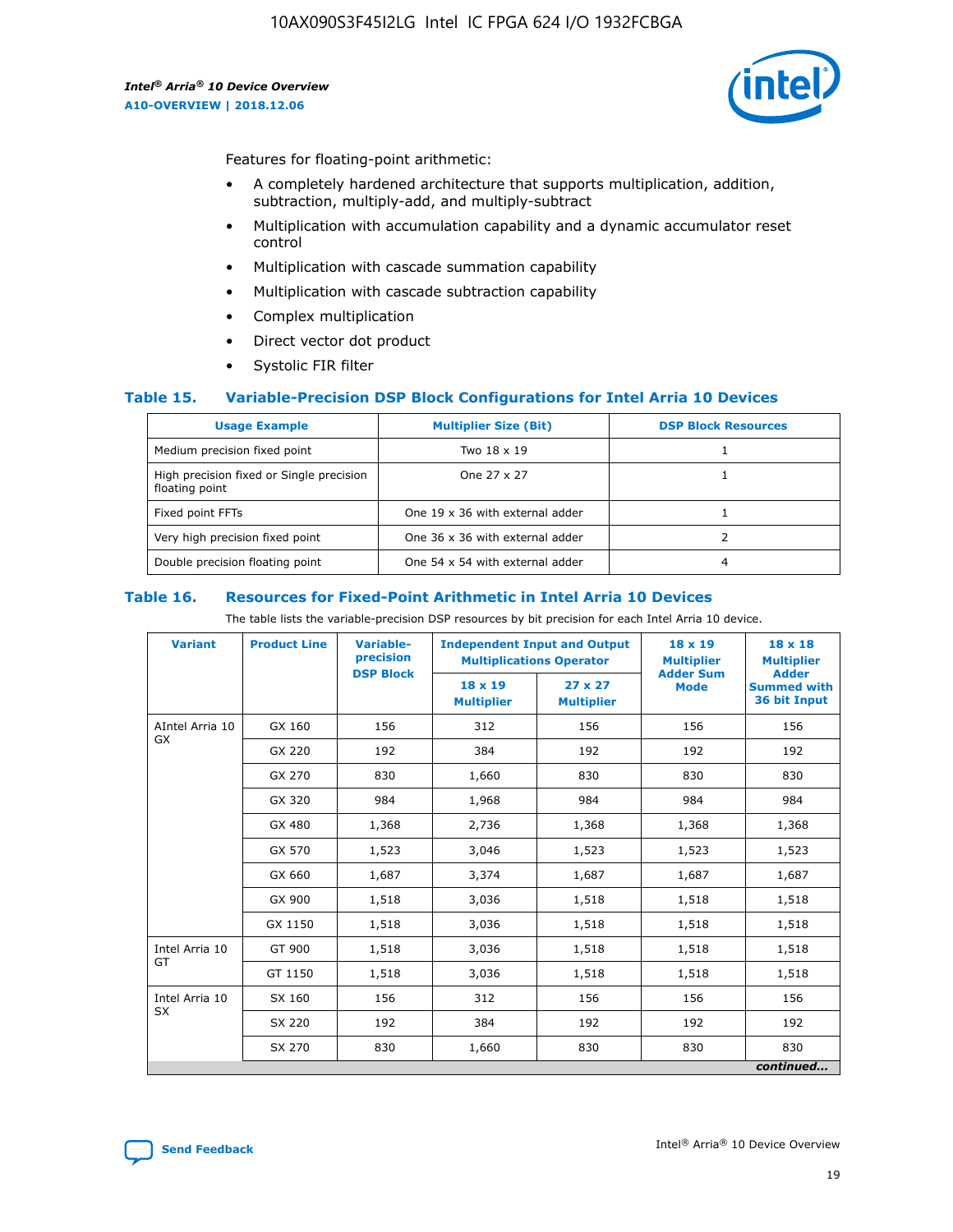Features for floating-point arithmetic:

- A completely hardened architecture that supports multiplication, addition, subtraction, multiply-add, and multiply-subtract
- Multiplication with accumulation capability and a dynamic accumulator reset control
- Multiplication with cascade summation capability
- Multiplication with cascade subtraction capability
- Complex multiplication
- Direct vector dot product
- Systolic FIR filter

### Table 15. Variable-Precision DSP Block Configurations for Intel Arria 10 Devices

| Usage Example | Multiplier Size (Bit) | DSP Block Resources |
| --- | --- | --- |
| Medium precision fixed point | Two 18 x 19 | 1 |
| High precision fixed or Single precision floating point | One 27 x 27 | 1 |
| Fixed point FFTs | One 19 x 36 with external adder | 1 |
| Very high precision fixed point | One 36 x 36 with external adder | 2 |
| Double precision floating point | One 54 x 54 with external adder | 4 |

### Table 16. Resources for Fixed-Point Arithmetic in Intel Arria 10 Devices

The table lists the variable-precision DSP resources by bit precision for each Intel Arria 10 device.

| Variant | Product Line | Variable-precision DSP Block | Independent Input and Output Multiplications Operator | | 18 x 19 Multiplier Adder Sum Mode | 18 x 18 Multiplier Adder Summed with 36 bit Input |
| --- | --- | --- | --- | --- | --- | --- |
| | | | 18 x 19 Multiplier | 27 x 27 Multiplier | | |
| AIntel Arria 10 GX | GX 160 | 156 | 312 | 156 | 156 | 156 |
| | GX 220 | 192 | 384 | 192 | 192 | 192 |
| | GX 270 | 830 | 1,660 | 830 | 830 | 830 |
| | GX 320 | 984 | 1,968 | 984 | 984 | 984 |
| | GX 480 | 1,368 | 2,736 | 1,368 | 1,368 | 1,368 |
| | GX 570 | 1,523 | 3,046 | 1,523 | 1,523 | 1,523 |
| | GX 660 | 1,687 | 3,374 | 1,687 | 1,687 | 1,687 |
| | GX 900 | 1,518 | 3,036 | 1,518 | 1,518 | 1,518 |
| | GX 1150 | 1,518 | 3,036 | 1,518 | 1,518 | 1,518 |
| Intel Arria 10 GT | GT 900 | 1,518 | 3,036 | 1,518 | 1,518 | 1,518 |
| | GT 1150 | 1,518 | 3,036 | 1,518 | 1,518 | 1,518 |
| Intel Arria 10 SX | SX 160 | 156 | 312 | 156 | 156 | 156 |
| | SX 220 | 192 | 384 | 192 | 192 | 192 |
| | SX 270 | 830 | 1,660 | 830 | 830 | 830 |

*continued...*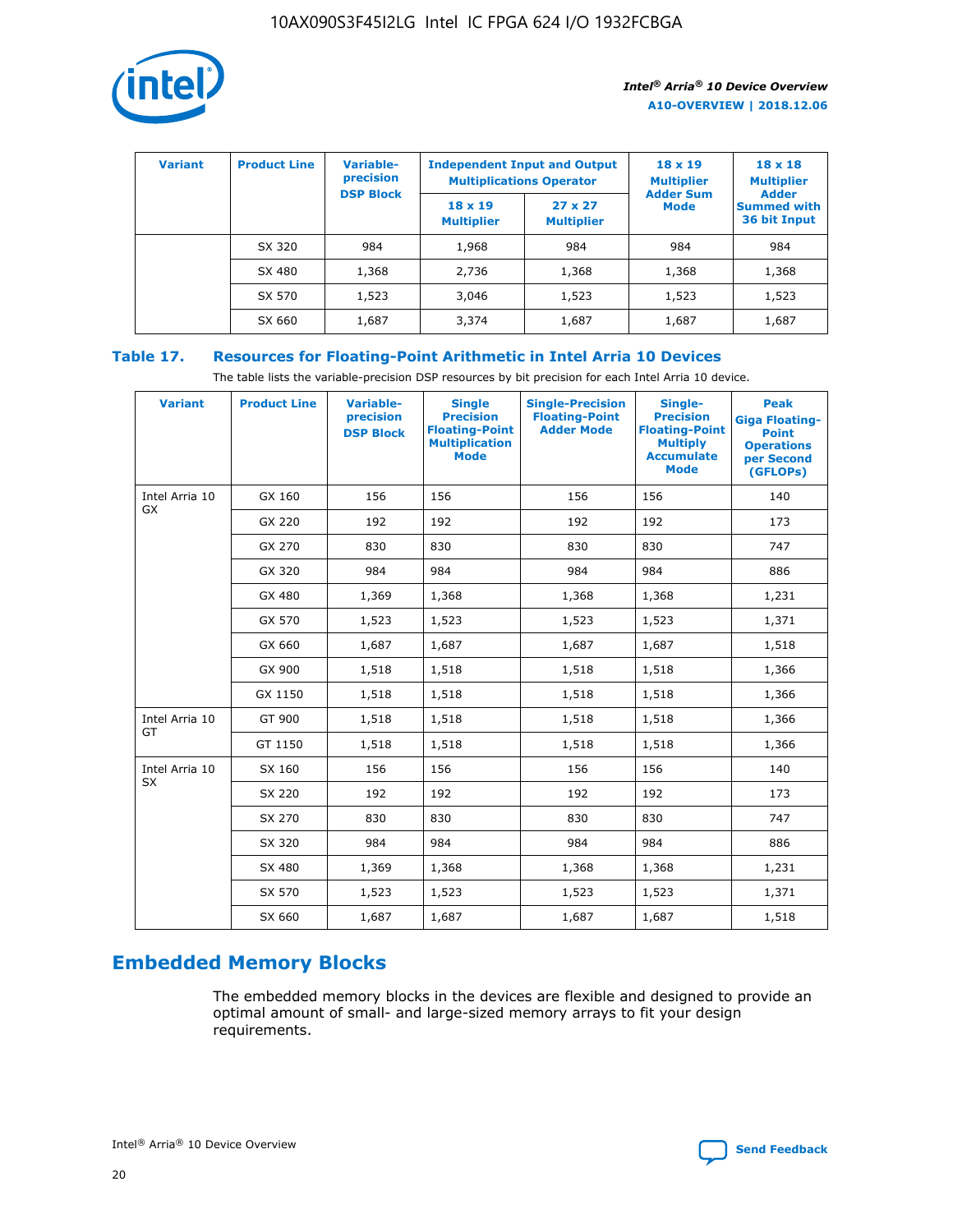| Variant | Product Line | Variable-precision DSP Block | Independent Input and Output Multiplications Operator | | 18 x 19 Multiplier Adder Sum Mode | 18 x 18 Multiplier Adder Summed with 36 bit Input |
|---|---|---|---|---|---|---|
| | | | 18 x 19 Multiplier | 27 x 27 Multiplier | | |
| | SX 320 | 984 | 1,968 | 984 | 984 | 984 |
| | SX 480 | 1,368 | 2,736 | 1,368 | 1,368 | 1,368 |
| | SX 570 | 1,523 | 3,046 | 1,523 | 1,523 | 1,523 |
| | SX 660 | 1,687 | 3,374 | 1,687 | 1,687 | 1,687 |

**Table 17. Resources for Floating-Point Arithmetic in Intel Arria 10 Devices**

The table lists the variable-precision DSP resources by bit precision for each Intel Arria 10 device.

| Variant | Product Line | Variable-precision DSP Block | Single Precision Floating-Point Multiplication Mode | Single-Precision Floating-Point Adder Mode | Single-Precision Floating-Point Multiply Accumulate Mode | Peak Giga Floating-Point Operations per Second (GFLOPs) |
|---|---|---|---|---|---|---|
| Intel Arria 10 GX | GX 160 | 156 | 156 | 156 | 156 | 140 |
| | GX 220 | 192 | 192 | 192 | 192 | 173 |
| | GX 270 | 830 | 830 | 830 | 830 | 747 |
| | GX 320 | 984 | 984 | 984 | 984 | 886 |
| | GX 480 | 1,369 | 1,368 | 1,368 | 1,368 | 1,231 |
| | GX 570 | 1,523 | 1,523 | 1,523 | 1,523 | 1,371 |
| | GX 660 | 1,687 | 1,687 | 1,687 | 1,687 | 1,518 |
| | GX 900 | 1,518 | 1,518 | 1,518 | 1,518 | 1,366 |
| | GX 1150 | 1,518 | 1,518 | 1,518 | 1,518 | 1,366 |
| Intel Arria 10 GT | GT 900 | 1,518 | 1,518 | 1,518 | 1,518 | 1,366 |
| | GT 1150 | 1,518 | 1,518 | 1,518 | 1,518 | 1,366 |
| Intel Arria 10 SX | SX 160 | 156 | 156 | 156 | 156 | 140 |
| | SX 220 | 192 | 192 | 192 | 192 | 173 |
| | SX 270 | 830 | 830 | 830 | 830 | 747 |
| | SX 320 | 984 | 984 | 984 | 984 | 886 |
| | SX 480 | 1,369 | 1,368 | 1,368 | 1,368 | 1,231 |
| | SX 570 | 1,523 | 1,523 | 1,523 | 1,523 | 1,371 |
| | SX 660 | 1,687 | 1,687 | 1,687 | 1,687 | 1,518 |

## Embedded Memory Blocks

The embedded memory blocks in the devices are flexible and designed to provide an optimal amount of small- and large-sized memory arrays to fit your design requirements.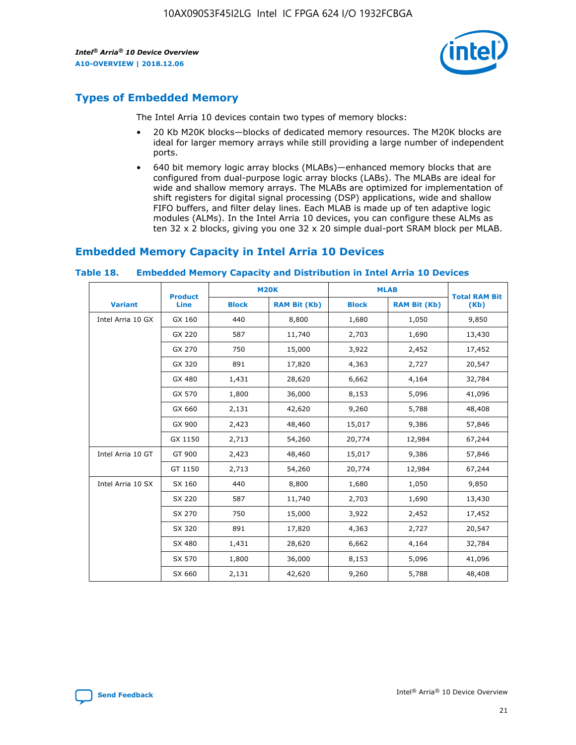## Types of Embedded Memory

The Intel Arria 10 devices contain two types of memory blocks:

- 20 Kb M20K blocks—blocks of dedicated memory resources. The M20K blocks are ideal for larger memory arrays while still providing a large number of independent ports.
- 640 bit memory logic array blocks (MLABs)—enhanced memory blocks that are configured from dual-purpose logic array blocks (LABs). The MLABs are ideal for wide and shallow memory arrays. The MLABs are optimized for implementation of shift registers for digital signal processing (DSP) applications, wide and shallow FIFO buffers, and filter delay lines. Each MLAB is made up of ten adaptive logic modules (ALMs). In the Intel Arria 10 devices, you can configure these ALMs as ten 32 x 2 blocks, giving you one 32 x 20 simple dual-port SRAM block per MLAB.

## Embedded Memory Capacity in Intel Arria 10 Devices

**Table 18. Embedded Memory Capacity and Distribution in Intel Arria 10 Devices**

| Variant | Product Line | M20K | | MLAB | | Total RAM Bit (Kb) |
|---|---|---|---|---|---|---|
| | | Block | RAM Bit (Kb) | Block | RAM Bit (Kb) | |
| Intel Arria 10 GX | GX 160 | 440 | 8,800 | 1,680 | 1,050 | 9,850 |
| | GX 220 | 587 | 11,740 | 2,703 | 1,690 | 13,430 |
| | GX 270 | 750 | 15,000 | 3,922 | 2,452 | 17,452 |
| | GX 320 | 891 | 17,820 | 4,363 | 2,727 | 20,547 |
| | GX 480 | 1,431 | 28,620 | 6,662 | 4,164 | 32,784 |
| | GX 570 | 1,800 | 36,000 | 8,153 | 5,096 | 41,096 |
| | GX 660 | 2,131 | 42,620 | 9,260 | 5,788 | 48,408 |
| | GX 900 | 2,423 | 48,460 | 15,017 | 9,386 | 57,846 |
| | GX 1150 | 2,713 | 54,260 | 20,774 | 12,984 | 67,244 |
| Intel Arria 10 GT | GT 900 | 2,423 | 48,460 | 15,017 | 9,386 | 57,846 |
| | GT 1150 | 2,713 | 54,260 | 20,774 | 12,984 | 67,244 |
| Intel Arria 10 SX | SX 160 | 440 | 8,800 | 1,680 | 1,050 | 9,850 |
| | SX 220 | 587 | 11,740 | 2,703 | 1,690 | 13,430 |
| | SX 270 | 750 | 15,000 | 3,922 | 2,452 | 17,452 |
| | SX 320 | 891 | 17,820 | 4,363 | 2,727 | 20,547 |
| | SX 480 | 1,431 | 28,620 | 6,662 | 4,164 | 32,784 |
| | SX 570 | 1,800 | 36,000 | 8,153 | 5,096 | 41,096 |
| | SX 660 | 2,131 | 42,620 | 9,260 | 5,788 | 48,408 |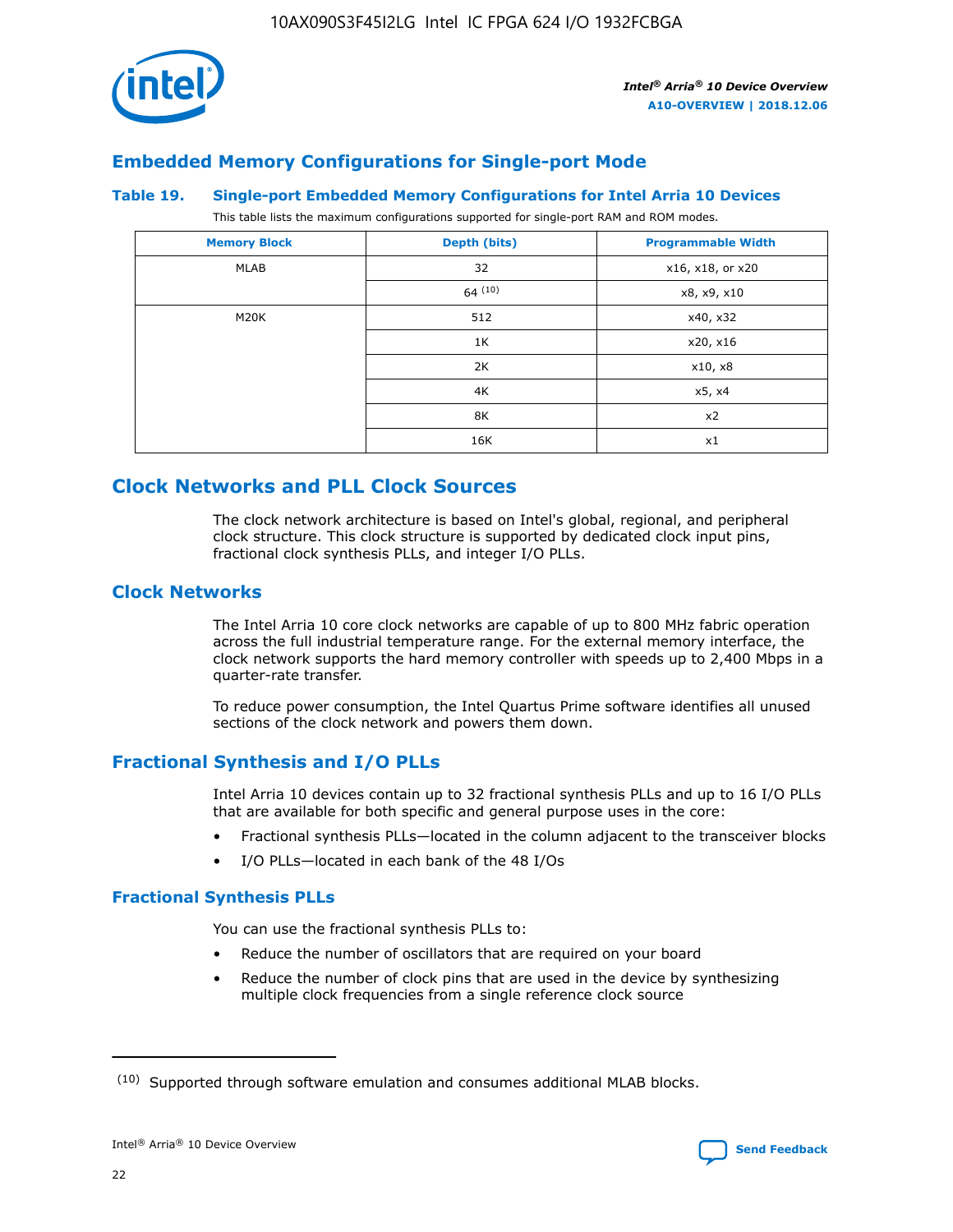## Embedded Memory Configurations for Single-port Mode

### Table 19. Single-port Embedded Memory Configurations for Intel Arria 10 Devices

This table lists the maximum configurations supported for single-port RAM and ROM modes.

| Memory Block | Depth (bits) | Programmable Width |
|---|---|---|
| MLAB | 32 | x16, x18, or x20 |
| | 64 [(10)] | x8, x9, x10 |
| M20K | 512 | x40, x32 |
| | 1K | x20, x16 |
| | 2K | x10, x8 |
| | 4K | x5, x4 |
| | 8K | x2 |
| | 16K | x1 |

## Clock Networks and PLL Clock Sources

The clock network architecture is based on Intel's global, regional, and peripheral clock structure. This clock structure is supported by dedicated clock input pins, fractional clock synthesis PLLs, and integer I/O PLLs.

## Clock Networks

The Intel Arria 10 core clock networks are capable of up to 800 MHz fabric operation across the full industrial temperature range. For the external memory interface, the clock network supports the hard memory controller with speeds up to 2,400 Mbps in a quarter-rate transfer.

To reduce power consumption, the Intel Quartus Prime software identifies all unused sections of the clock network and powers them down.

## Fractional Synthesis and I/O PLLs

Intel Arria 10 devices contain up to 32 fractional synthesis PLLs and up to 16 I/O PLLs that are available for both specific and general purpose uses in the core:

- Fractional synthesis PLLs—located in the column adjacent to the transceiver blocks
- I/O PLLs—located in each bank of the 48 I/Os

### Fractional Synthesis PLLs

You can use the fractional synthesis PLLs to:

- Reduce the number of oscillators that are required on your board
- Reduce the number of clock pins that are used in the device by synthesizing multiple clock frequencies from a single reference clock source

(10) Supported through software emulation and consumes additional MLAB blocks.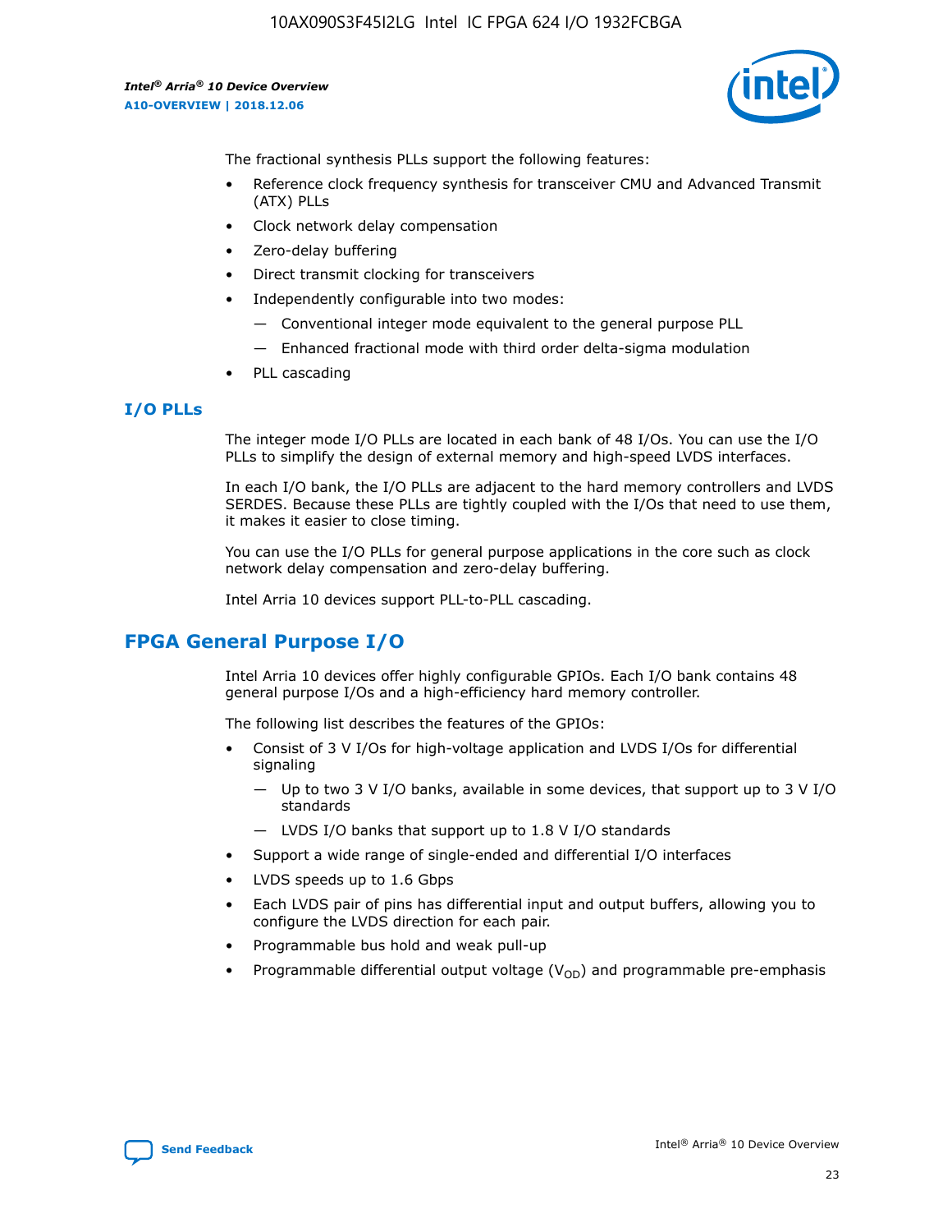The fractional synthesis PLLs support the following features:

- Reference clock frequency synthesis for transceiver CMU and Advanced Transmit (ATX) PLLs
- Clock network delay compensation
- Zero-delay buffering
- Direct transmit clocking for transceivers
- Independently configurable into two modes:
  - — Conventional integer mode equivalent to the general purpose PLL
  - — Enhanced fractional mode with third order delta-sigma modulation
- PLL cascading

### I/O PLLs

The integer mode I/O PLLs are located in each bank of 48 I/Os. You can use the I/O PLLs to simplify the design of external memory and high-speed LVDS interfaces.

In each I/O bank, the I/O PLLs are adjacent to the hard memory controllers and LVDS SERDES. Because these PLLs are tightly coupled with the I/Os that need to use them, it makes it easier to close timing.

You can use the I/O PLLs for general purpose applications in the core such as clock network delay compensation and zero-delay buffering.

Intel Arria 10 devices support PLL-to-PLL cascading.

## FPGA General Purpose I/O

Intel Arria 10 devices offer highly configurable GPIOs. Each I/O bank contains 48 general purpose I/Os and a high-efficiency hard memory controller.

The following list describes the features of the GPIOs:

- Consist of 3 V I/Os for high-voltage application and LVDS I/Os for differential signaling
  - — Up to two 3 V I/O banks, available in some devices, that support up to 3 V I/O standards
  - — LVDS I/O banks that support up to 1.8 V I/O standards
- Support a wide range of single-ended and differential I/O interfaces
- LVDS speeds up to 1.6 Gbps
- Each LVDS pair of pins has differential input and output buffers, allowing you to configure the LVDS direction for each pair.
- Programmable bus hold and weak pull-up
- Programmable differential output voltage ($V_{OD}$) and programmable pre-emphasis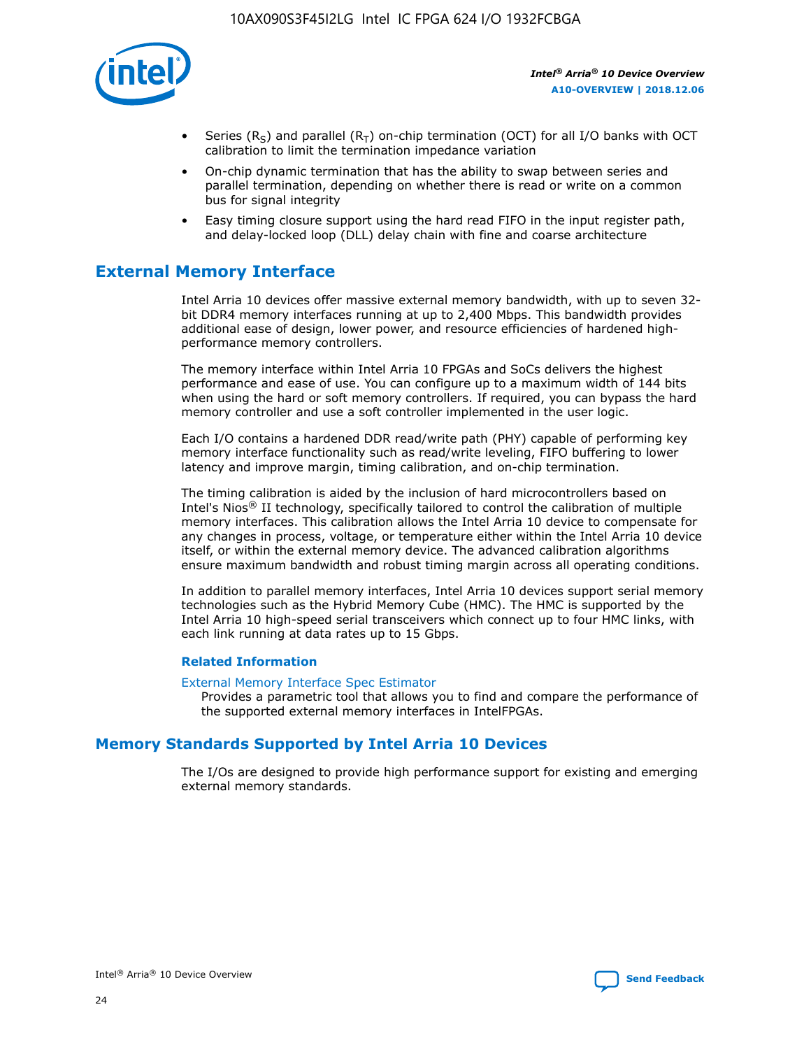- Series ($R_S$) and parallel ($R_T$) on-chip termination (OCT) for all I/O banks with OCT calibration to limit the termination impedance variation
- On-chip dynamic termination that has the ability to swap between series and parallel termination, depending on whether there is read or write on a common bus for signal integrity
- Easy timing closure support using the hard read FIFO in the input register path, and delay-locked loop (DLL) delay chain with fine and coarse architecture

## External Memory Interface

Intel Arria 10 devices offer massive external memory bandwidth, with up to seven 32-bit DDR4 memory interfaces running at up to 2,400 Mbps. This bandwidth provides additional ease of design, lower power, and resource efficiencies of hardened high-performance memory controllers.

The memory interface within Intel Arria 10 FPGAs and SoCs delivers the highest performance and ease of use. You can configure up to a maximum width of 144 bits when using the hard or soft memory controllers. If required, you can bypass the hard memory controller and use a soft controller implemented in the user logic.

Each I/O contains a hardened DDR read/write path (PHY) capable of performing key memory interface functionality such as read/write leveling, FIFO buffering to lower latency and improve margin, timing calibration, and on-chip termination.

The timing calibration is aided by the inclusion of hard microcontrollers based on Intel's Nios® II technology, specifically tailored to control the calibration of multiple memory interfaces. This calibration allows the Intel Arria 10 device to compensate for any changes in process, voltage, or temperature either within the Intel Arria 10 device itself, or within the external memory device. The advanced calibration algorithms ensure maximum bandwidth and robust timing margin across all operating conditions.

In addition to parallel memory interfaces, Intel Arria 10 devices support serial memory technologies such as the Hybrid Memory Cube (HMC). The HMC is supported by the Intel Arria 10 high-speed serial transceivers which connect up to four HMC links, with each link running at data rates up to 15 Gbps.

### Related Information

External Memory Interface Spec Estimator
Provides a parametric tool that allows you to find and compare the performance of the supported external memory interfaces in IntelFPGAs.

## Memory Standards Supported by Intel Arria 10 Devices

The I/Os are designed to provide high performance support for existing and emerging external memory standards.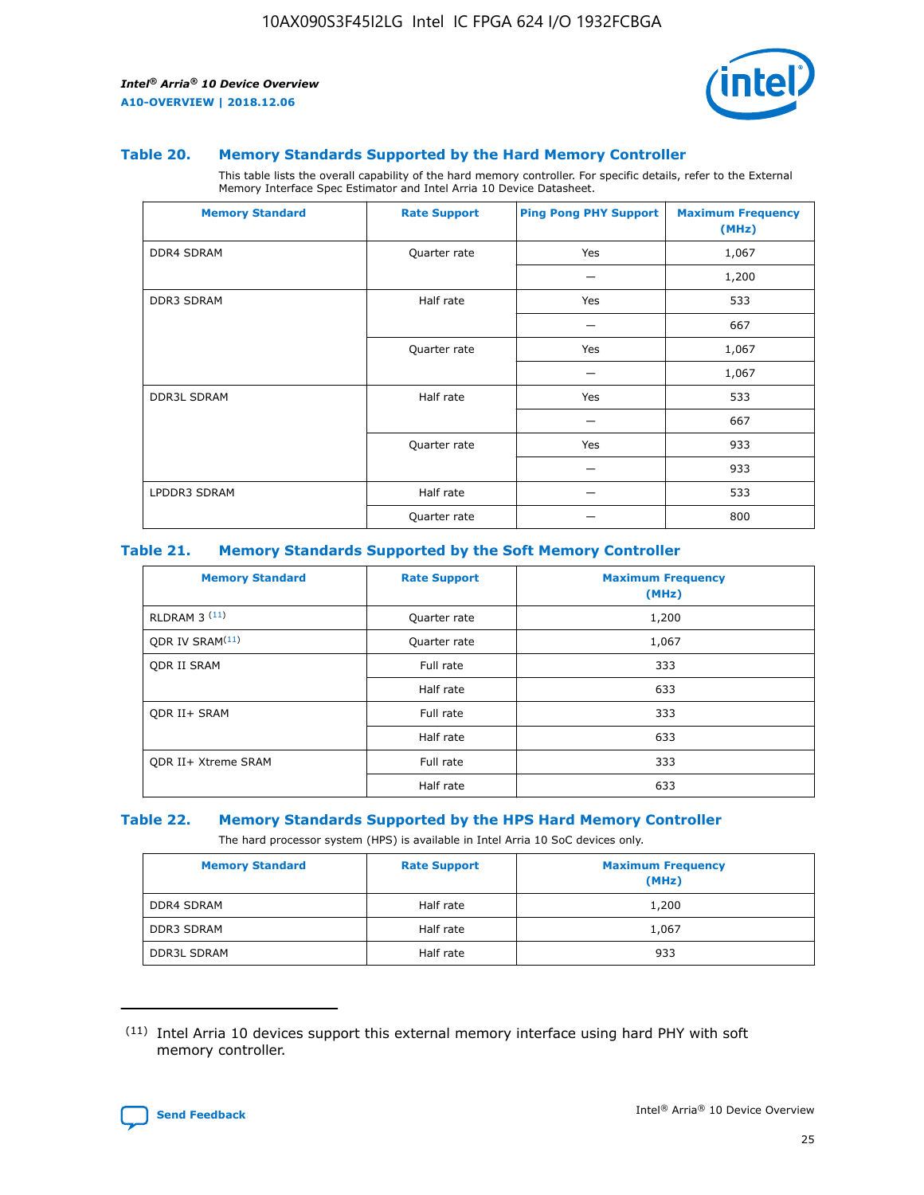### Table 20. Memory Standards Supported by the Hard Memory Controller

This table lists the overall capability of the hard memory controller. For specific details, refer to the External Memory Interface Spec Estimator and Intel Arria 10 Device Datasheet.

| Memory Standard | Rate Support | Ping Pong PHY Support | Maximum Frequency (MHz) |
| --- | --- | --- | --- |
| DDR4 SDRAM | Quarter rate | Yes | 1,067 |
| | | — | 1,200 |
| DDR3 SDRAM | Half rate | Yes | 533 |
| | | — | 667 |
| | Quarter rate | Yes | 1,067 |
| | | — | 1,067 |
| DDR3L SDRAM | Half rate | Yes | 533 |
| | | — | 667 |
| | Quarter rate | Yes | 933 |
| | | — | 933 |
| LPDDR3 SDRAM | Half rate | — | 533 |
| | Quarter rate | — | 800 |

### Table 21. Memory Standards Supported by the Soft Memory Controller

| Memory Standard | Rate Support | Maximum Frequency (MHz) |
| --- | --- | --- |
| RLDRAM 3 [(11)] | Quarter rate | 1,200 |
| QDR IV SRAM[(11)] | Quarter rate | 1,067 |
| QDR II SRAM | Full rate | 333 |
| | Half rate | 633 |
| QDR II+ SRAM | Full rate | 333 |
| | Half rate | 633 |
| QDR II+ Xtreme SRAM | Full rate | 333 |
| | Half rate | 633 |

### Table 22. Memory Standards Supported by the HPS Hard Memory Controller

The hard processor system (HPS) is available in Intel Arria 10 SoC devices only.

| Memory Standard | Rate Support | Maximum Frequency (MHz) |
| --- | --- | --- |
| DDR4 SDRAM | Half rate | 1,200 |
| DDR3 SDRAM | Half rate | 1,067 |
| DDR3L SDRAM | Half rate | 933 |

(11) Intel Arria 10 devices support this external memory interface using hard PHY with soft memory controller.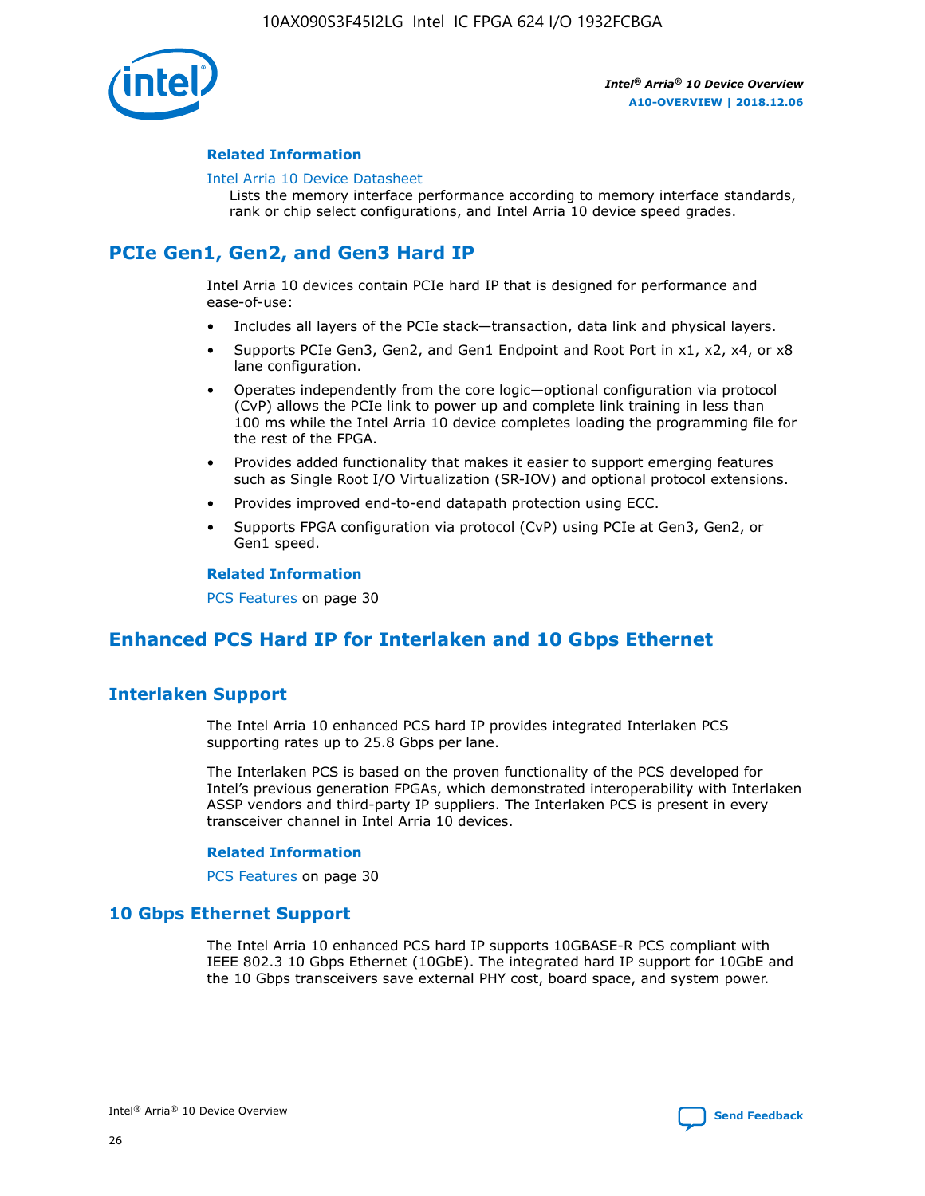### Related Information

Intel Arria 10 Device Datasheet
Lists the memory interface performance according to memory interface standards, rank or chip select configurations, and Intel Arria 10 device speed grades.

## PCIe Gen1, Gen2, and Gen3 Hard IP

Intel Arria 10 devices contain PCIe hard IP that is designed for performance and ease-of-use:

- Includes all layers of the PCIe stack—transaction, data link and physical layers.
- Supports PCIe Gen3, Gen2, and Gen1 Endpoint and Root Port in x1, x2, x4, or x8 lane configuration.
- Operates independently from the core logic—optional configuration via protocol (CvP) allows the PCIe link to power up and complete link training in less than 100 ms while the Intel Arria 10 device completes loading the programming file for the rest of the FPGA.
- Provides added functionality that makes it easier to support emerging features such as Single Root I/O Virtualization (SR-IOV) and optional protocol extensions.
- Provides improved end-to-end datapath protection using ECC.
- Supports FPGA configuration via protocol (CvP) using PCIe at Gen3, Gen2, or Gen1 speed.

### Related Information

PCS Features on page 30

## Enhanced PCS Hard IP for Interlaken and 10 Gbps Ethernet

## Interlaken Support

The Intel Arria 10 enhanced PCS hard IP provides integrated Interlaken PCS supporting rates up to 25.8 Gbps per lane.

The Interlaken PCS is based on the proven functionality of the PCS developed for Intel's previous generation FPGAs, which demonstrated interoperability with Interlaken ASSP vendors and third-party IP suppliers. The Interlaken PCS is present in every transceiver channel in Intel Arria 10 devices.

### Related Information

PCS Features on page 30

## 10 Gbps Ethernet Support

The Intel Arria 10 enhanced PCS hard IP supports 10GBASE-R PCS compliant with IEEE 802.3 10 Gbps Ethernet (10GbE). The integrated hard IP support for 10GbE and the 10 Gbps transceivers save external PHY cost, board space, and system power.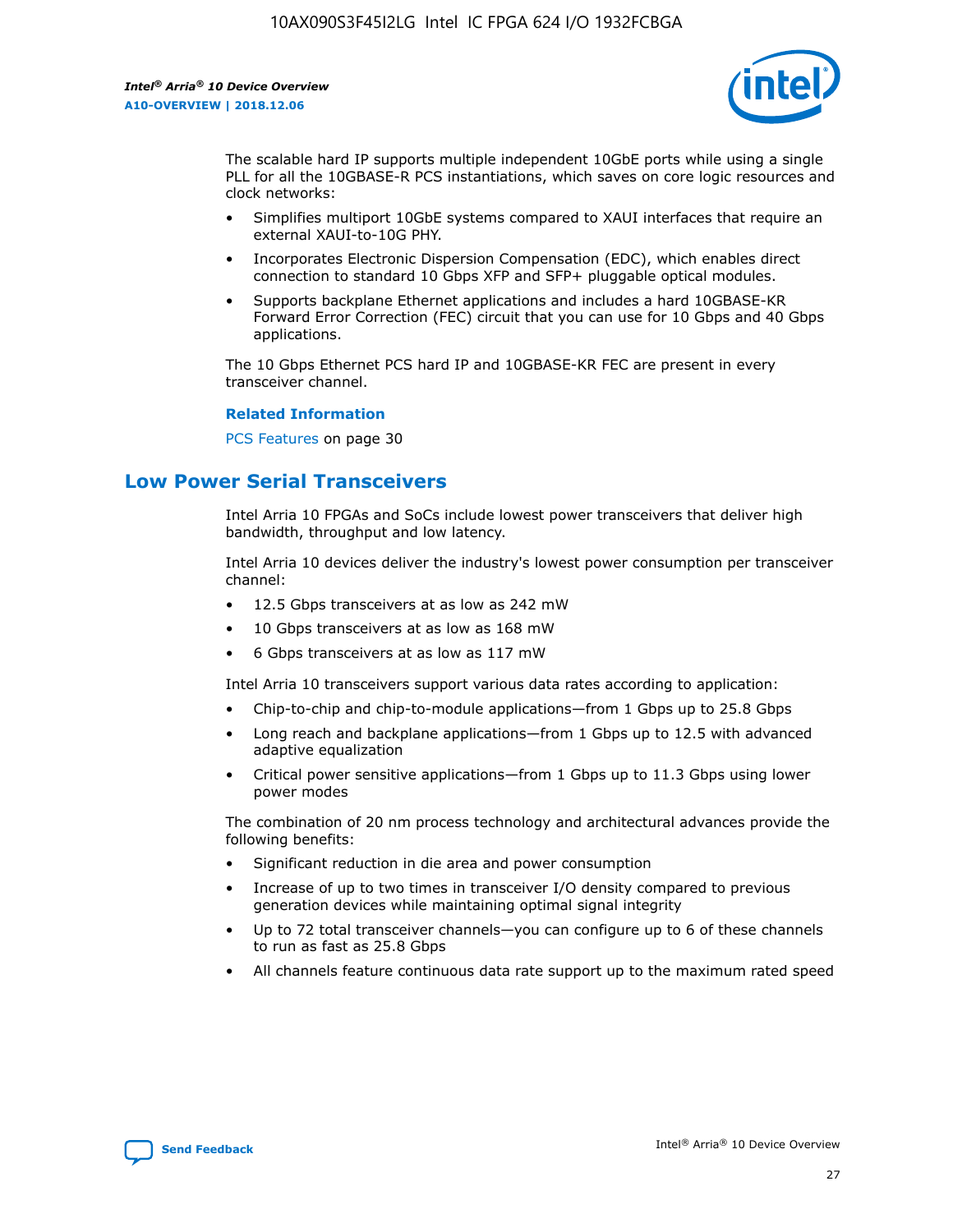The scalable hard IP supports multiple independent 10GbE ports while using a single PLL for all the 10GBASE-R PCS instantiations, which saves on core logic resources and clock networks:

- Simplifies multiport 10GbE systems compared to XAUI interfaces that require an external XAUI-to-10G PHY.
- Incorporates Electronic Dispersion Compensation (EDC), which enables direct connection to standard 10 Gbps XFP and SFP+ pluggable optical modules.
- Supports backplane Ethernet applications and includes a hard 10GBASE-KR Forward Error Correction (FEC) circuit that you can use for 10 Gbps and 40 Gbps applications.

The 10 Gbps Ethernet PCS hard IP and 10GBASE-KR FEC are present in every transceiver channel.

**Related Information**

PCS Features on page 30

## Low Power Serial Transceivers

Intel Arria 10 FPGAs and SoCs include lowest power transceivers that deliver high bandwidth, throughput and low latency.

Intel Arria 10 devices deliver the industry's lowest power consumption per transceiver channel:

- 12.5 Gbps transceivers at as low as 242 mW
- 10 Gbps transceivers at as low as 168 mW
- 6 Gbps transceivers at as low as 117 mW

Intel Arria 10 transceivers support various data rates according to application:

- Chip-to-chip and chip-to-module applications—from 1 Gbps up to 25.8 Gbps
- Long reach and backplane applications—from 1 Gbps up to 12.5 with advanced adaptive equalization
- Critical power sensitive applications—from 1 Gbps up to 11.3 Gbps using lower power modes

The combination of 20 nm process technology and architectural advances provide the following benefits:

- Significant reduction in die area and power consumption
- Increase of up to two times in transceiver I/O density compared to previous generation devices while maintaining optimal signal integrity
- Up to 72 total transceiver channels—you can configure up to 6 of these channels to run as fast as 25.8 Gbps
- All channels feature continuous data rate support up to the maximum rated speed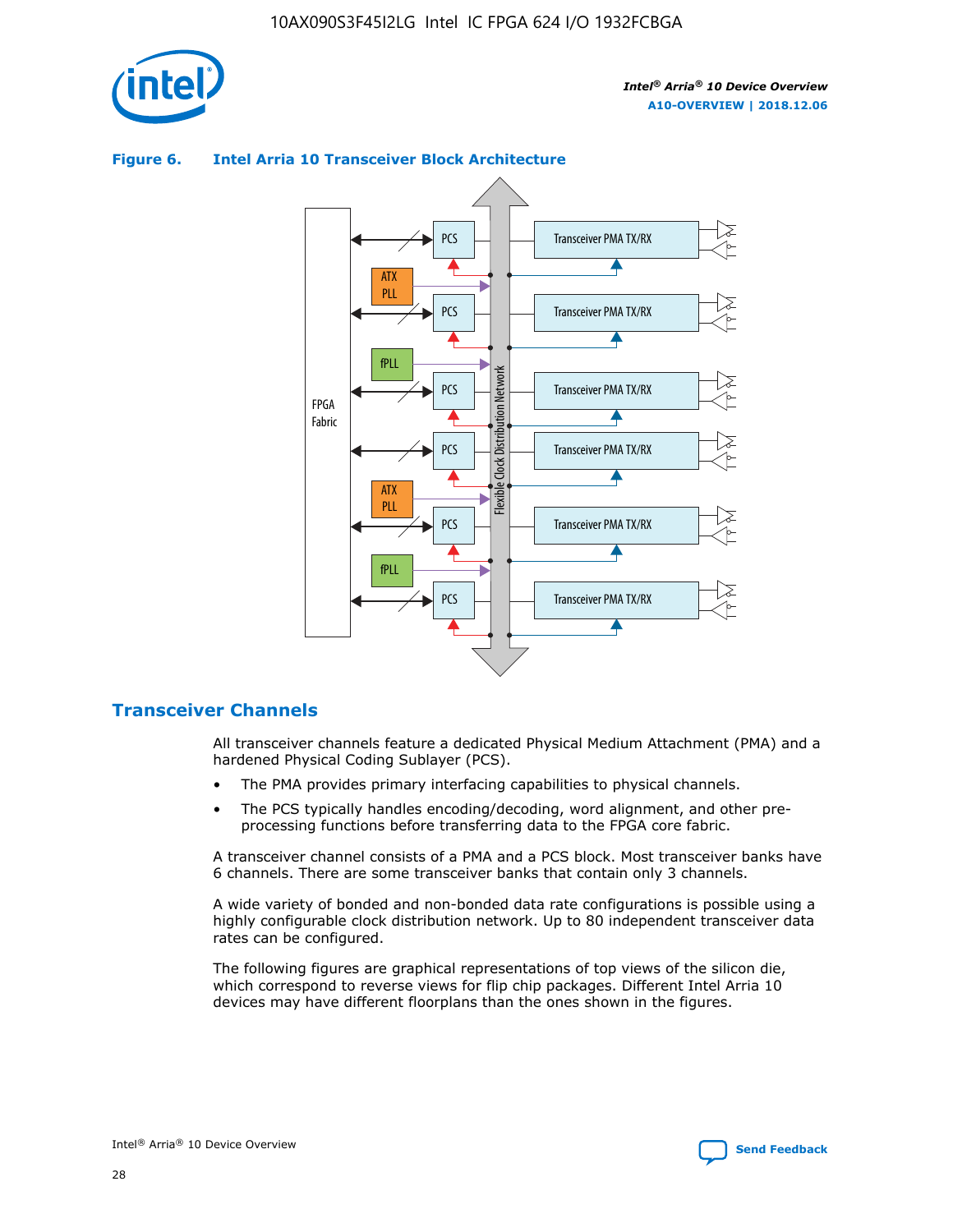**Figure 6. Intel Arria 10 Transceiver Block Architecture**

## Transceiver Channels

All transceiver channels feature a dedicated Physical Medium Attachment (PMA) and a hardened Physical Coding Sublayer (PCS).

- The PMA provides primary interfacing capabilities to physical channels.
- The PCS typically handles encoding/decoding, word alignment, and other pre-processing functions before transferring data to the FPGA core fabric.

A transceiver channel consists of a PMA and a PCS block. Most transceiver banks have 6 channels. There are some transceiver banks that contain only 3 channels.

A wide variety of bonded and non-bonded data rate configurations is possible using a highly configurable clock distribution network. Up to 80 independent transceiver data rates can be configured.

The following figures are graphical representations of top views of the silicon die, which correspond to reverse views for flip chip packages. Different Intel Arria 10 devices may have different floorplans than the ones shown in the figures.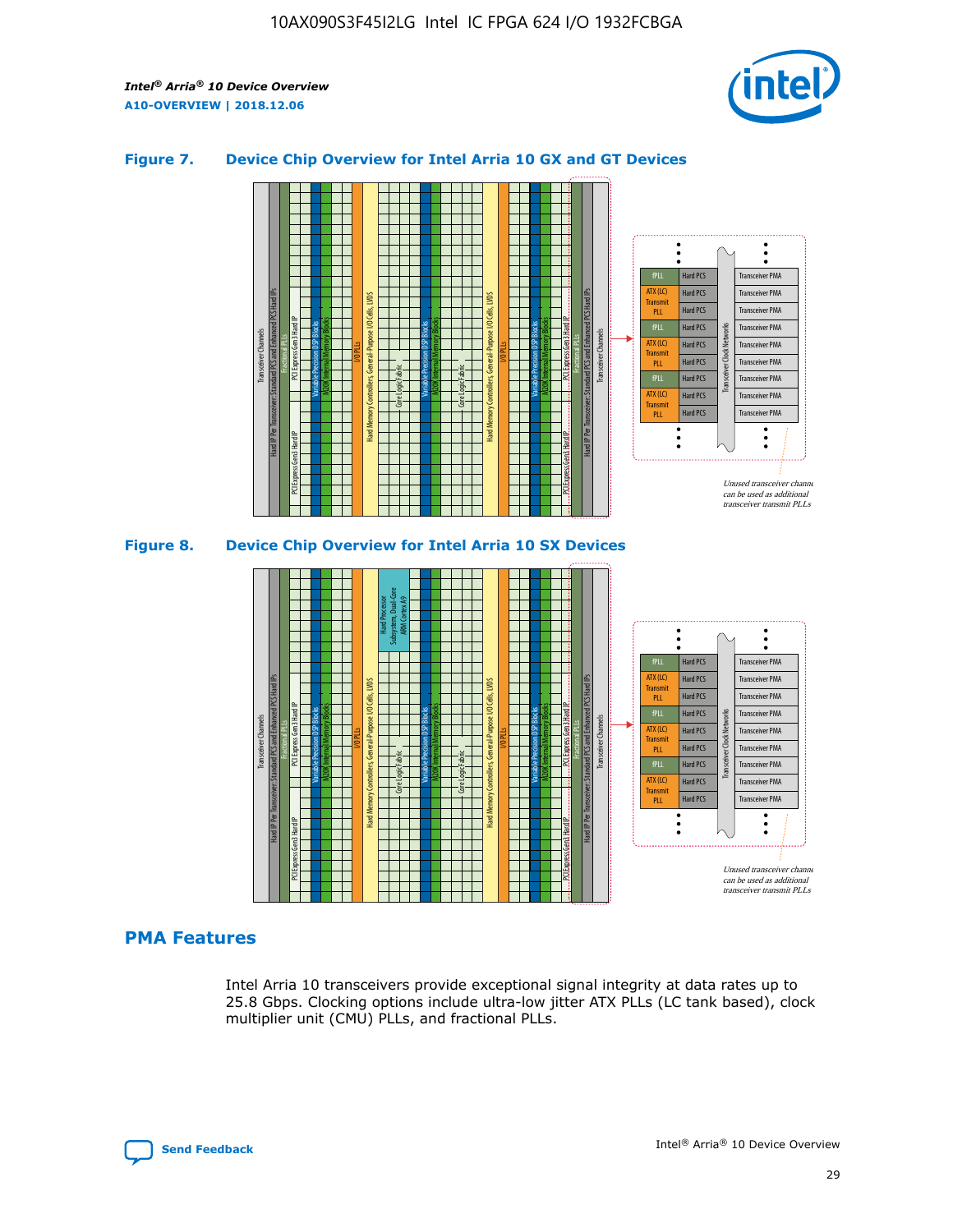### Figure 7. Device Chip Overview for Intel Arria 10 GX and GT Devices

### Figure 8. Device Chip Overview for Intel Arria 10 SX Devices

## PMA Features

Intel Arria 10 transceivers provide exceptional signal integrity at data rates up to 25.8 Gbps. Clocking options include ultra-low jitter ATX PLLs (LC tank based), clock multiplier unit (CMU) PLLs, and fractional PLLs.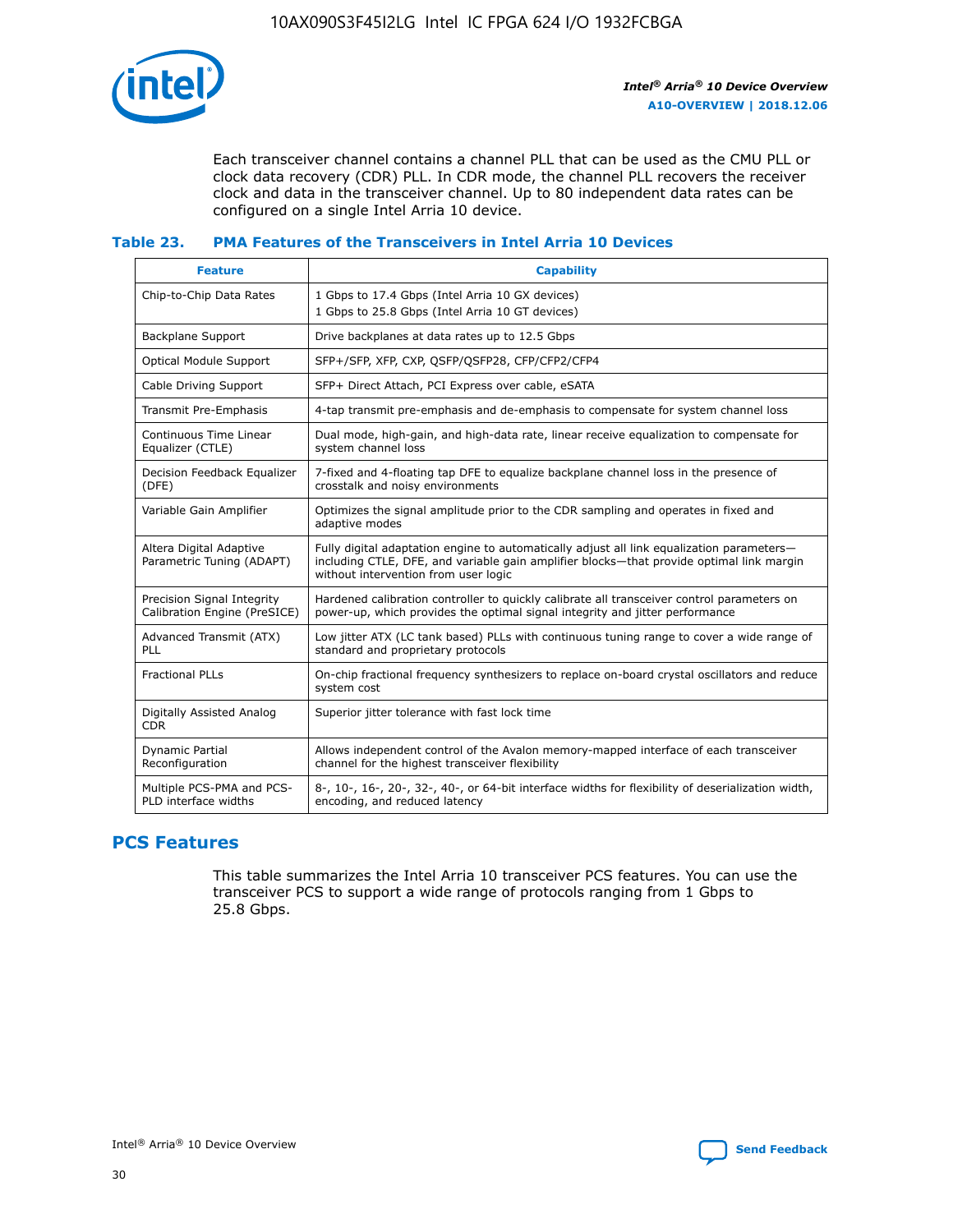Each transceiver channel contains a channel PLL that can be used as the CMU PLL or clock data recovery (CDR) PLL. In CDR mode, the channel PLL recovers the receiver clock and data in the transceiver channel. Up to 80 independent data rates can be configured on a single Intel Arria 10 device.

### Table 23. PMA Features of the Transceivers in Intel Arria 10 Devices

| Feature | Capability |
| --- | --- |
| Chip-to-Chip Data Rates | 1 Gbps to 17.4 Gbps (Intel Arria 10 GX devices)<br>1 Gbps to 25.8 Gbps (Intel Arria 10 GT devices) |
| Backplane Support | Drive backplanes at data rates up to 12.5 Gbps |
| Optical Module Support | SFP+/SFP, XFP, CXP, QSFP/QSFP28, CFP/CFP2/CFP4 |
| Cable Driving Support | SFP+ Direct Attach, PCI Express over cable, eSATA |
| Transmit Pre-Emphasis | 4-tap transmit pre-emphasis and de-emphasis to compensate for system channel loss |
| Continuous Time Linear Equalizer (CTLE) | Dual mode, high-gain, and high-data rate, linear receive equalization to compensate for system channel loss |
| Decision Feedback Equalizer (DFE) | 7-fixed and 4-floating tap DFE to equalize backplane channel loss in the presence of crosstalk and noisy environments |
| Variable Gain Amplifier | Optimizes the signal amplitude prior to the CDR sampling and operates in fixed and adaptive modes |
| Altera Digital Adaptive Parametric Tuning (ADAPT) | Fully digital adaptation engine to automatically adjust all link equalization parameters—including CTLE, DFE, and variable gain amplifier blocks—that provide optimal link margin without intervention from user logic |
| Precision Signal Integrity Calibration Engine (PreSICE) | Hardened calibration controller to quickly calibrate all transceiver control parameters on power-up, which provides the optimal signal integrity and jitter performance |
| Advanced Transmit (ATX) PLL | Low jitter ATX (LC tank based) PLLs with continuous tuning range to cover a wide range of standard and proprietary protocols |
| Fractional PLLs | On-chip fractional frequency synthesizers to replace on-board crystal oscillators and reduce system cost |
| Digitally Assisted Analog CDR | Superior jitter tolerance with fast lock time |
| Dynamic Partial Reconfiguration | Allows independent control of the Avalon memory-mapped interface of each transceiver channel for the highest transceiver flexibility |
| Multiple PCS-PMA and PCS-PLD interface widths | 8-, 10-, 16-, 20-, 32-, 40-, or 64-bit interface widths for flexibility of deserialization width, encoding, and reduced latency |

## PCS Features

This table summarizes the Intel Arria 10 transceiver PCS features. You can use the transceiver PCS to support a wide range of protocols ranging from 1 Gbps to 25.8 Gbps.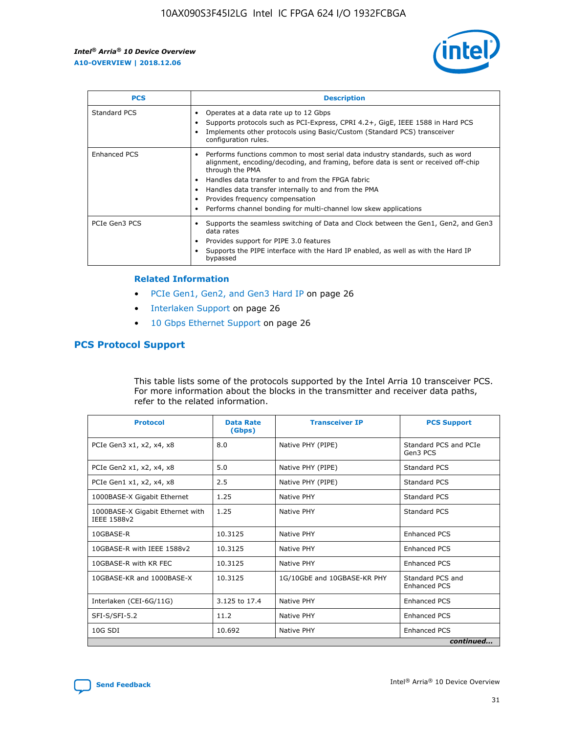| PCS | Description |
| --- | --- |
| Standard PCS | • Operates at a data rate up to 12 Gbps<br>• Supports protocols such as PCI-Express, CPRI 4.2+, GigE, IEEE 1588 in Hard PCS<br>• Implements other protocols using Basic/Custom (Standard PCS) transceiver configuration rules. |
| Enhanced PCS | • Performs functions common to most serial data industry standards, such as word alignment, encoding/decoding, and framing, before data is sent or received off-chip through the PMA<br>• Handles data transfer to and from the FPGA fabric<br>• Handles data transfer internally to and from the PMA<br>• Provides frequency compensation<br>• Performs channel bonding for multi-channel low skew applications |
| PCIe Gen3 PCS | • Supports the seamless switching of Data and Clock between the Gen1, Gen2, and Gen3 data rates<br>• Provides support for PIPE 3.0 features<br>• Supports the PIPE interface with the Hard IP enabled, as well as with the Hard IP bypassed |

### Related Information

- PCIe Gen1, Gen2, and Gen3 Hard IP on page 26
- Interlaken Support on page 26
- 10 Gbps Ethernet Support on page 26

## PCS Protocol Support

This table lists some of the protocols supported by the Intel Arria 10 transceiver PCS. For more information about the blocks in the transmitter and receiver data paths, refer to the related information.

| Protocol | Data Rate (Gbps) | Transceiver IP | PCS Support |
| --- | --- | --- | --- |
| PCIe Gen3 x1, x2, x4, x8 | 8.0 | Native PHY (PIPE) | Standard PCS and PCIe Gen3 PCS |
| PCIe Gen2 x1, x2, x4, x8 | 5.0 | Native PHY (PIPE) | Standard PCS |
| PCIe Gen1 x1, x2, x4, x8 | 2.5 | Native PHY (PIPE) | Standard PCS |
| 1000BASE-X Gigabit Ethernet | 1.25 | Native PHY | Standard PCS |
| 1000BASE-X Gigabit Ethernet with IEEE 1588v2 | 1.25 | Native PHY | Standard PCS |
| 10GBASE-R | 10.3125 | Native PHY | Enhanced PCS |
| 10GBASE-R with IEEE 1588v2 | 10.3125 | Native PHY | Enhanced PCS |
| 10GBASE-R with KR FEC | 10.3125 | Native PHY | Enhanced PCS |
| 10GBASE-KR and 1000BASE-X | 10.3125 | 1G/10GbE and 10GBASE-KR PHY | Standard PCS and Enhanced PCS |
| Interlaken (CEI-6G/11G) | 3.125 to 17.4 | Native PHY | Enhanced PCS |
| SFI-S/SFI-5.2 | 11.2 | Native PHY | Enhanced PCS |
| 10G SDI | 10.692 | Native PHY | Enhanced PCS |

*continued...*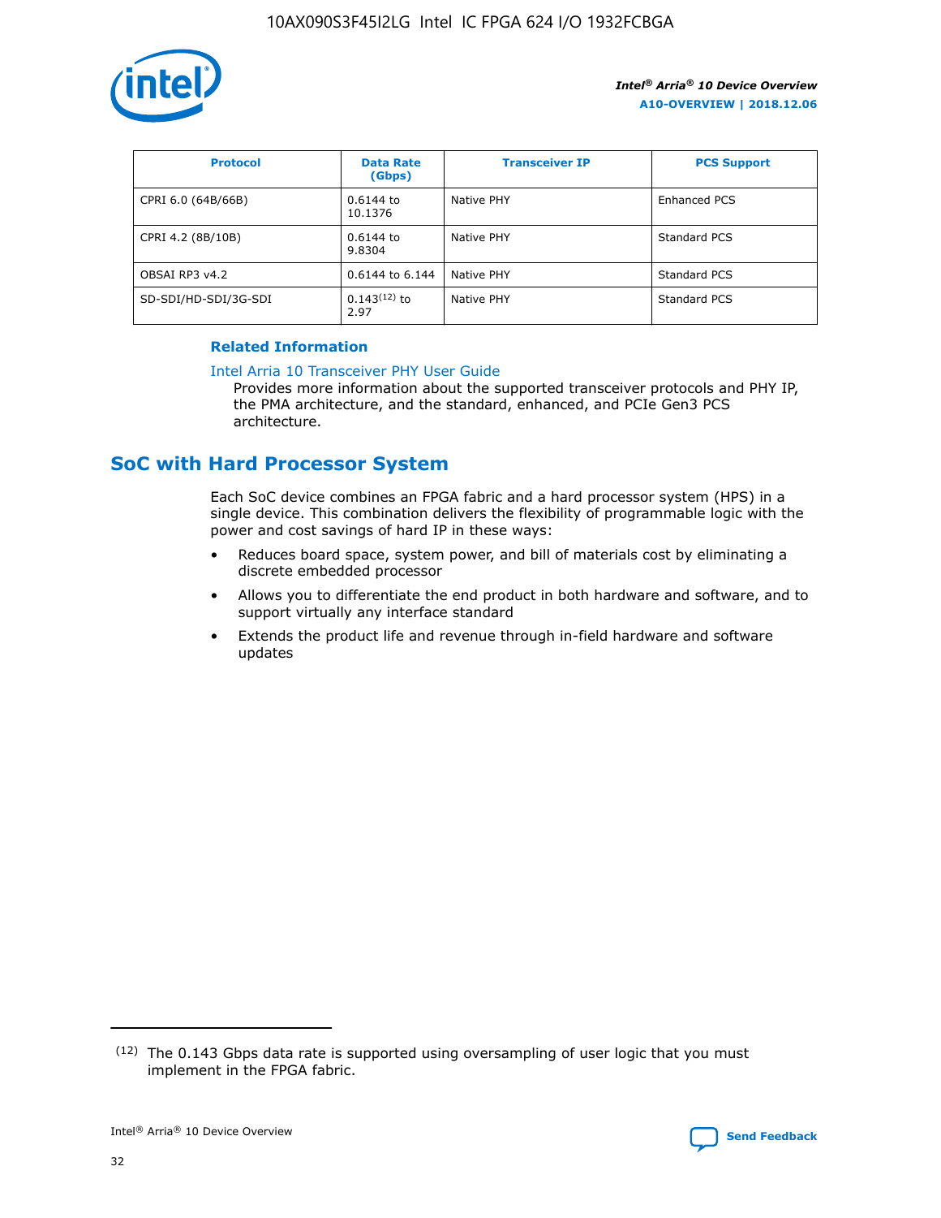| Protocol | Data Rate (Gbps) | Transceiver IP | PCS Support |
| --- | --- | --- | --- |
| CPRI 6.0 (64B/66B) | 0.6144 to 10.1376 | Native PHY | Enhanced PCS |
| CPRI 4.2 (8B/10B) | 0.6144 to 9.8304 | Native PHY | Standard PCS |
| OBSAI RP3 v4.2 | 0.6144 to 6.144 | Native PHY | Standard PCS |
| SD-SDI/HD-SDI/3G-SDI | 0.143[12] to 2.97 | Native PHY | Standard PCS |

**Related Information**

Intel Arria 10 Transceiver PHY User Guide

Provides more information about the supported transceiver protocols and PHY IP, the PMA architecture, and the standard, enhanced, and PCIe Gen3 PCS architecture.

## SoC with Hard Processor System

Each SoC device combines an FPGA fabric and a hard processor system (HPS) in a single device. This combination delivers the flexibility of programmable logic with the power and cost savings of hard IP in these ways:

- Reduces board space, system power, and bill of materials cost by eliminating a discrete embedded processor
- Allows you to differentiate the end product in both hardware and software, and to support virtually any interface standard
- Extends the product life and revenue through in-field hardware and software updates

---

(12) The 0.143 Gbps data rate is supported using oversampling of user logic that you must implement in the FPGA fabric.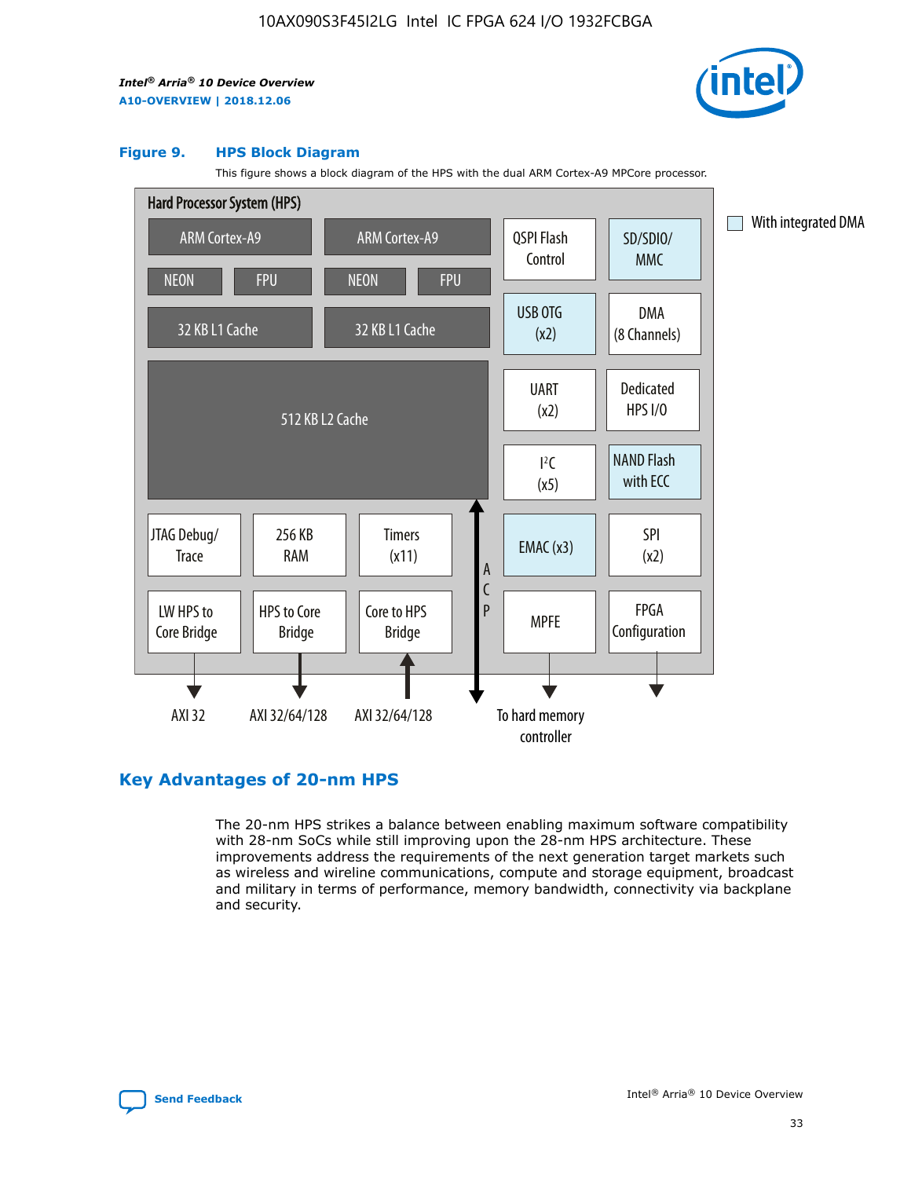**Figure 9. HPS Block Diagram**

This figure shows a block diagram of the HPS with the dual ARM Cortex-A9 MPCore processor.

Hard Processor System (HPS)

ARM Cortex-A9 | ARM Cortex-A9
NEON | FPU | NEON | FPU
32 KB L1 Cache | 32 KB L1 Cache
512 KB L2 Cache

QSPI Flash Control | SD/SDIO/MMC
USB OTG (x2) | DMA (8 Channels)
UART (x2) | Dedicated HPS I/O
I²C (x5) | NAND Flash with ECC
EMAC (x3) | SPI (x2)
MPFE | FPGA Configuration

JTAG Debug/Trace | 256 KB RAM | Timers (x11)
LW HPS to Core Bridge | HPS to Core Bridge | Core to HPS Bridge

ACP

AXI 32 | AXI 32/64/128 | AXI 32/64/128 | To hard memory controller

With integrated DMA

## Key Advantages of 20-nm HPS

The 20-nm HPS strikes a balance between enabling maximum software compatibility with 28-nm SoCs while still improving upon the 28-nm HPS architecture. These improvements address the requirements of the next generation target markets such as wireless and wireline communications, compute and storage equipment, broadcast and military in terms of performance, memory bandwidth, connectivity via backplane and security.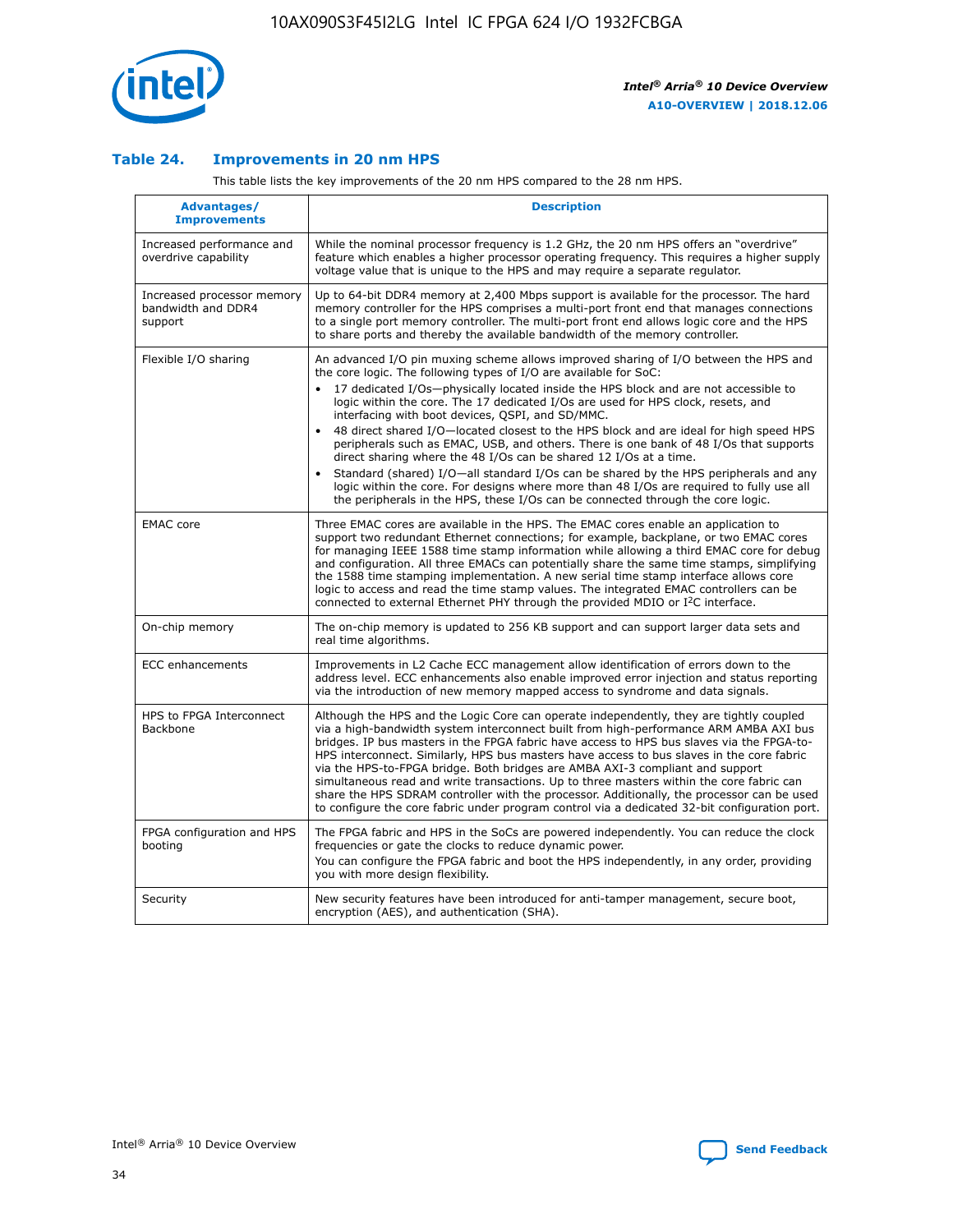### Table 24. Improvements in 20 nm HPS

This table lists the key improvements of the 20 nm HPS compared to the 28 nm HPS.

| Advantages/ Improvements | Description |
| --- | --- |
| Increased performance and overdrive capability | While the nominal processor frequency is 1.2 GHz, the 20 nm HPS offers an "overdrive" feature which enables a higher processor operating frequency. This requires a higher supply voltage value that is unique to the HPS and may require a separate regulator. |
| Increased processor memory bandwidth and DDR4 support | Up to 64-bit DDR4 memory at 2,400 Mbps support is available for the processor. The hard memory controller for the HPS comprises a multi-port front end that manages connections to a single port memory controller. The multi-port front end allows logic core and the HPS to share ports and thereby the available bandwidth of the memory controller. |
| Flexible I/O sharing | An advanced I/O pin muxing scheme allows improved sharing of I/O between the HPS and the core logic. The following types of I/O are available for SoC: • 17 dedicated I/Os—physically located inside the HPS block and are not accessible to logic within the core. The 17 dedicated I/Os are used for HPS clock, resets, and interfacing with boot devices, QSPI, and SD/MMC. • 48 direct shared I/O—located closest to the HPS block and are ideal for high speed HPS peripherals such as EMAC, USB, and others. There is one bank of 48 I/Os that supports direct sharing where the 48 I/Os can be shared 12 I/Os at a time. • Standard (shared) I/O—all standard I/Os can be shared by the HPS peripherals and any logic within the core. For designs where more than 48 I/Os are required to fully use all the peripherals in the HPS, these I/Os can be connected through the core logic. |
| EMAC core | Three EMAC cores are available in the HPS. The EMAC cores enable an application to support two redundant Ethernet connections; for example, backplane, or two EMAC cores for managing IEEE 1588 time stamp information while allowing a third EMAC core for debug and configuration. All three EMACs can potentially share the same time stamps, simplifying the 1588 time stamping implementation. A new serial time stamp interface allows core logic to access and read the time stamp values. The integrated EMAC controllers can be connected to external Ethernet PHY through the provided MDIO or I²C interface. |
| On-chip memory | The on-chip memory is updated to 256 KB support and can support larger data sets and real time algorithms. |
| ECC enhancements | Improvements in L2 Cache ECC management allow identification of errors down to the address level. ECC enhancements also enable improved error injection and status reporting via the introduction of new memory mapped access to syndrome and data signals. |
| HPS to FPGA Interconnect Backbone | Although the HPS and the Logic Core can operate independently, they are tightly coupled via a high-bandwidth system interconnect built from high-performance ARM AMBA AXI bus bridges. IP bus masters in the FPGA fabric have access to HPS bus slaves via the FPGA-to-HPS interconnect. Similarly, HPS bus masters have access to bus slaves in the core fabric via the HPS-to-FPGA bridge. Both bridges are AMBA AXI-3 compliant and support simultaneous read and write transactions. Up to three masters within the core fabric can share the HPS SDRAM controller with the processor. Additionally, the processor can be used to configure the core fabric under program control via a dedicated 32-bit configuration port. |
| FPGA configuration and HPS booting | The FPGA fabric and HPS in the SoCs are powered independently. You can reduce the clock frequencies or gate the clocks to reduce dynamic power. You can configure the FPGA fabric and boot the HPS independently, in any order, providing you with more design flexibility. |
| Security | New security features have been introduced for anti-tamper management, secure boot, encryption (AES), and authentication (SHA). |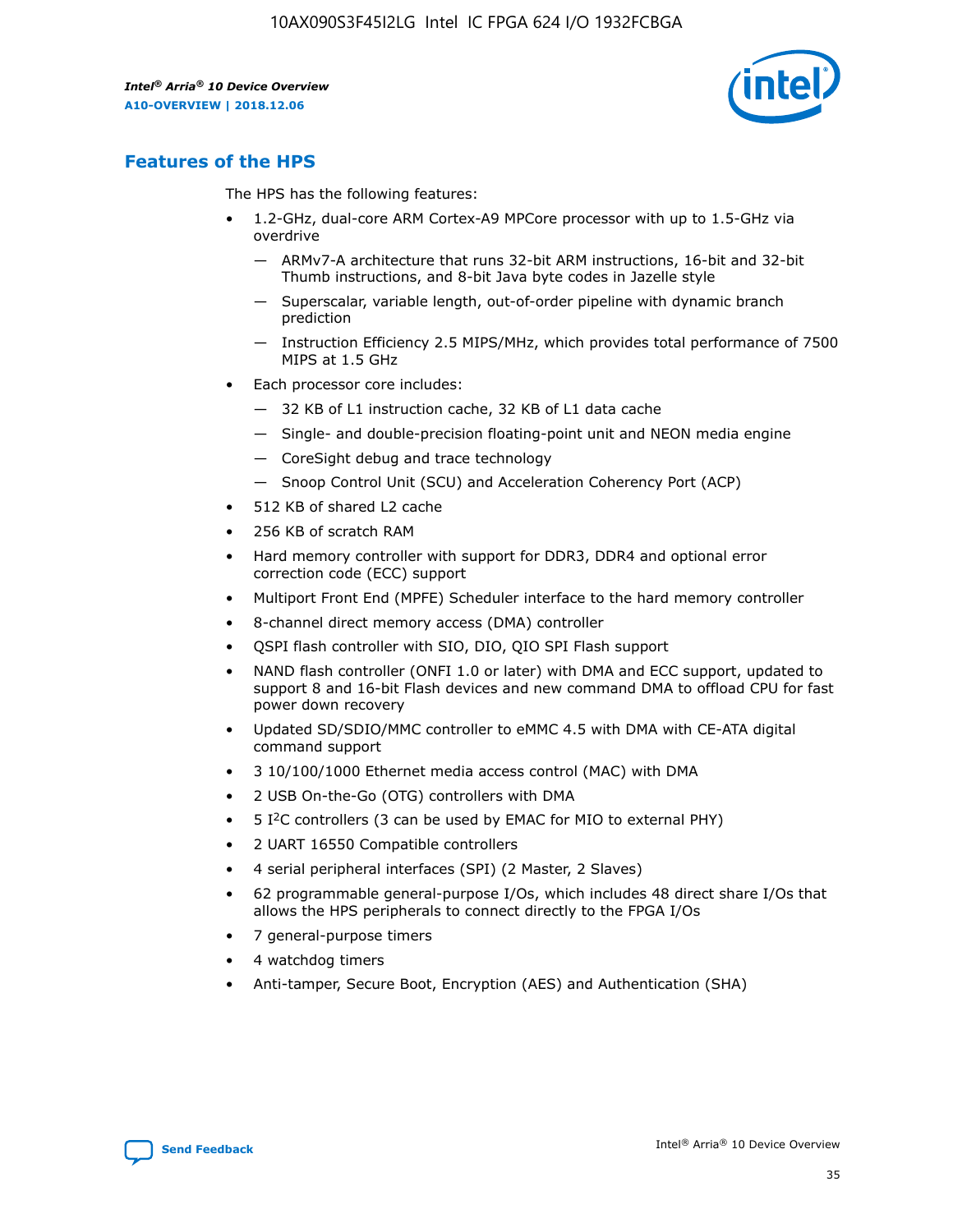## Features of the HPS

The HPS has the following features:

- 1.2-GHz, dual-core ARM Cortex-A9 MPCore processor with up to 1.5-GHz via overdrive
  - — ARMv7-A architecture that runs 32-bit ARM instructions, 16-bit and 32-bit Thumb instructions, and 8-bit Java byte codes in Jazelle style
  - — Superscalar, variable length, out-of-order pipeline with dynamic branch prediction
  - — Instruction Efficiency 2.5 MIPS/MHz, which provides total performance of 7500 MIPS at 1.5 GHz
- Each processor core includes:
  - — 32 KB of L1 instruction cache, 32 KB of L1 data cache
  - — Single- and double-precision floating-point unit and NEON media engine
  - — CoreSight debug and trace technology
  - — Snoop Control Unit (SCU) and Acceleration Coherency Port (ACP)
- 512 KB of shared L2 cache
- 256 KB of scratch RAM
- Hard memory controller with support for DDR3, DDR4 and optional error correction code (ECC) support
- Multiport Front End (MPFE) Scheduler interface to the hard memory controller
- 8-channel direct memory access (DMA) controller
- QSPI flash controller with SIO, DIO, QIO SPI Flash support
- NAND flash controller (ONFI 1.0 or later) with DMA and ECC support, updated to support 8 and 16-bit Flash devices and new command DMA to offload CPU for fast power down recovery
- Updated SD/SDIO/MMC controller to eMMC 4.5 with DMA with CE-ATA digital command support
- 3 10/100/1000 Ethernet media access control (MAC) with DMA
- 2 USB On-the-Go (OTG) controllers with DMA
- 5 I²C controllers (3 can be used by EMAC for MIO to external PHY)
- 2 UART 16550 Compatible controllers
- 4 serial peripheral interfaces (SPI) (2 Master, 2 Slaves)
- 62 programmable general-purpose I/Os, which includes 48 direct share I/Os that allows the HPS peripherals to connect directly to the FPGA I/Os
- 7 general-purpose timers
- 4 watchdog timers
- Anti-tamper, Secure Boot, Encryption (AES) and Authentication (SHA)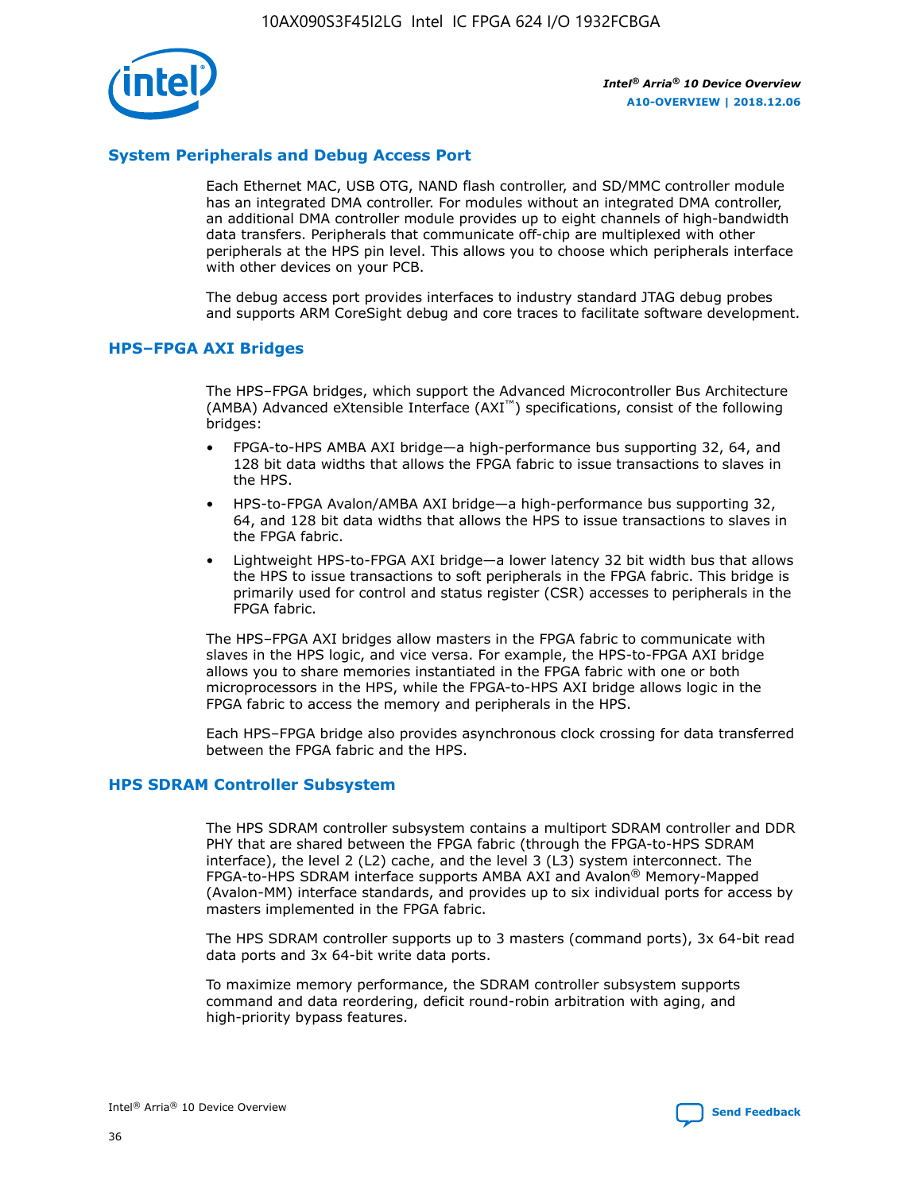## System Peripherals and Debug Access Port

Each Ethernet MAC, USB OTG, NAND flash controller, and SD/MMC controller module has an integrated DMA controller. For modules without an integrated DMA controller, an additional DMA controller module provides up to eight channels of high-bandwidth data transfers. Peripherals that communicate off-chip are multiplexed with other peripherals at the HPS pin level. This allows you to choose which peripherals interface with other devices on your PCB.

The debug access port provides interfaces to industry standard JTAG debug probes and supports ARM CoreSight debug and core traces to facilitate software development.

## HPS–FPGA AXI Bridges

The HPS–FPGA bridges, which support the Advanced Microcontroller Bus Architecture (AMBA) Advanced eXtensible Interface (AXI™) specifications, consist of the following bridges:

- FPGA-to-HPS AMBA AXI bridge—a high-performance bus supporting 32, 64, and 128 bit data widths that allows the FPGA fabric to issue transactions to slaves in the HPS.
- HPS-to-FPGA Avalon/AMBA AXI bridge—a high-performance bus supporting 32, 64, and 128 bit data widths that allows the HPS to issue transactions to slaves in the FPGA fabric.
- Lightweight HPS-to-FPGA AXI bridge—a lower latency 32 bit width bus that allows the HPS to issue transactions to soft peripherals in the FPGA fabric. This bridge is primarily used for control and status register (CSR) accesses to peripherals in the FPGA fabric.

The HPS–FPGA AXI bridges allow masters in the FPGA fabric to communicate with slaves in the HPS logic, and vice versa. For example, the HPS-to-FPGA AXI bridge allows you to share memories instantiated in the FPGA fabric with one or both microprocessors in the HPS, while the FPGA-to-HPS AXI bridge allows logic in the FPGA fabric to access the memory and peripherals in the HPS.

Each HPS–FPGA bridge also provides asynchronous clock crossing for data transferred between the FPGA fabric and the HPS.

## HPS SDRAM Controller Subsystem

The HPS SDRAM controller subsystem contains a multiport SDRAM controller and DDR PHY that are shared between the FPGA fabric (through the FPGA-to-HPS SDRAM interface), the level 2 (L2) cache, and the level 3 (L3) system interconnect. The FPGA-to-HPS SDRAM interface supports AMBA AXI and Avalon® Memory-Mapped (Avalon-MM) interface standards, and provides up to six individual ports for access by masters implemented in the FPGA fabric.

The HPS SDRAM controller supports up to 3 masters (command ports), 3x 64-bit read data ports and 3x 64-bit write data ports.

To maximize memory performance, the SDRAM controller subsystem supports command and data reordering, deficit round-robin arbitration with aging, and high-priority bypass features.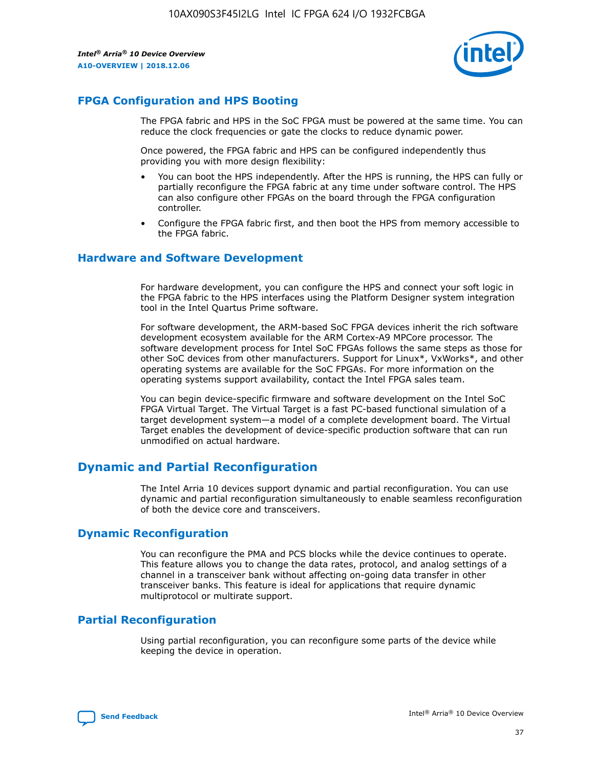## FPGA Configuration and HPS Booting

The FPGA fabric and HPS in the SoC FPGA must be powered at the same time. You can reduce the clock frequencies or gate the clocks to reduce dynamic power.

Once powered, the FPGA fabric and HPS can be configured independently thus providing you with more design flexibility:

- You can boot the HPS independently. After the HPS is running, the HPS can fully or partially reconfigure the FPGA fabric at any time under software control. The HPS can also configure other FPGAs on the board through the FPGA configuration controller.
- Configure the FPGA fabric first, and then boot the HPS from memory accessible to the FPGA fabric.

## Hardware and Software Development

For hardware development, you can configure the HPS and connect your soft logic in the FPGA fabric to the HPS interfaces using the Platform Designer system integration tool in the Intel Quartus Prime software.

For software development, the ARM-based SoC FPGA devices inherit the rich software development ecosystem available for the ARM Cortex-A9 MPCore processor. The software development process for Intel SoC FPGAs follows the same steps as those for other SoC devices from other manufacturers. Support for Linux*, VxWorks*, and other operating systems are available for the SoC FPGAs. For more information on the operating systems support availability, contact the Intel FPGA sales team.

You can begin device-specific firmware and software development on the Intel SoC FPGA Virtual Target. The Virtual Target is a fast PC-based functional simulation of a target development system—a model of a complete development board. The Virtual Target enables the development of device-specific production software that can run unmodified on actual hardware.

# Dynamic and Partial Reconfiguration

The Intel Arria 10 devices support dynamic and partial reconfiguration. You can use dynamic and partial reconfiguration simultaneously to enable seamless reconfiguration of both the device core and transceivers.

## Dynamic Reconfiguration

You can reconfigure the PMA and PCS blocks while the device continues to operate. This feature allows you to change the data rates, protocol, and analog settings of a channel in a transceiver bank without affecting on-going data transfer in other transceiver banks. This feature is ideal for applications that require dynamic multiprotocol or multirate support.

## Partial Reconfiguration

Using partial reconfiguration, you can reconfigure some parts of the device while keeping the device in operation.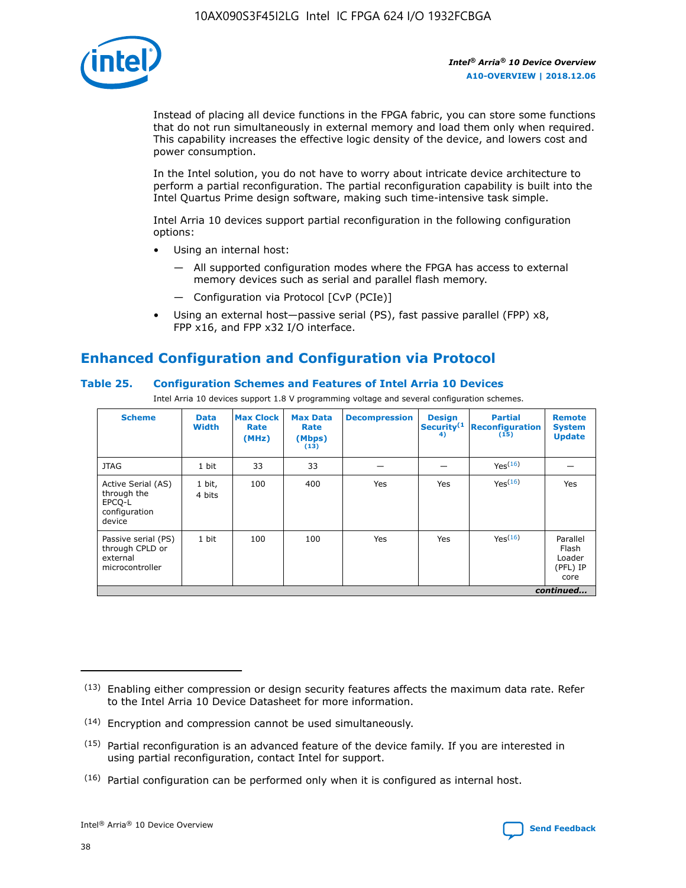Instead of placing all device functions in the FPGA fabric, you can store some functions that do not run simultaneously in external memory and load them only when required. This capability increases the effective logic density of the device, and lowers cost and power consumption.

In the Intel solution, you do not have to worry about intricate device architecture to perform a partial reconfiguration. The partial reconfiguration capability is built into the Intel Quartus Prime design software, making such time-intensive task simple.

Intel Arria 10 devices support partial reconfiguration in the following configuration options:

- Using an internal host:
  - All supported configuration modes where the FPGA has access to external memory devices such as serial and parallel flash memory.
  - Configuration via Protocol [CvP (PCIe)]
- Using an external host—passive serial (PS), fast passive parallel (FPP) x8, FPP x16, and FPP x32 I/O interface.

## Enhanced Configuration and Configuration via Protocol

### Table 25. Configuration Schemes and Features of Intel Arria 10 Devices

Intel Arria 10 devices support 1.8 V programming voltage and several configuration schemes.

| Scheme | Data Width | Max Clock Rate (MHz) | Max Data Rate (Mbps) (13) | Decompression | Design Security(14) | Partial Reconfiguration (15) | Remote System Update |
|---|---|---|---|---|---|---|---|
| JTAG | 1 bit | 33 | 33 | — | — | Yes(16) | — |
| Active Serial (AS) through the EPCQ-L configuration device | 1 bit, 4 bits | 100 | 400 | Yes | Yes | Yes(16) | Yes |
| Passive serial (PS) through CPLD or external microcontroller | 1 bit | 100 | 100 | Yes | Yes | Yes(16) | Parallel Flash Loader (PFL) IP core |

*continued...*

(13) Enabling either compression or design security features affects the maximum data rate. Refer to the Intel Arria 10 Device Datasheet for more information.

(14) Encryption and compression cannot be used simultaneously.

(15) Partial reconfiguration is an advanced feature of the device family. If you are interested in using partial reconfiguration, contact Intel for support.

(16) Partial configuration can be performed only when it is configured as internal host.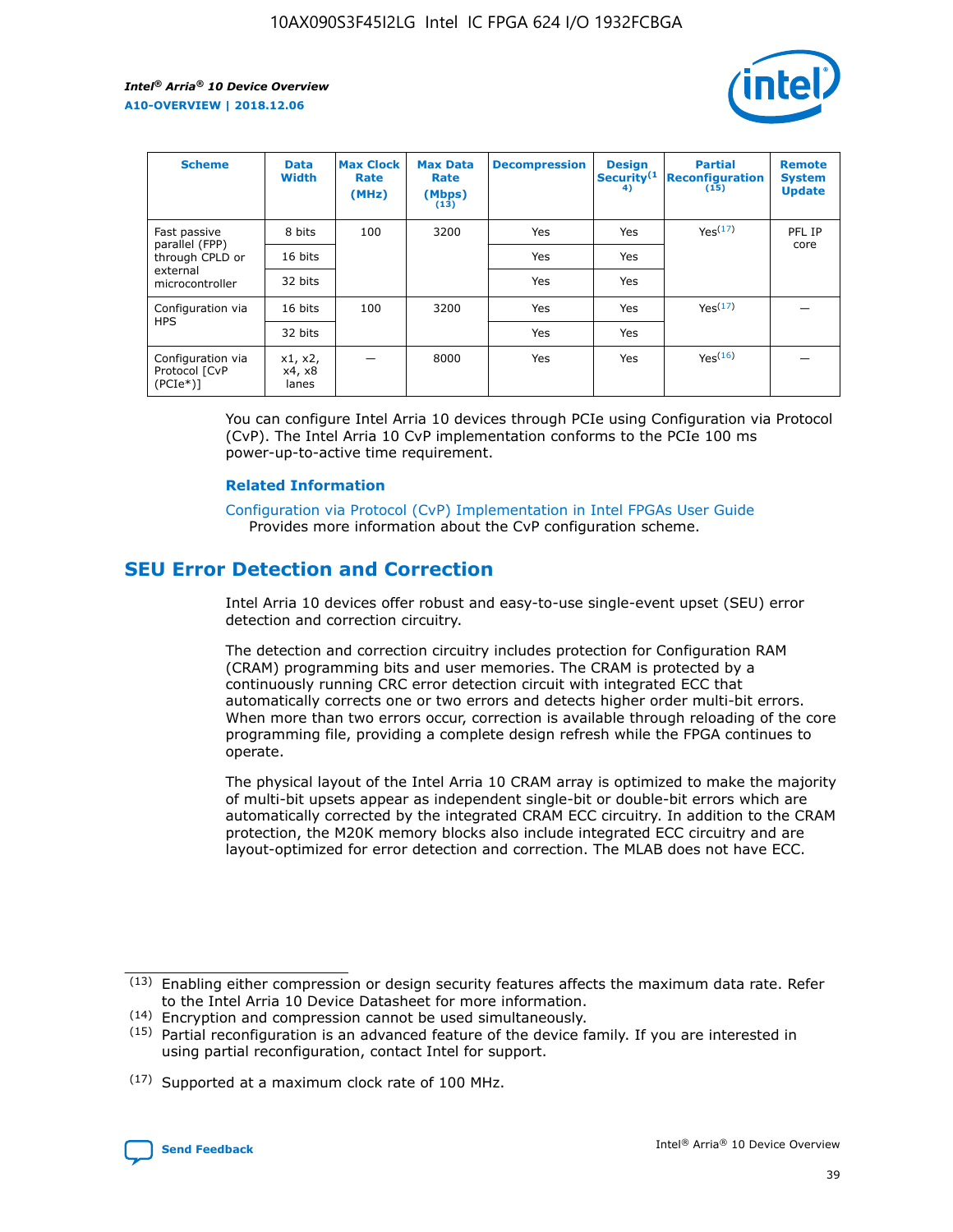| Scheme | Data Width | Max Clock Rate (MHz) | Max Data Rate (Mbps) (13) | Decompression | Design Security (14) | Partial Reconfiguration (15) | Remote System Update |
| --- | --- | --- | --- | --- | --- | --- | --- |
| Fast passive parallel (FPP) through CPLD or external microcontroller | 8 bits | 100 | 3200 | Yes | Yes | Yes (17) | PFL IP core |
| | 16 bits | | | Yes | Yes | | |
| | 32 bits | | | Yes | Yes | | |
| Configuration via HPS | 16 bits | 100 | 3200 | Yes | Yes | Yes (17) | — |
| | 32 bits | | | Yes | Yes | | |
| Configuration via Protocol [CvP (PCIe*)] | x1, x2, x4, x8 lanes | — | 8000 | Yes | Yes | Yes (16) | — |

You can configure Intel Arria 10 devices through PCIe using Configuration via Protocol (CvP). The Intel Arria 10 CvP implementation conforms to the PCIe 100 ms power-up-to-active time requirement.

### Related Information

Configuration via Protocol (CvP) Implementation in Intel FPGAs User Guide
Provides more information about the CvP configuration scheme.

## SEU Error Detection and Correction

Intel Arria 10 devices offer robust and easy-to-use single-event upset (SEU) error detection and correction circuitry.

The detection and correction circuitry includes protection for Configuration RAM (CRAM) programming bits and user memories. The CRAM is protected by a continuously running CRC error detection circuit with integrated ECC that automatically corrects one or two errors and detects higher order multi-bit errors. When more than two errors occur, correction is available through reloading of the core programming file, providing a complete design refresh while the FPGA continues to operate.

The physical layout of the Intel Arria 10 CRAM array is optimized to make the majority of multi-bit upsets appear as independent single-bit or double-bit errors which are automatically corrected by the integrated CRAM ECC circuitry. In addition to the CRAM protection, the M20K memory blocks also include integrated ECC circuitry and are layout-optimized for error detection and correction. The MLAB does not have ECC.

(13) Enabling either compression or design security features affects the maximum data rate. Refer to the Intel Arria 10 Device Datasheet for more information.

(14) Encryption and compression cannot be used simultaneously.

(15) Partial reconfiguration is an advanced feature of the device family. If you are interested in using partial reconfiguration, contact Intel for support.

(17) Supported at a maximum clock rate of 100 MHz.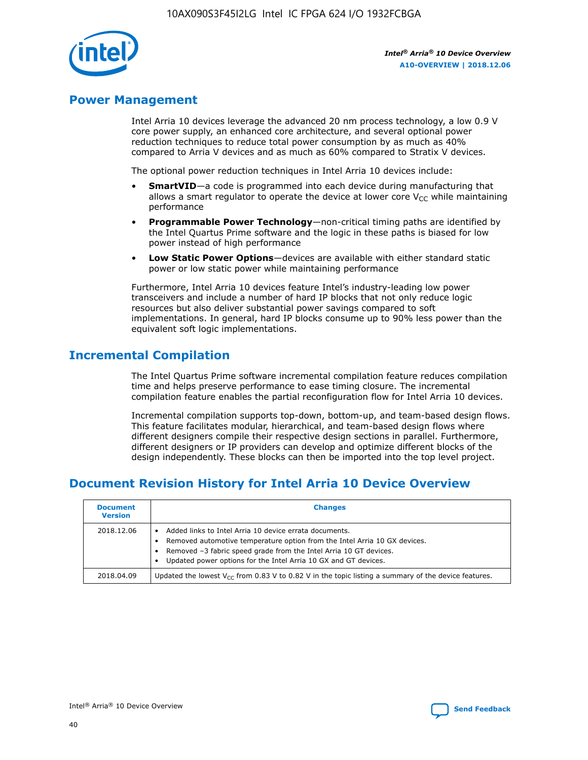## Power Management

Intel Arria 10 devices leverage the advanced 20 nm process technology, a low 0.9 V core power supply, an enhanced core architecture, and several optional power reduction techniques to reduce total power consumption by as much as 40% compared to Arria V devices and as much as 60% compared to Stratix V devices.

The optional power reduction techniques in Intel Arria 10 devices include:

- **SmartVID**—a code is programmed into each device during manufacturing that allows a smart regulator to operate the device at lower core $V_{CC}$ while maintaining performance
- **Programmable Power Technology**—non-critical timing paths are identified by the Intel Quartus Prime software and the logic in these paths is biased for low power instead of high performance
- **Low Static Power Options**—devices are available with either standard static power or low static power while maintaining performance

Furthermore, Intel Arria 10 devices feature Intel's industry-leading low power transceivers and include a number of hard IP blocks that not only reduce logic resources but also deliver substantial power savings compared to soft implementations. In general, hard IP blocks consume up to 90% less power than the equivalent soft logic implementations.

## Incremental Compilation

The Intel Quartus Prime software incremental compilation feature reduces compilation time and helps preserve performance to ease timing closure. The incremental compilation feature enables the partial reconfiguration flow for Intel Arria 10 devices.

Incremental compilation supports top-down, bottom-up, and team-based design flows. This feature facilitates modular, hierarchical, and team-based design flows where different designers compile their respective design sections in parallel. Furthermore, different designers or IP providers can develop and optimize different blocks of the design independently. These blocks can then be imported into the top level project.

## Document Revision History for Intel Arria 10 Device Overview

| Document Version | Changes |
|---|---|
| 2018.12.06 | • Added links to Intel Arria 10 device errata documents.<br>• Removed automotive temperature option from the Intel Arria 10 GX devices.<br>• Removed –3 fabric speed grade from the Intel Arria 10 GT devices.<br>• Updated power options for the Intel Arria 10 GX and GT devices. |
| 2018.04.09 | Updated the lowest $V_{CC}$ from 0.83 V to 0.82 V in the topic listing a summary of the device features. |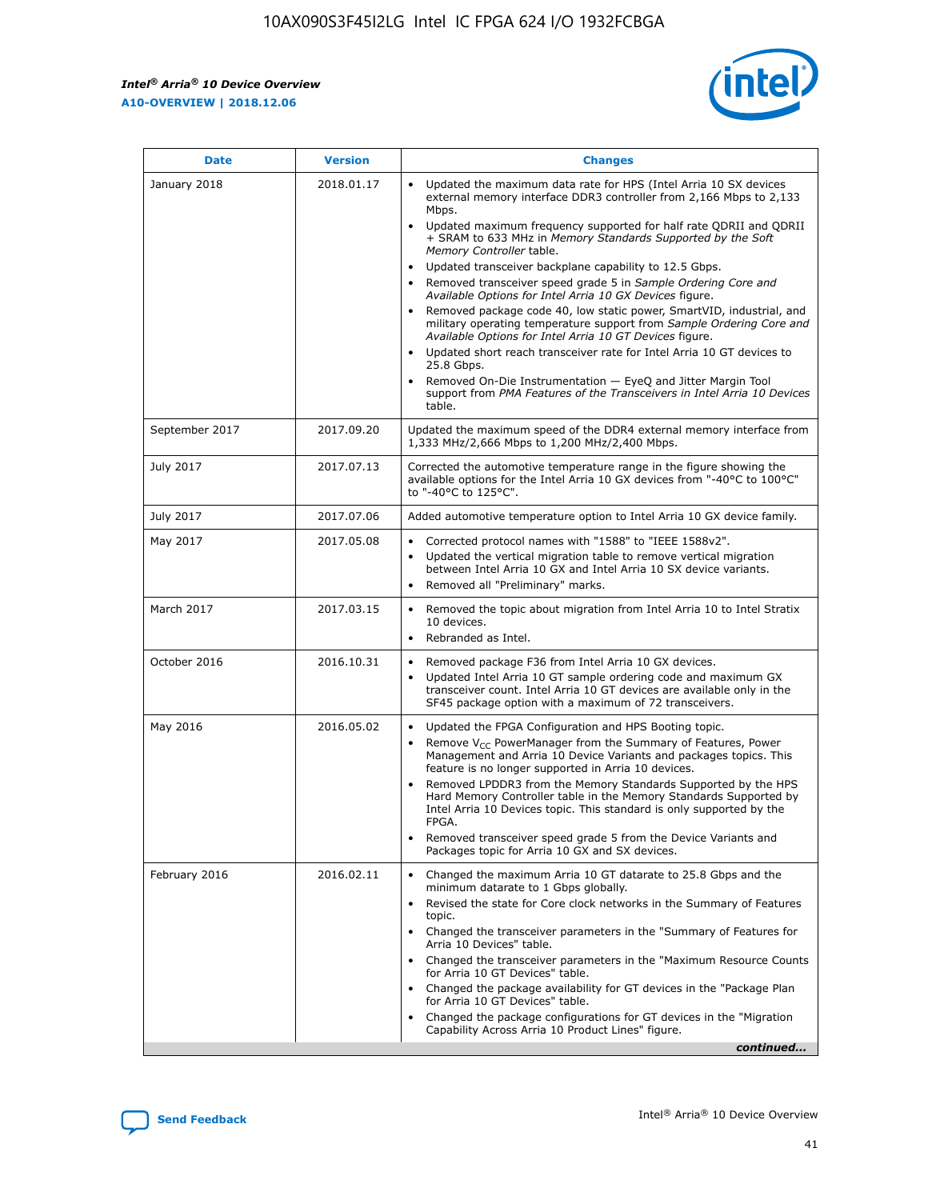| Date | Version | Changes |
| --- | --- | --- |
| January 2018 | 2018.01.17 | • Updated the maximum data rate for HPS (Intel Arria 10 SX devices external memory interface DDR3 controller from 2,166 Mbps to 2,133 Mbps.<br>• Updated maximum frequency supported for half rate QDRII and QDRII + SRAM to 633 MHz in *Memory Standards Supported by the Soft Memory Controller* table.<br>• Updated transceiver backplane capability to 12.5 Gbps.<br>• Removed transceiver speed grade 5 in *Sample Ordering Core and Available Options for Intel Arria 10 GX Devices* figure.<br>• Removed package code 40, low static power, SmartVID, industrial, and military operating temperature support from *Sample Ordering Core and Available Options for Intel Arria 10 GT Devices* figure.<br>• Updated short reach transceiver rate for Intel Arria 10 GT devices to 25.8 Gbps.<br>• Removed On-Die Instrumentation — EyeQ and Jitter Margin Tool support from *PMA Features of the Transceivers in Intel Arria 10 Devices* table. |
| September 2017 | 2017.09.20 | Updated the maximum speed of the DDR4 external memory interface from 1,333 MHz/2,666 Mbps to 1,200 MHz/2,400 Mbps. |
| July 2017 | 2017.07.13 | Corrected the automotive temperature range in the figure showing the available options for the Intel Arria 10 GX devices from "-40°C to 100°C" to "-40°C to 125°C". |
| July 2017 | 2017.07.06 | Added automotive temperature option to Intel Arria 10 GX device family. |
| May 2017 | 2017.05.08 | • Corrected protocol names with "1588" to "IEEE 1588v2".<br>• Updated the vertical migration table to remove vertical migration between Intel Arria 10 GX and Intel Arria 10 SX device variants.<br>• Removed all "Preliminary" marks. |
| March 2017 | 2017.03.15 | • Removed the topic about migration from Intel Arria 10 to Intel Stratix 10 devices.<br>• Rebranded as Intel. |
| October 2016 | 2016.10.31 | • Removed package F36 from Intel Arria 10 GX devices.<br>• Updated Intel Arria 10 GT sample ordering code and maximum GX transceiver count. Intel Arria 10 GT devices are available only in the SF45 package option with a maximum of 72 transceivers. |
| May 2016 | 2016.05.02 | • Updated the FPGA Configuration and HPS Booting topic.<br>• Remove $V_{CC}$ PowerManager from the Summary of Features, Power Management and Arria 10 Device Variants and packages topics. This feature is no longer supported in Arria 10 devices.<br>• Removed LPDDR3 from the Memory Standards Supported by the HPS Hard Memory Controller table in the Memory Standards Supported by Intel Arria 10 Devices topic. This standard is only supported by the FPGA.<br>• Removed transceiver speed grade 5 from the Device Variants and Packages topic for Arria 10 GX and SX devices. |
| February 2016 | 2016.02.11 | • Changed the maximum Arria 10 GT datarate to 25.8 Gbps and the minimum datarate to 1 Gbps globally.<br>• Revised the state for Core clock networks in the Summary of Features topic.<br>• Changed the transceiver parameters in the "Summary of Features for Arria 10 Devices" table.<br>• Changed the transceiver parameters in the "Maximum Resource Counts for Arria 10 GT Devices" table.<br>• Changed the package availability for GT devices in the "Package Plan for Arria 10 GT Devices" table.<br>• Changed the package configurations for GT devices in the "Migration Capability Across Arria 10 Product Lines" figure. |

*continued...*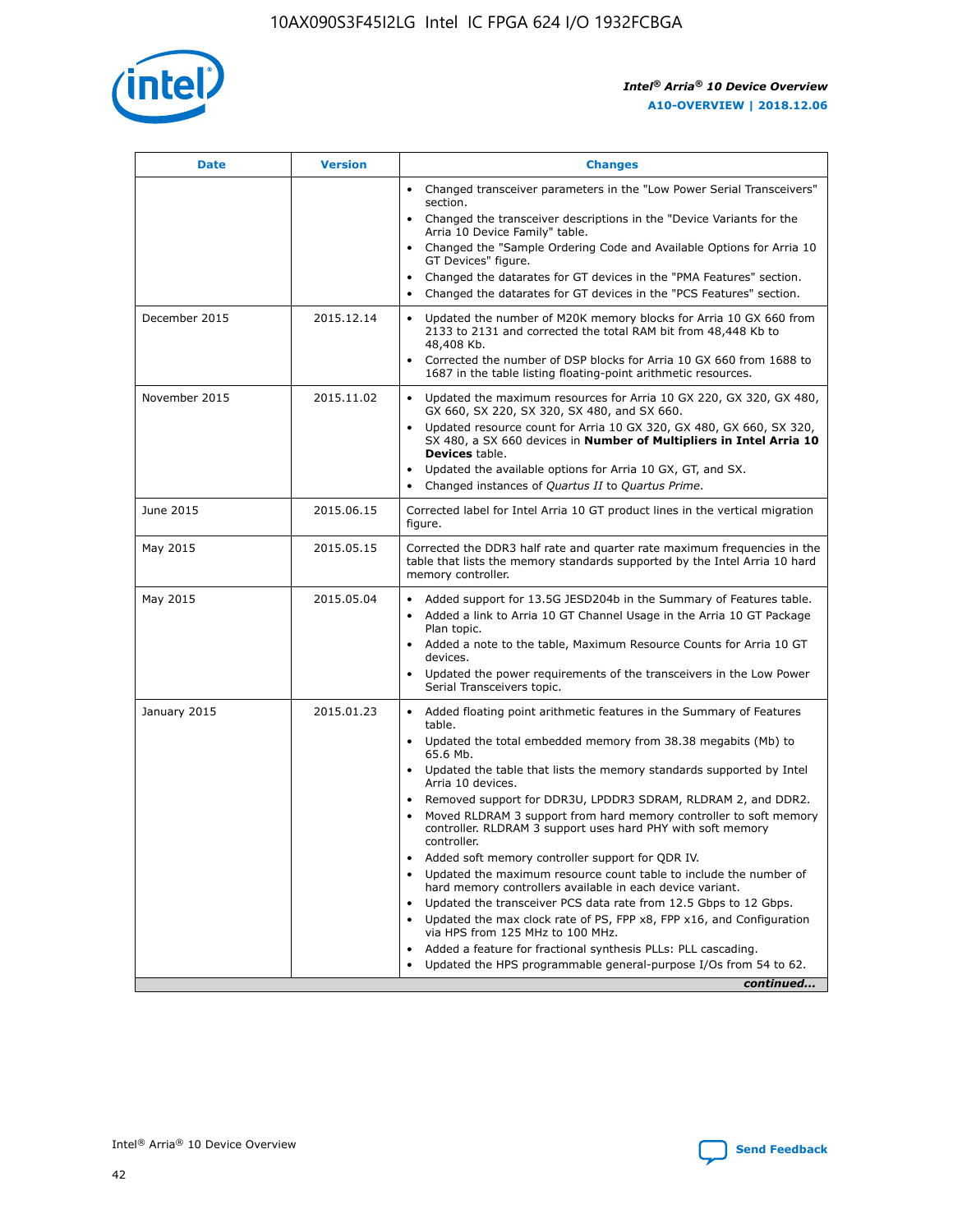| Date | Version | Changes |
| --- | --- | --- |
| | | • Changed transceiver parameters in the "Low Power Serial Transceivers" section.<br>• Changed the transceiver descriptions in the "Device Variants for the Arria 10 Device Family" table.<br>• Changed the "Sample Ordering Code and Available Options for Arria 10 GT Devices" figure.<br>• Changed the datarates for GT devices in the "PMA Features" section.<br>• Changed the datarates for GT devices in the "PCS Features" section. |
| December 2015 | 2015.12.14 | • Updated the number of M20K memory blocks for Arria 10 GX 660 from 2133 to 2131 and corrected the total RAM bit from 48,448 Kb to 48,408 Kb.<br>• Corrected the number of DSP blocks for Arria 10 GX 660 from 1688 to 1687 in the table listing floating-point arithmetic resources. |
| November 2015 | 2015.11.02 | • Updated the maximum resources for Arria 10 GX 220, GX 320, GX 480, GX 660, SX 220, SX 320, SX 480, and SX 660.<br>• Updated resource count for Arria 10 GX 320, GX 480, GX 660, SX 320, SX 480, a SX 660 devices in **Number of Multipliers in Intel Arria 10 Devices** table.<br>• Updated the available options for Arria 10 GX, GT, and SX.<br>• Changed instances of *Quartus II* to *Quartus Prime*. |
| June 2015 | 2015.06.15 | Corrected label for Intel Arria 10 GT product lines in the vertical migration figure. |
| May 2015 | 2015.05.15 | Corrected the DDR3 half rate and quarter rate maximum frequencies in the table that lists the memory standards supported by the Intel Arria 10 hard memory controller. |
| May 2015 | 2015.05.04 | • Added support for 13.5G JESD204b in the Summary of Features table.<br>• Added a link to Arria 10 GT Channel Usage in the Arria 10 GT Package Plan topic.<br>• Added a note to the table, Maximum Resource Counts for Arria 10 GT devices.<br>• Updated the power requirements of the transceivers in the Low Power Serial Transceivers topic. |
| January 2015 | 2015.01.23 | • Added floating point arithmetic features in the Summary of Features table.<br>• Updated the total embedded memory from 38.38 megabits (Mb) to 65.6 Mb.<br>• Updated the table that lists the memory standards supported by Intel Arria 10 devices.<br>• Removed support for DDR3U, LPDDR3 SDRAM, RLDRAM 2, and DDR2.<br>• Moved RLDRAM 3 support from hard memory controller to soft memory controller. RLDRAM 3 support uses hard PHY with soft memory controller.<br>• Added soft memory controller support for QDR IV.<br>• Updated the maximum resource count table to include the number of hard memory controllers available in each device variant.<br>• Updated the transceiver PCS data rate from 12.5 Gbps to 12 Gbps.<br>• Updated the max clock rate of PS, FPP x8, FPP x16, and Configuration via HPS from 125 MHz to 100 MHz.<br>• Added a feature for fractional synthesis PLLs: PLL cascading.<br>• Updated the HPS programmable general-purpose I/Os from 54 to 62. |

*continued...*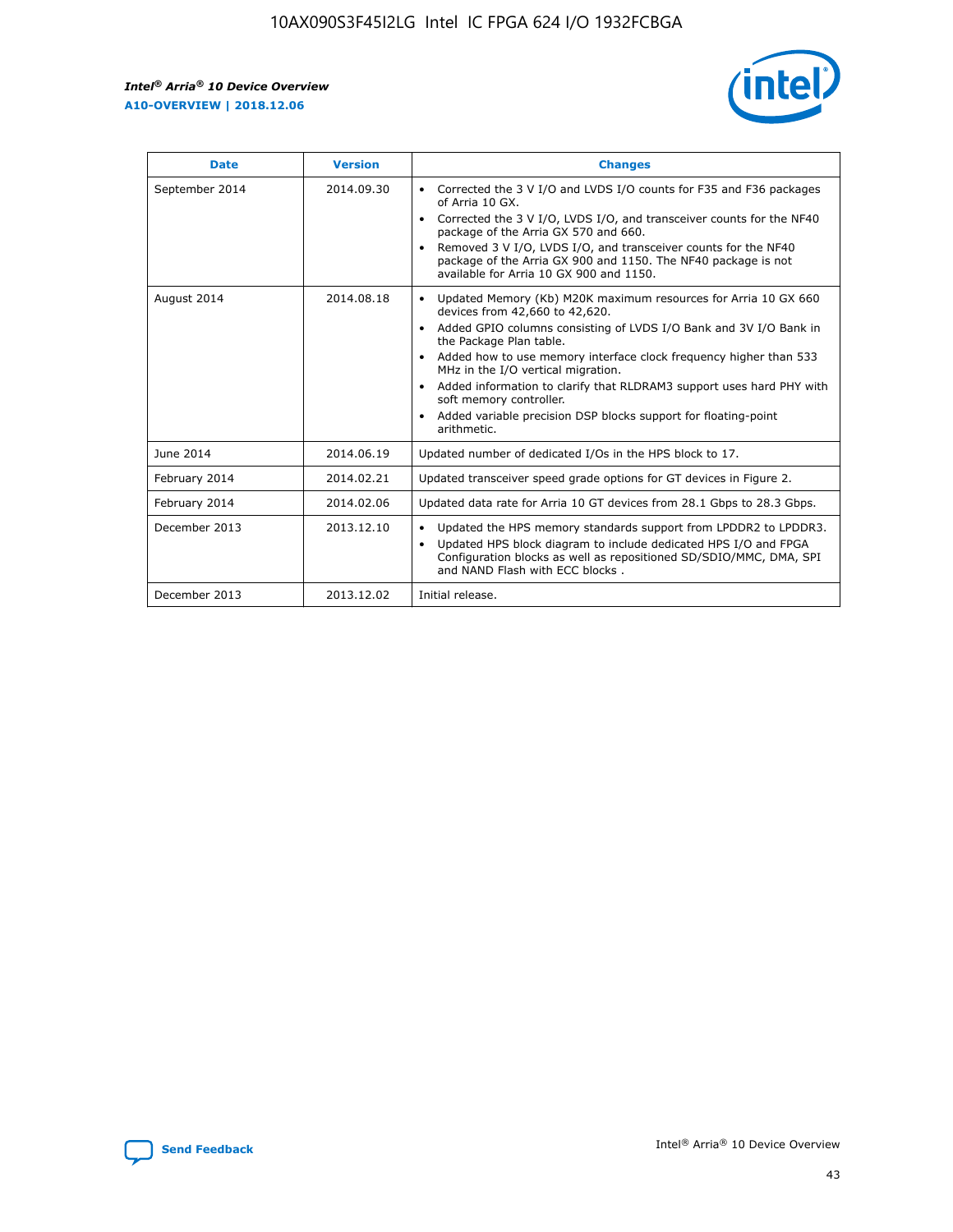| Date | Version | Changes |
| --- | --- | --- |
| September 2014 | 2014.09.30 | • Corrected the 3 V I/O and LVDS I/O counts for F35 and F36 packages of Arria 10 GX. • Corrected the 3 V I/O, LVDS I/O, and transceiver counts for the NF40 package of the Arria GX 570 and 660. • Removed 3 V I/O, LVDS I/O, and transceiver counts for the NF40 package of the Arria GX 900 and 1150. The NF40 package is not available for Arria 10 GX 900 and 1150. |
| August 2014 | 2014.08.18 | • Updated Memory (Kb) M20K maximum resources for Arria 10 GX 660 devices from 42,660 to 42,620. • Added GPIO columns consisting of LVDS I/O Bank and 3V I/O Bank in the Package Plan table. • Added how to use memory interface clock frequency higher than 533 MHz in the I/O vertical migration. • Added information to clarify that RLDRAM3 support uses hard PHY with soft memory controller. • Added variable precision DSP blocks support for floating-point arithmetic. |
| June 2014 | 2014.06.19 | Updated number of dedicated I/Os in the HPS block to 17. |
| February 2014 | 2014.02.21 | Updated transceiver speed grade options for GT devices in Figure 2. |
| February 2014 | 2014.02.06 | Updated data rate for Arria 10 GT devices from 28.1 Gbps to 28.3 Gbps. |
| December 2013 | 2013.12.10 | • Updated the HPS memory standards support from LPDDR2 to LPDDR3. • Updated HPS block diagram to include dedicated HPS I/O and FPGA Configuration blocks as well as repositioned SD/SDIO/MMC, DMA, SPI and NAND Flash with ECC blocks . |
| December 2013 | 2013.12.02 | Initial release. |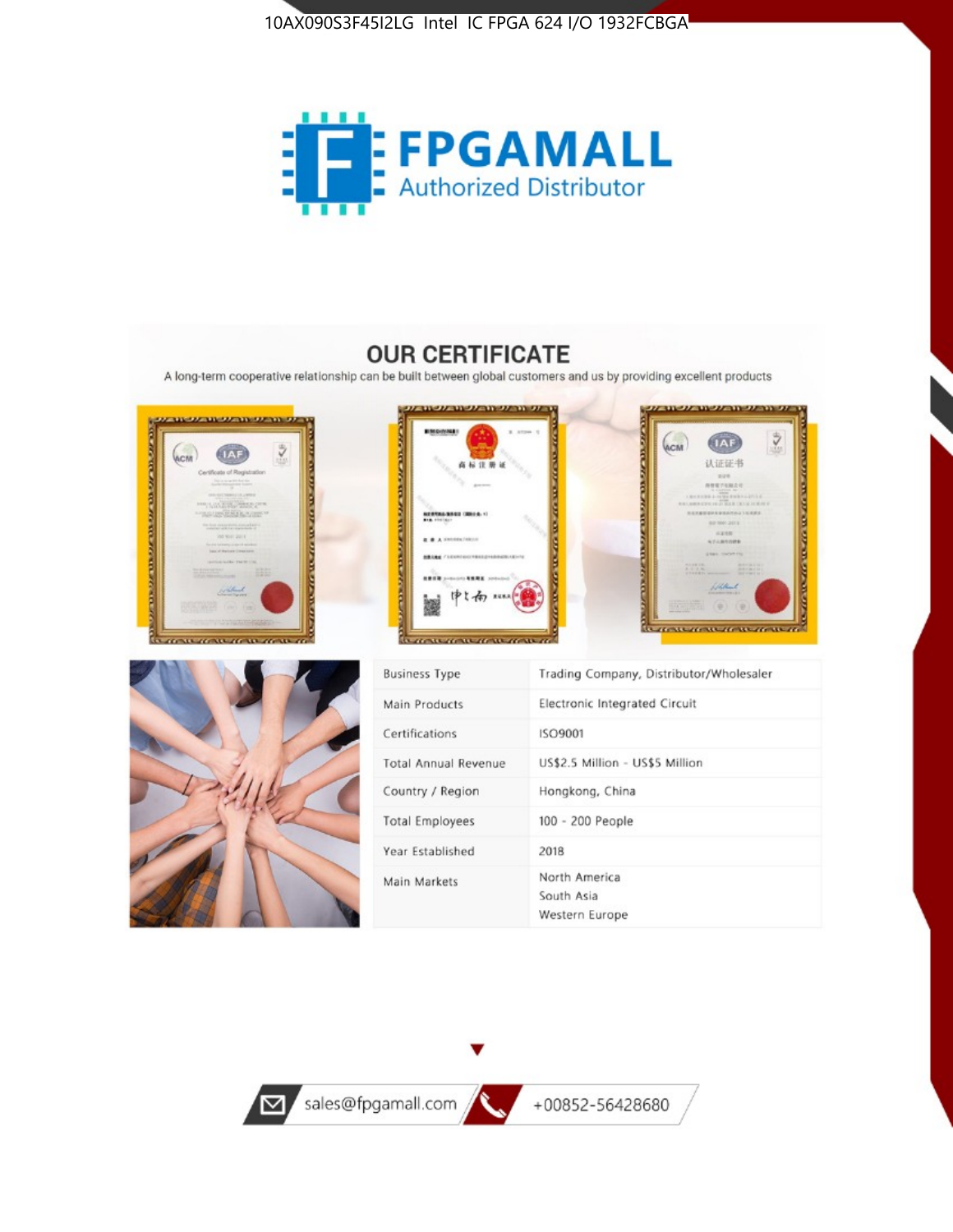FPGAMALL
Authorized Distributor

## OUR CERTIFICATE

A long-term cooperative relationship can be built between global customers and us by providing excellent products

| | |
|---|---|
| Business Type | Trading Company, Distributor/Wholesaler |
| Main Products | Electronic Integrated Circuit |
| Certifications | ISO9001 |
| Total Annual Revenue | US$2.5 Million - US$5 Million |
| Country / Region | Hongkong, China |
| Total Employees | 100 - 200 People |
| Year Established | 2018 |
| Main Markets | North America<br>South Asia<br>Western Europe |

sales@fpgamall.com

+00852-56428680